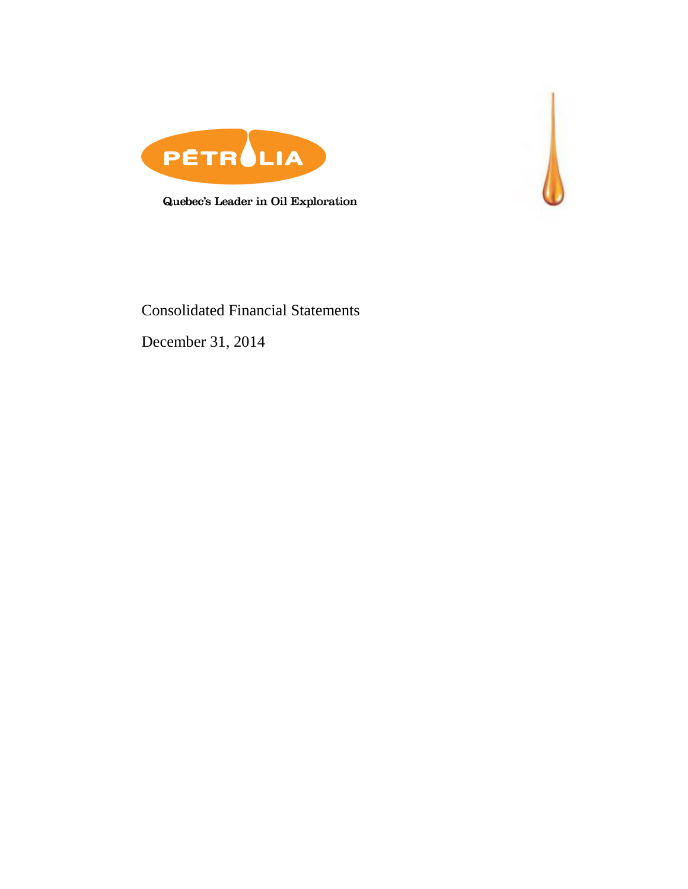PÉTROLIA

Quebec's Leader in Oil Exploration

# Consolidated Financial Statements

December 31, 2014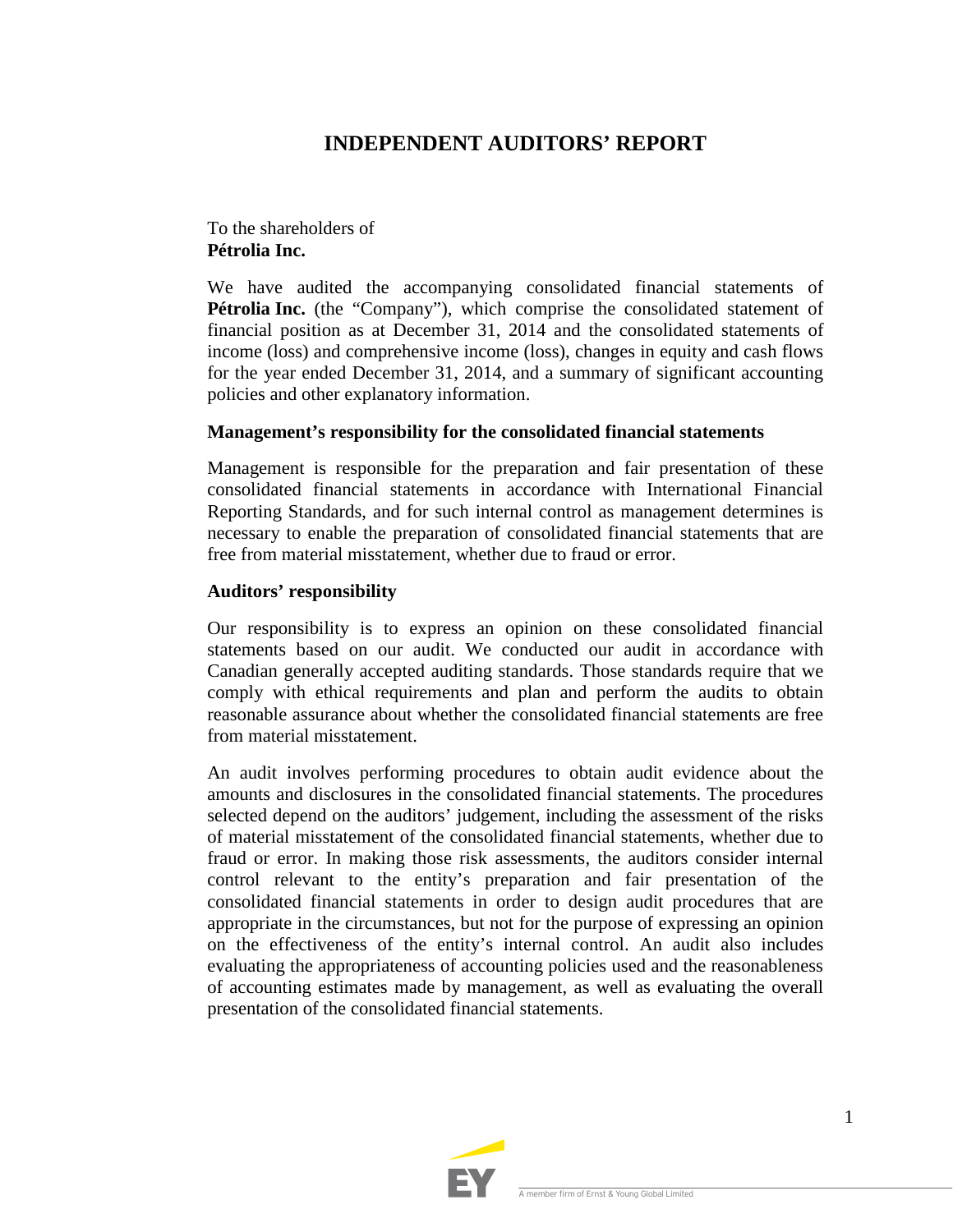# INDEPENDENT AUDITORS' REPORT

To the shareholders of
**Pétrolia Inc.**

We have audited the accompanying consolidated financial statements of **Pétrolia Inc.** (the "Company"), which comprise the consolidated statement of financial position as at December 31, 2014 and the consolidated statements of income (loss) and comprehensive income (loss), changes in equity and cash flows for the year ended December 31, 2014, and a summary of significant accounting policies and other explanatory information.

### Management's responsibility for the consolidated financial statements

Management is responsible for the preparation and fair presentation of these consolidated financial statements in accordance with International Financial Reporting Standards, and for such internal control as management determines is necessary to enable the preparation of consolidated financial statements that are free from material misstatement, whether due to fraud or error.

### Auditors' responsibility

Our responsibility is to express an opinion on these consolidated financial statements based on our audit. We conducted our audit in accordance with Canadian generally accepted auditing standards. Those standards require that we comply with ethical requirements and plan and perform the audits to obtain reasonable assurance about whether the consolidated financial statements are free from material misstatement.

An audit involves performing procedures to obtain audit evidence about the amounts and disclosures in the consolidated financial statements. The procedures selected depend on the auditors' judgement, including the assessment of the risks of material misstatement of the consolidated financial statements, whether due to fraud or error. In making those risk assessments, the auditors consider internal control relevant to the entity's preparation and fair presentation of the consolidated financial statements in order to design audit procedures that are appropriate in the circumstances, but not for the purpose of expressing an opinion on the effectiveness of the entity's internal control. An audit also includes evaluating the appropriateness of accounting policies used and the reasonableness of accounting estimates made by management, as well as evaluating the overall presentation of the consolidated financial statements.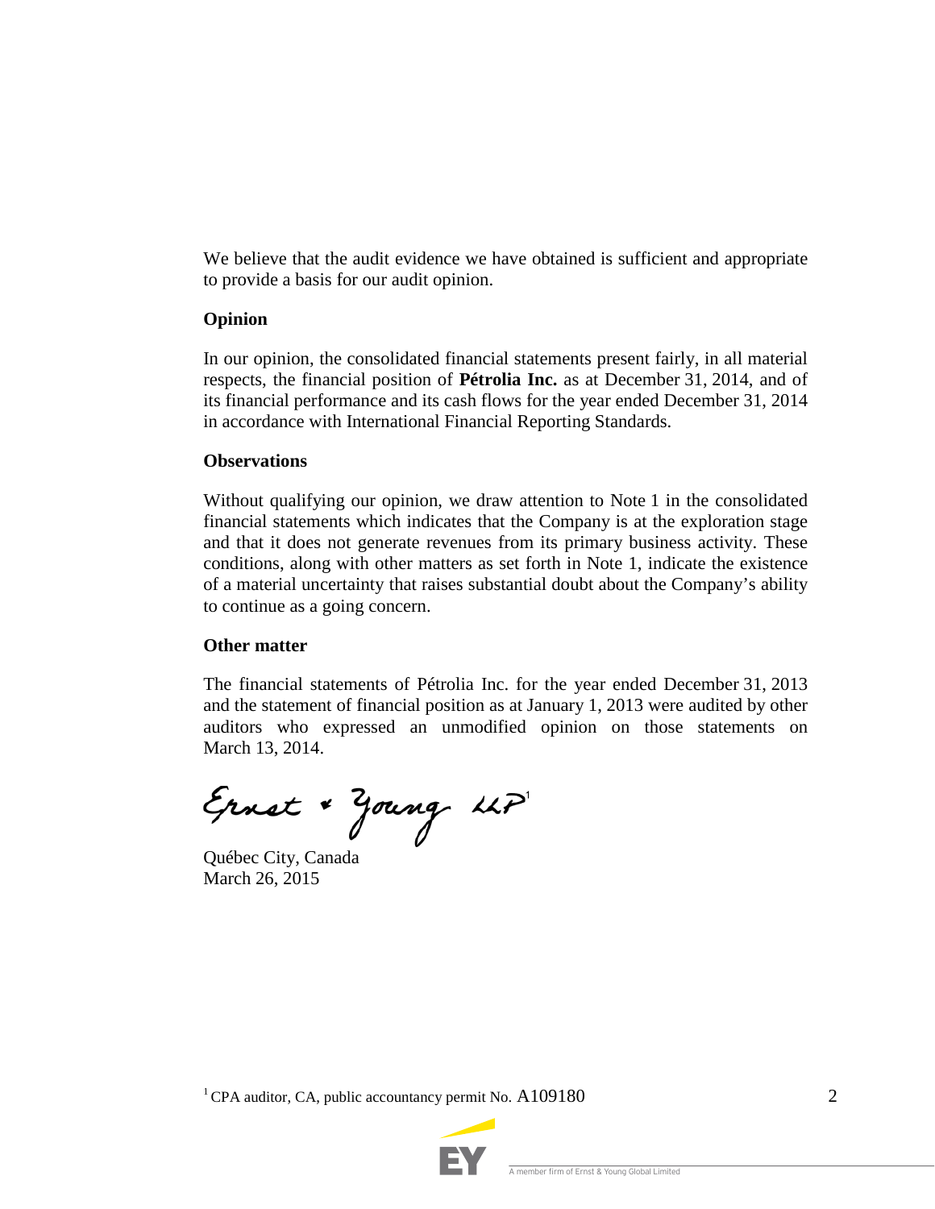We believe that the audit evidence we have obtained is sufficient and appropriate to provide a basis for our audit opinion.

**Opinion**

In our opinion, the consolidated financial statements present fairly, in all material respects, the financial position of **Pétrolia Inc.** as at December 31, 2014, and of its financial performance and its cash flows for the year ended December 31, 2014 in accordance with International Financial Reporting Standards.

**Observations**

Without qualifying our opinion, we draw attention to Note 1 in the consolidated financial statements which indicates that the Company is at the exploration stage and that it does not generate revenues from its primary business activity. These conditions, along with other matters as set forth in Note 1, indicate the existence of a material uncertainty that raises substantial doubt about the Company's ability to continue as a going concern.

**Other matter**

The financial statements of Pétrolia Inc. for the year ended December 31, 2013 and the statement of financial position as at January 1, 2013 were audited by other auditors who expressed an unmodified opinion on those statements on March 13, 2014.

Ernst & Young LLP[1]

Québec City, Canada
March 26, 2015

[1] CPA auditor, CA, public accountancy permit No. A109180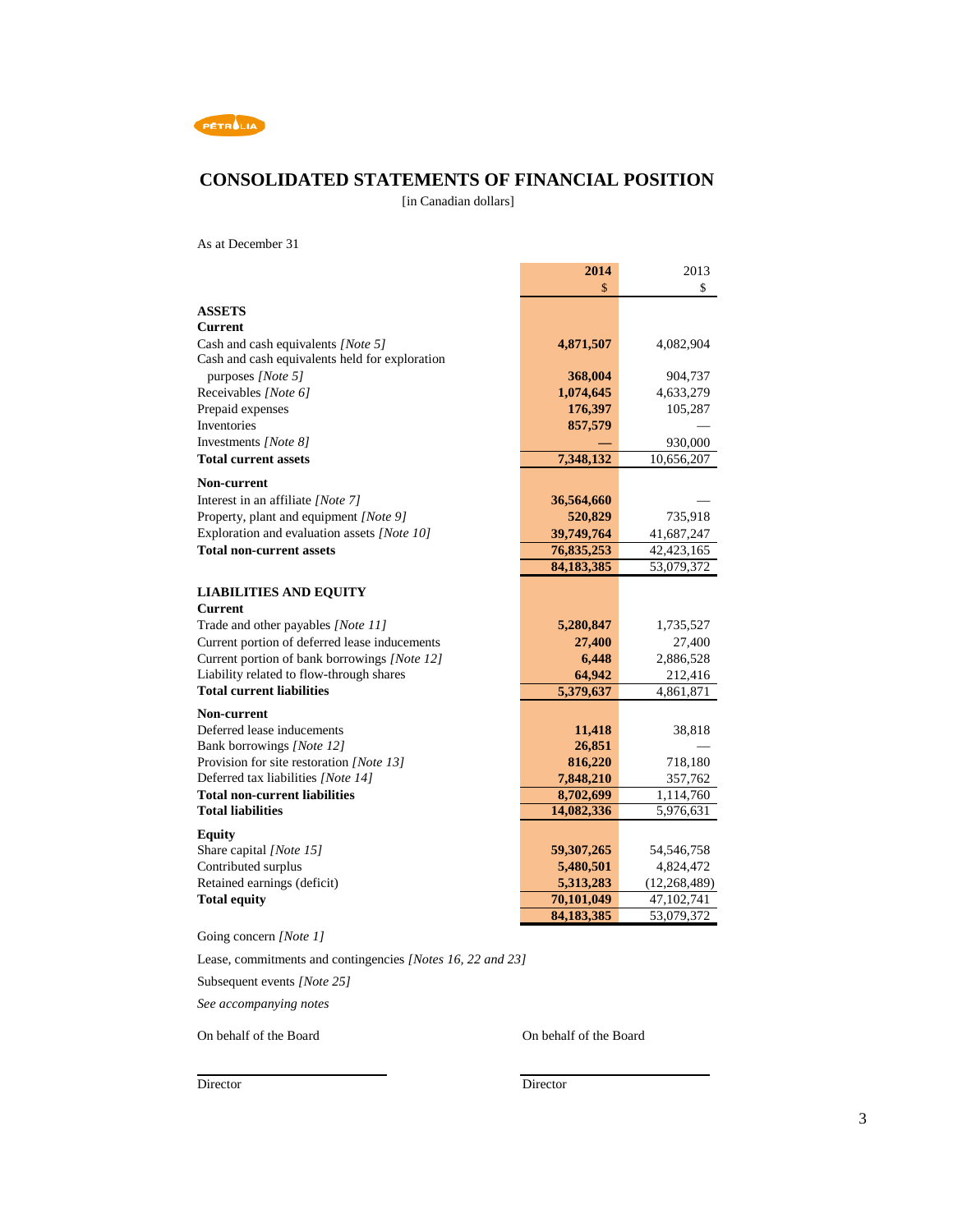# CONSOLIDATED STATEMENTS OF FINANCIAL POSITION

[in Canadian dollars]

As at December 31

| | **2014** | 2013 |
|---|---|---|
| | **$** | $ |
| **ASSETS** | | |
| **Current** | | |
| Cash and cash equivalents *[Note 5]* | **4,871,507** | 4,082,904 |
| Cash and cash equivalents held for exploration purposes *[Note 5]* | **368,004** | 904,737 |
| Receivables *[Note 6]* | **1,074,645** | 4,633,279 |
| Prepaid expenses | **176,397** | 105,287 |
| Inventories | **857,579** | — |
| Investments *[Note 8]* | **—** | 930,000 |
| **Total current assets** | **7,348,132** | 10,656,207 |
| **Non-current** | | |
| Interest in an affiliate *[Note 7]* | **36,564,660** | — |
| Property, plant and equipment *[Note 9]* | **520,829** | 735,918 |
| Exploration and evaluation assets *[Note 10]* | **39,749,764** | 41,687,247 |
| **Total non-current assets** | **76,835,253** | 42,423,165 |
| | **84,183,385** | 53,079,372 |
| **LIABILITIES AND EQUITY** | | |
| **Current** | | |
| Trade and other payables *[Note 11]* | **5,280,847** | 1,735,527 |
| Current portion of deferred lease inducements | **27,400** | 27,400 |
| Current portion of bank borrowings *[Note 12]* | **6,448** | 2,886,528 |
| Liability related to flow-through shares | **64,942** | 212,416 |
| **Total current liabilities** | **5,379,637** | 4,861,871 |
| **Non-current** | | |
| Deferred lease inducements | **11,418** | 38,818 |
| Bank borrowings *[Note 12]* | **26,851** | — |
| Provision for site restoration *[Note 13]* | **816,220** | 718,180 |
| Deferred tax liabilities *[Note 14]* | **7,848,210** | 357,762 |
| **Total non-current liabilities** | **8,702,699** | 1,114,760 |
| **Total liabilities** | **14,082,336** | 5,976,631 |
| **Equity** | | |
| Share capital *[Note 15]* | **59,307,265** | 54,546,758 |
| Contributed surplus | **5,480,501** | 4,824,472 |
| Retained earnings (deficit) | **5,313,283** | (12,268,489) |
| **Total equity** | **70,101,049** | 47,102,741 |
| | **84,183,385** | 53,079,372 |

Going concern *[Note 1]*

Lease, commitments and contingencies *[Notes 16, 22 and 23]*

Subsequent events *[Note 25]*

*See accompanying notes*

On behalf of the Board

Director

On behalf of the Board

Director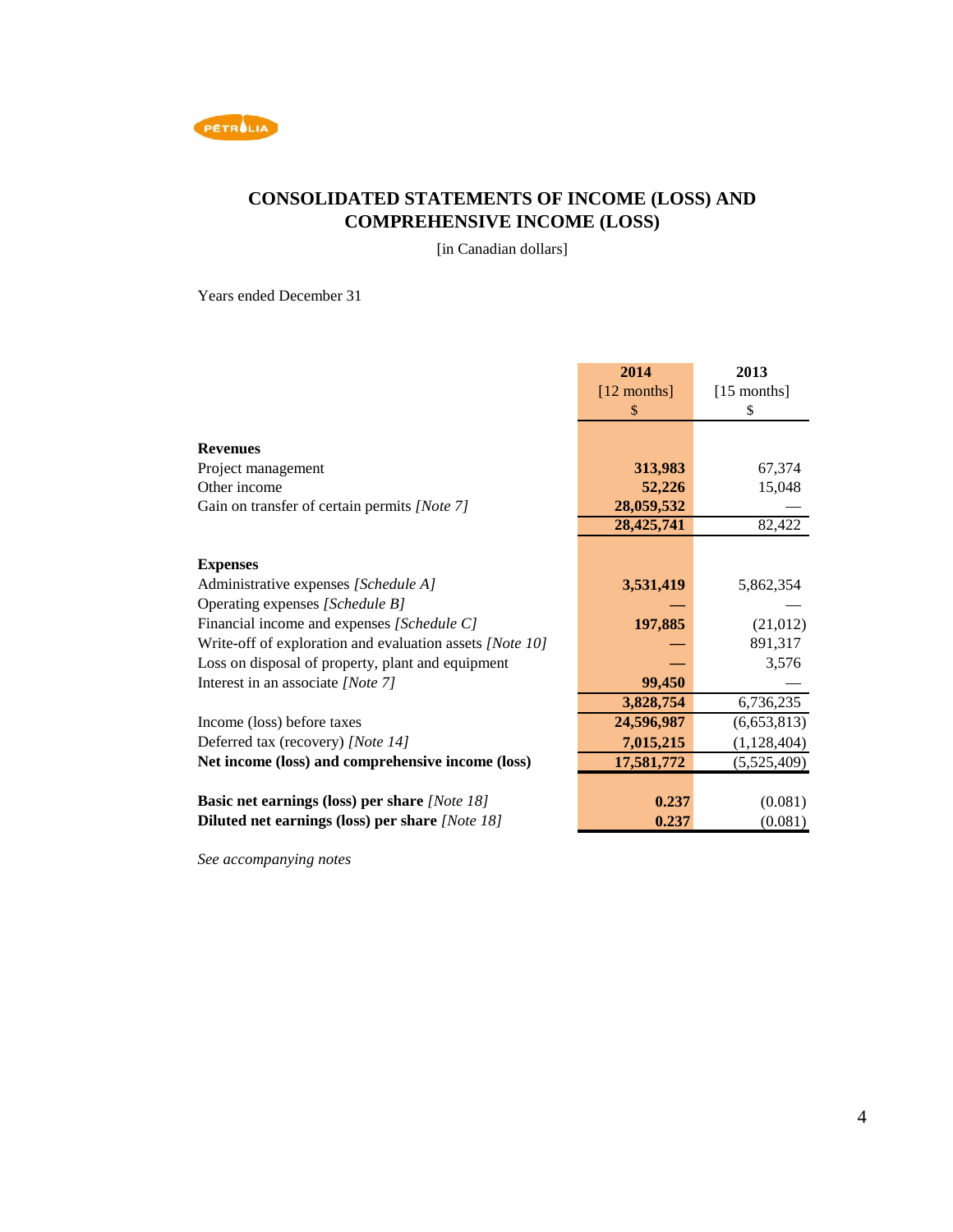# CONSOLIDATED STATEMENTS OF INCOME (LOSS) AND COMPREHENSIVE INCOME (LOSS)

[in Canadian dollars]

Years ended December 31

| | 2014<br>[12 months]<br>$ | 2013<br>[15 months]<br>$ |
|---|---|---|
| **Revenues** | | |
| Project management | **313,983** | 67,374 |
| Other income | **52,226** | 15,048 |
| Gain on transfer of certain permits *[Note 7]* | **28,059,532** | — |
| | **28,425,741** | 82,422 |
| **Expenses** | | |
| Administrative expenses *[Schedule A]* | **3,531,419** | 5,862,354 |
| Operating expenses *[Schedule B]* | **—** | — |
| Financial income and expenses *[Schedule C]* | **197,885** | (21,012) |
| Write-off of exploration and evaluation assets *[Note 10]* | **—** | 891,317 |
| Loss on disposal of property, plant and equipment | **—** | 3,576 |
| Interest in an associate *[Note 7]* | **99,450** | — |
| | **3,828,754** | 6,736,235 |
| Income (loss) before taxes | **24,596,987** | (6,653,813) |
| Deferred tax (recovery) *[Note 14]* | **7,015,215** | (1,128,404) |
| **Net income (loss) and comprehensive income (loss)** | **17,581,772** | (5,525,409) |
| **Basic net earnings (loss) per share** *[Note 18]* | **0.237** | (0.081) |
| **Diluted net earnings (loss) per share** *[Note 18]* | **0.237** | (0.081) |

*See accompanying notes*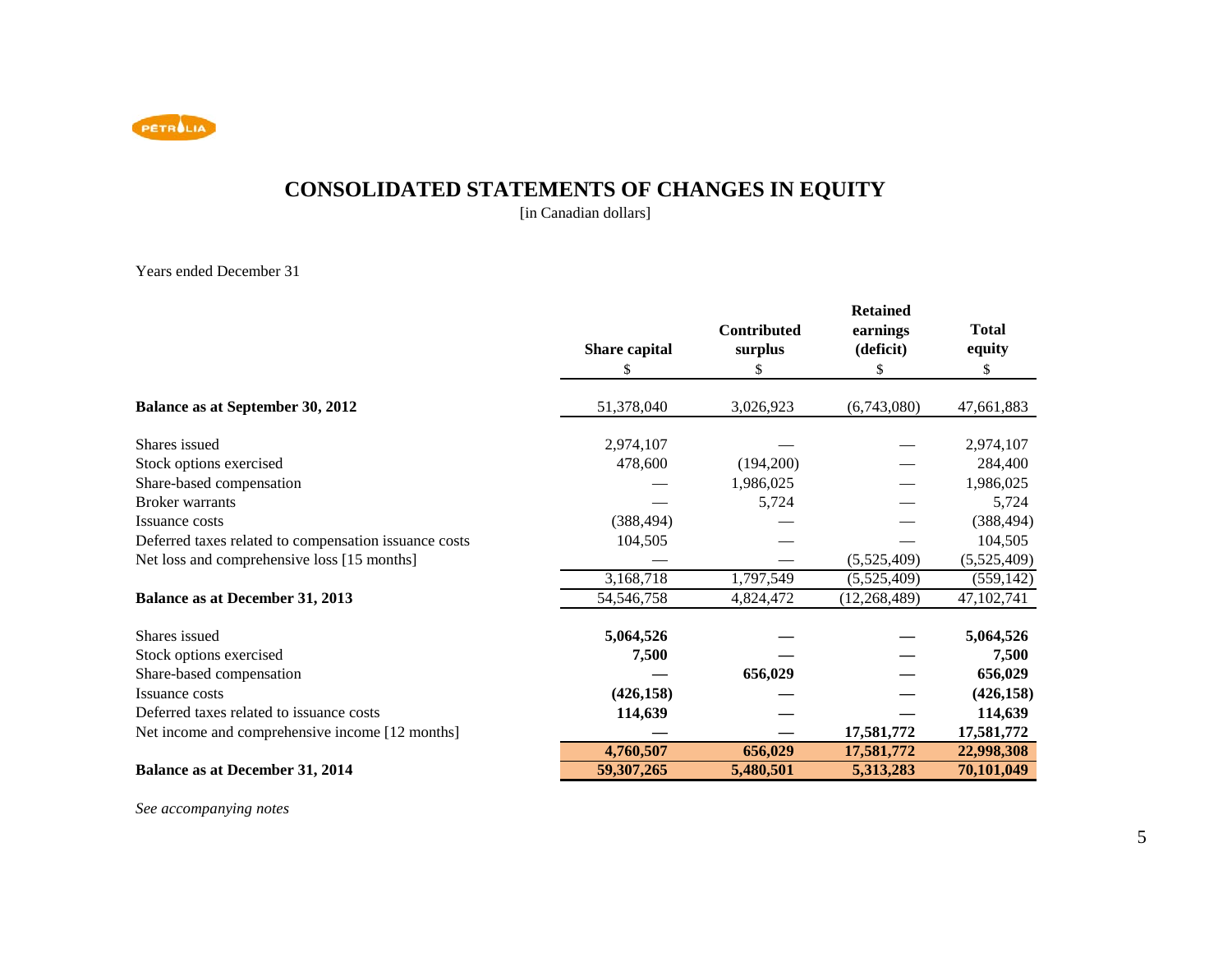# CONSOLIDATED STATEMENTS OF CHANGES IN EQUITY

[in Canadian dollars]

Years ended December 31

| | Share capital | Contributed surplus | Retained earnings (deficit) | Total equity |
|---|---|---|---|---|
| | $ | $ | $ | $ |
| **Balance as at September 30, 2012** | 51,378,040 | 3,026,923 | (6,743,080) | 47,661,883 |
| Shares issued | 2,974,107 | — | — | 2,974,107 |
| Stock options exercised | 478,600 | (194,200) | — | 284,400 |
| Share-based compensation | — | 1,986,025 | — | 1,986,025 |
| Broker warrants | — | 5,724 | — | 5,724 |
| Issuance costs | (388,494) | — | — | (388,494) |
| Deferred taxes related to compensation issuance costs | 104,505 | — | — | 104,505 |
| Net loss and comprehensive loss [15 months] | — | — | (5,525,409) | (5,525,409) |
| | 3,168,718 | 1,797,549 | (5,525,409) | (559,142) |
| **Balance as at December 31, 2013** | 54,546,758 | 4,824,472 | (12,268,489) | 47,102,741 |
| Shares issued | **5,064,526** | **—** | **—** | **5,064,526** |
| Stock options exercised | **7,500** | **—** | **—** | **7,500** |
| Share-based compensation | **—** | **656,029** | **—** | **656,029** |
| Issuance costs | **(426,158)** | **—** | **—** | **(426,158)** |
| Deferred taxes related to issuance costs | **114,639** | **—** | **—** | **114,639** |
| Net income and comprehensive income [12 months] | **—** | **—** | **17,581,772** | **17,581,772** |
| | **4,760,507** | **656,029** | **17,581,772** | **22,998,308** |
| **Balance as at December 31, 2014** | **59,307,265** | **5,480,501** | **5,313,283** | **70,101,049** |

*See accompanying notes*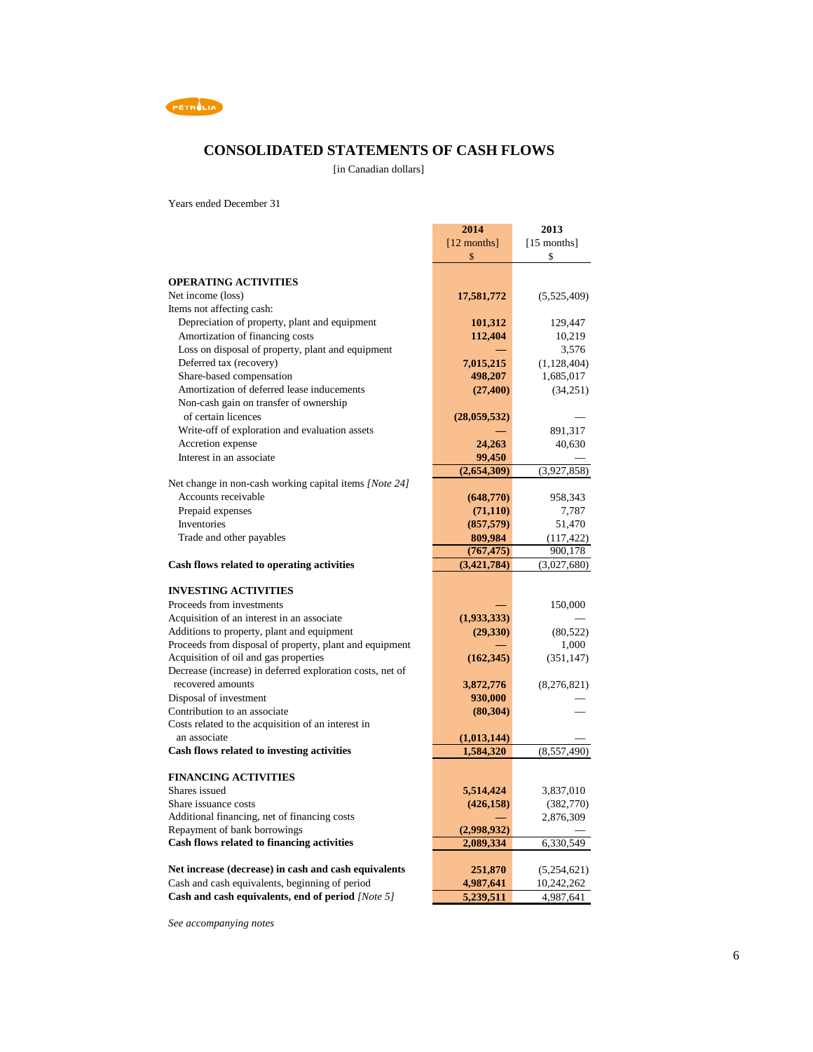# CONSOLIDATED STATEMENTS OF CASH FLOWS

[in Canadian dollars]

Years ended December 31

| | 2014 [12 months] $ | 2013 [15 months] $ |
|---|---|---|
| **OPERATING ACTIVITIES** | | |
| Net income (loss) | **17,581,772** | (5,525,409) |
| Items not affecting cash: | | |
| Depreciation of property, plant and equipment | **101,312** | 129,447 |
| Amortization of financing costs | **112,404** | 10,219 |
| Loss on disposal of property, plant and equipment | **—** | 3,576 |
| Deferred tax (recovery) | **7,015,215** | (1,128,404) |
| Share-based compensation | **498,207** | 1,685,017 |
| Amortization of deferred lease inducements | **(27,400)** | (34,251) |
| Non-cash gain on transfer of ownership of certain licences | **(28,059,532)** | — |
| Write-off of exploration and evaluation assets | **—** | 891,317 |
| Accretion expense | **24,263** | 40,630 |
| Interest in an associate | **99,450** | — |
| | **(2,654,309)** | (3,927,858) |
| Net change in non-cash working capital items *[Note 24]* | | |
| Accounts receivable | **(648,770)** | 958,343 |
| Prepaid expenses | **(71,110)** | 7,787 |
| Inventories | **(857,579)** | 51,470 |
| Trade and other payables | **809,984** | (117,422) |
| | **(767,475)** | 900,178 |
| **Cash flows related to operating activities** | **(3,421,784)** | (3,027,680) |
| **INVESTING ACTIVITIES** | | |
| Proceeds from investments | **—** | 150,000 |
| Acquisition of an interest in an associate | **(1,933,333)** | — |
| Additions to property, plant and equipment | **(29,330)** | (80,522) |
| Proceeds from disposal of property, plant and equipment | **—** | 1,000 |
| Acquisition of oil and gas properties | **(162,345)** | (351,147) |
| Decrease (increase) in deferred exploration costs, net of recovered amounts | **3,872,776** | (8,276,821) |
| Disposal of investment | **930,000** | — |
| Contribution to an associate | **(80,304)** | — |
| Costs related to the acquisition of an interest in an associate | **(1,013,144)** | — |
| **Cash flows related to investing activities** | **1,584,320** | (8,557,490) |
| **FINANCING ACTIVITIES** | | |
| Shares issued | **5,514,424** | 3,837,010 |
| Share issuance costs | **(426,158)** | (382,770) |
| Additional financing, net of financing costs | **—** | 2,876,309 |
| Repayment of bank borrowings | **(2,998,932)** | — |
| **Cash flows related to financing activities** | **2,089,334** | 6,330,549 |
| **Net increase (decrease) in cash and cash equivalents** | **251,870** | (5,254,621) |
| Cash and cash equivalents, beginning of period | **4,987,641** | 10,242,262 |
| **Cash and cash equivalents, end of period** *[Note 5]* | **5,239,511** | 4,987,641 |

*See accompanying notes*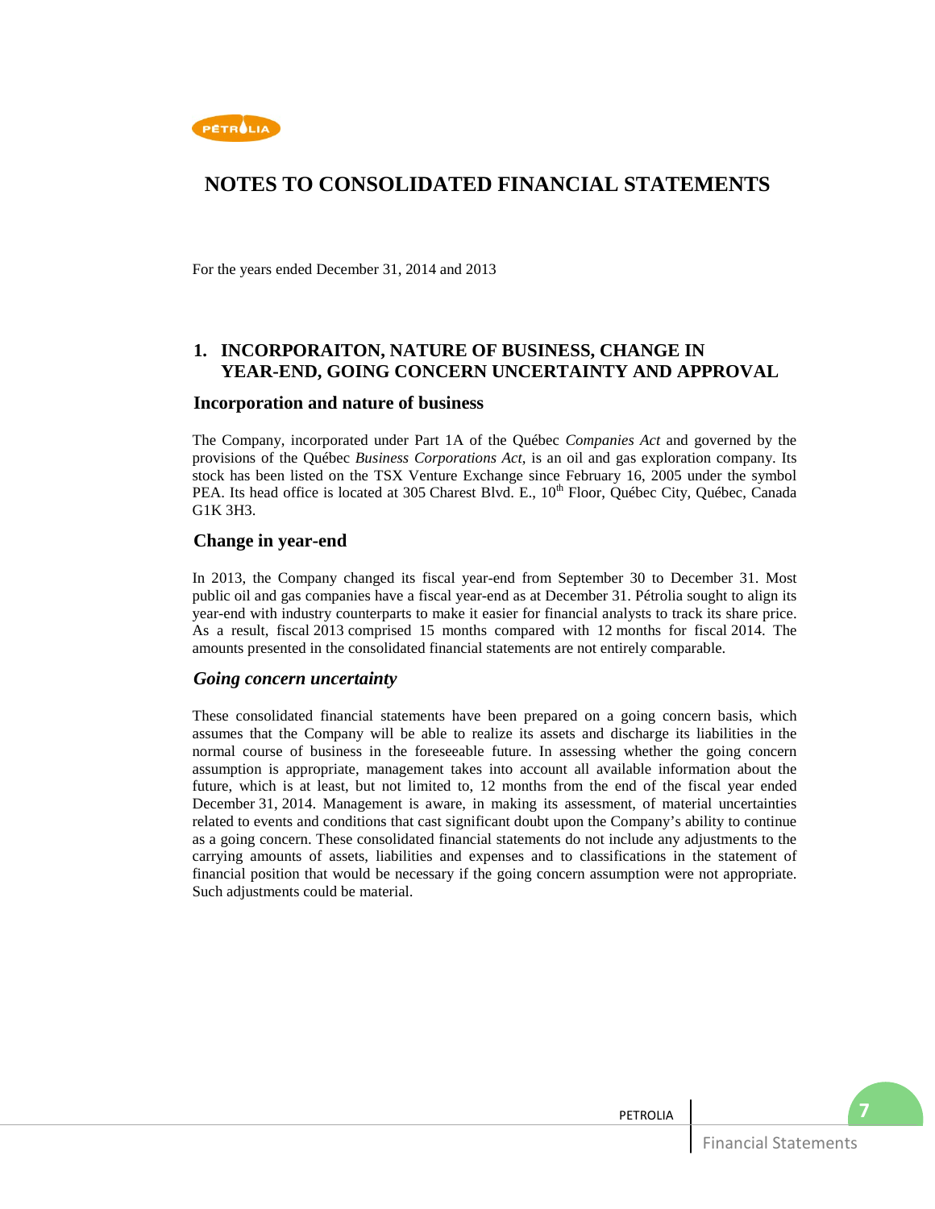# NOTES TO CONSOLIDATED FINANCIAL STATEMENTS

For the years ended December 31, 2014 and 2013

## 1. INCORPORAITON, NATURE OF BUSINESS, CHANGE IN YEAR-END, GOING CONCERN UNCERTAINTY AND APPROVAL

### Incorporation and nature of business

The Company, incorporated under Part 1A of the Québec *Companies Act* and governed by the provisions of the Québec *Business Corporations Act*, is an oil and gas exploration company. Its stock has been listed on the TSX Venture Exchange since February 16, 2005 under the symbol PEA. Its head office is located at 305 Charest Blvd. E., 10th Floor, Québec City, Québec, Canada G1K 3H3.

### Change in year-end

In 2013, the Company changed its fiscal year-end from September 30 to December 31. Most public oil and gas companies have a fiscal year-end as at December 31. Pétrolia sought to align its year-end with industry counterparts to make it easier for financial analysts to track its share price. As a result, fiscal 2013 comprised 15 months compared with 12 months for fiscal 2014. The amounts presented in the consolidated financial statements are not entirely comparable.

### *Going concern uncertainty*

These consolidated financial statements have been prepared on a going concern basis, which assumes that the Company will be able to realize its assets and discharge its liabilities in the normal course of business in the foreseeable future. In assessing whether the going concern assumption is appropriate, management takes into account all available information about the future, which is at least, but not limited to, 12 months from the end of the fiscal year ended December 31, 2014. Management is aware, in making its assessment, of material uncertainties related to events and conditions that cast significant doubt upon the Company's ability to continue as a going concern. These consolidated financial statements do not include any adjustments to the carrying amounts of assets, liabilities and expenses and to classifications in the statement of financial position that would be necessary if the going concern assumption were not appropriate. Such adjustments could be material.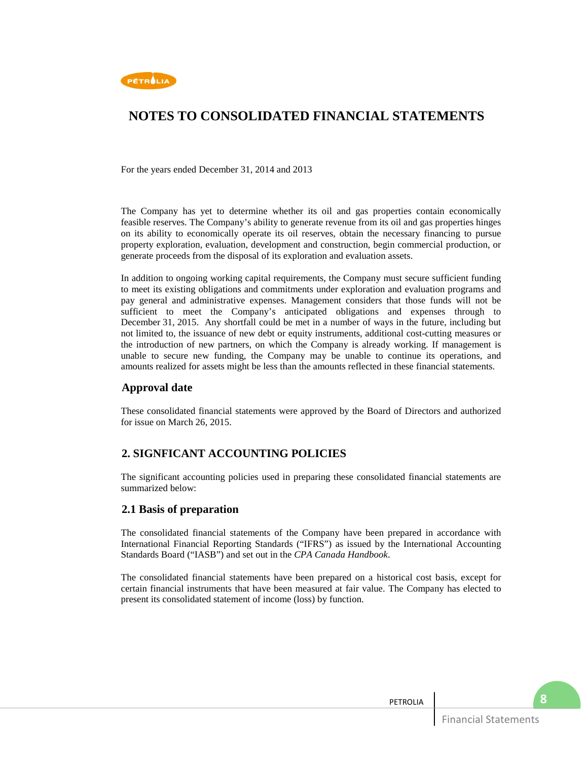# NOTES TO CONSOLIDATED FINANCIAL STATEMENTS

For the years ended December 31, 2014 and 2013

The Company has yet to determine whether its oil and gas properties contain economically feasible reserves. The Company's ability to generate revenue from its oil and gas properties hinges on its ability to economically operate its oil reserves, obtain the necessary financing to pursue property exploration, evaluation, development and construction, begin commercial production, or generate proceeds from the disposal of its exploration and evaluation assets.

In addition to ongoing working capital requirements, the Company must secure sufficient funding to meet its existing obligations and commitments under exploration and evaluation programs and pay general and administrative expenses. Management considers that those funds will not be sufficient to meet the Company's anticipated obligations and expenses through to December 31, 2015. Any shortfall could be met in a number of ways in the future, including but not limited to, the issuance of new debt or equity instruments, additional cost-cutting measures or the introduction of new partners, on which the Company is already working. If management is unable to secure new funding, the Company may be unable to continue its operations, and amounts realized for assets might be less than the amounts reflected in these financial statements.

### Approval date

These consolidated financial statements were approved by the Board of Directors and authorized for issue on March 26, 2015.

## 2. SIGNFICANT ACCOUNTING POLICIES

The significant accounting policies used in preparing these consolidated financial statements are summarized below:

### 2.1 Basis of preparation

The consolidated financial statements of the Company have been prepared in accordance with International Financial Reporting Standards ("IFRS") as issued by the International Accounting Standards Board ("IASB") and set out in the *CPA Canada Handbook*.

The consolidated financial statements have been prepared on a historical cost basis, except for certain financial instruments that have been measured at fair value. The Company has elected to present its consolidated statement of income (loss) by function.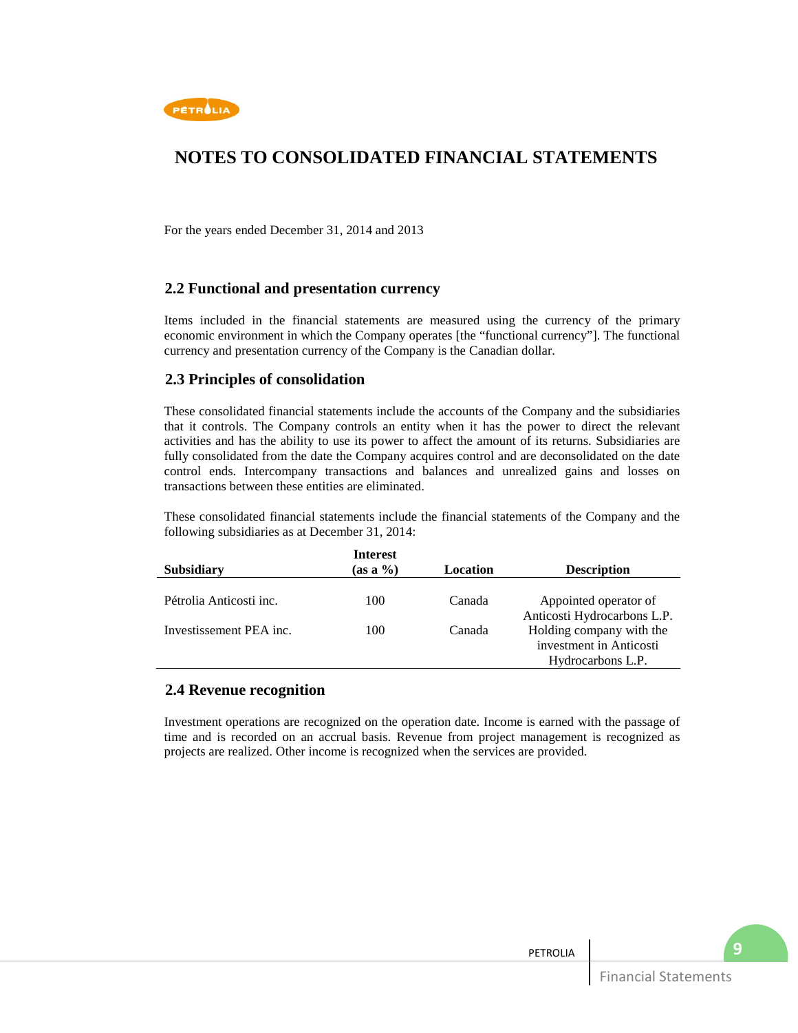# NOTES TO CONSOLIDATED FINANCIAL STATEMENTS

For the years ended December 31, 2014 and 2013

## 2.2 Functional and presentation currency

Items included in the financial statements are measured using the currency of the primary economic environment in which the Company operates [the “functional currency”]. The functional currency and presentation currency of the Company is the Canadian dollar.

## 2.3 Principles of consolidation

These consolidated financial statements include the accounts of the Company and the subsidiaries that it controls. The Company controls an entity when it has the power to direct the relevant activities and has the ability to use its power to affect the amount of its returns. Subsidiaries are fully consolidated from the date the Company acquires control and are deconsolidated on the date control ends. Intercompany transactions and balances and unrealized gains and losses on transactions between these entities are eliminated.

These consolidated financial statements include the financial statements of the Company and the following subsidiaries as at December 31, 2014:

| Subsidiary | Interest (as a %) | Location | Description |
|---|---|---|---|
| Pétrolia Anticosti inc. | 100 | Canada | Appointed operator of Anticosti Hydrocarbons L.P. |
| Investissement PEA inc. | 100 | Canada | Holding company with the investment in Anticosti Hydrocarbons L.P. |

## 2.4 Revenue recognition

Investment operations are recognized on the operation date. Income is earned with the passage of time and is recorded on an accrual basis. Revenue from project management is recognized as projects are realized. Other income is recognized when the services are provided.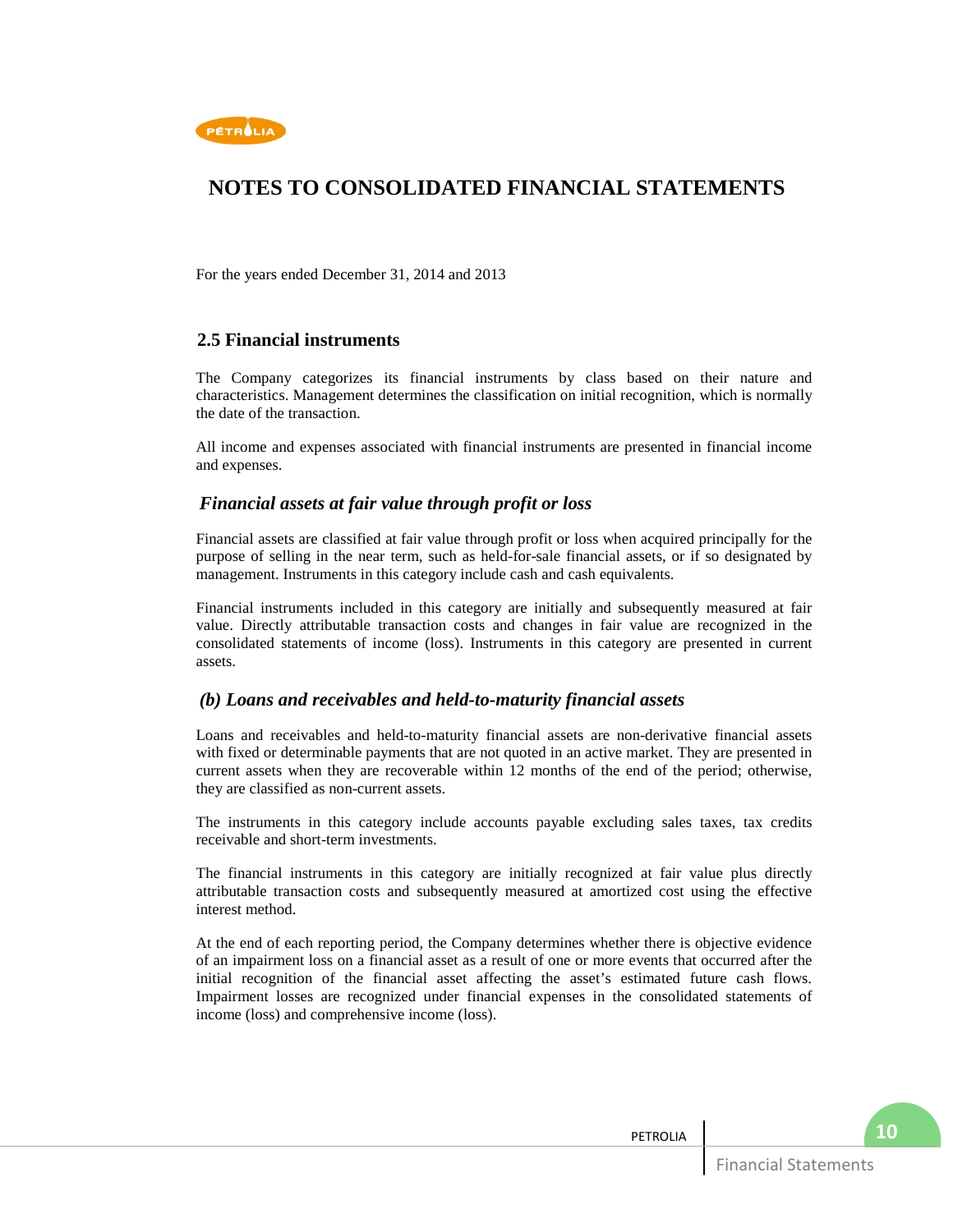# NOTES TO CONSOLIDATED FINANCIAL STATEMENTS

For the years ended December 31, 2014 and 2013

## 2.5 Financial instruments

The Company categorizes its financial instruments by class based on their nature and characteristics. Management determines the classification on initial recognition, which is normally the date of the transaction.

All income and expenses associated with financial instruments are presented in financial income and expenses.

### *Financial assets at fair value through profit or loss*

Financial assets are classified at fair value through profit or loss when acquired principally for the purpose of selling in the near term, such as held-for-sale financial assets, or if so designated by management. Instruments in this category include cash and cash equivalents.

Financial instruments included in this category are initially and subsequently measured at fair value. Directly attributable transaction costs and changes in fair value are recognized in the consolidated statements of income (loss). Instruments in this category are presented in current assets.

### *(b) Loans and receivables and held-to-maturity financial assets*

Loans and receivables and held-to-maturity financial assets are non-derivative financial assets with fixed or determinable payments that are not quoted in an active market. They are presented in current assets when they are recoverable within 12 months of the end of the period; otherwise, they are classified as non-current assets.

The instruments in this category include accounts payable excluding sales taxes, tax credits receivable and short-term investments.

The financial instruments in this category are initially recognized at fair value plus directly attributable transaction costs and subsequently measured at amortized cost using the effective interest method.

At the end of each reporting period, the Company determines whether there is objective evidence of an impairment loss on a financial asset as a result of one or more events that occurred after the initial recognition of the financial asset affecting the asset's estimated future cash flows. Impairment losses are recognized under financial expenses in the consolidated statements of income (loss) and comprehensive income (loss).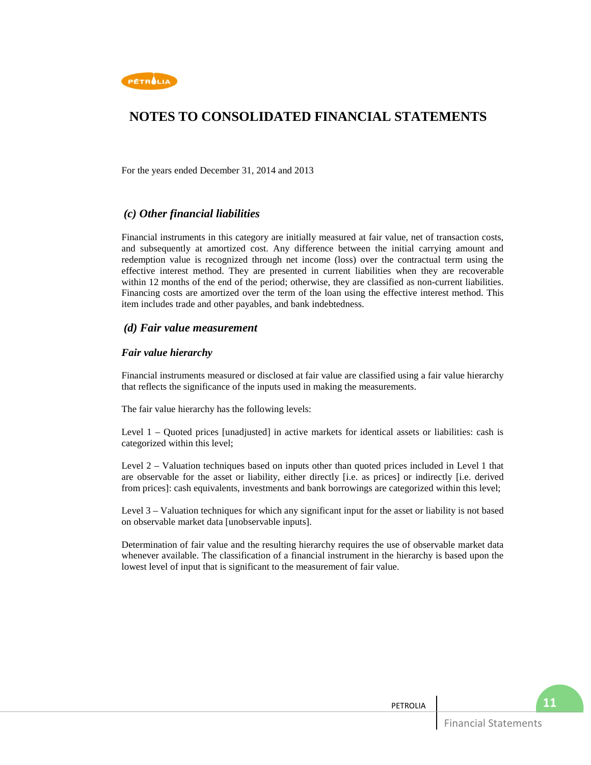# NOTES TO CONSOLIDATED FINANCIAL STATEMENTS

For the years ended December 31, 2014 and 2013

### *(c) Other financial liabilities*

Financial instruments in this category are initially measured at fair value, net of transaction costs, and subsequently at amortized cost. Any difference between the initial carrying amount and redemption value is recognized through net income (loss) over the contractual term using the effective interest method. They are presented in current liabilities when they are recoverable within 12 months of the end of the period; otherwise, they are classified as non-current liabilities. Financing costs are amortized over the term of the loan using the effective interest method. This item includes trade and other payables, and bank indebtedness.

### *(d) Fair value measurement*

#### *Fair value hierarchy*

Financial instruments measured or disclosed at fair value are classified using a fair value hierarchy that reflects the significance of the inputs used in making the measurements.

The fair value hierarchy has the following levels:

Level 1 – Quoted prices [unadjusted] in active markets for identical assets or liabilities: cash is categorized within this level;

Level 2 – Valuation techniques based on inputs other than quoted prices included in Level 1 that are observable for the asset or liability, either directly [i.e. as prices] or indirectly [i.e. derived from prices]: cash equivalents, investments and bank borrowings are categorized within this level;

Level 3 – Valuation techniques for which any significant input for the asset or liability is not based on observable market data [unobservable inputs].

Determination of fair value and the resulting hierarchy requires the use of observable market data whenever available. The classification of a financial instrument in the hierarchy is based upon the lowest level of input that is significant to the measurement of fair value.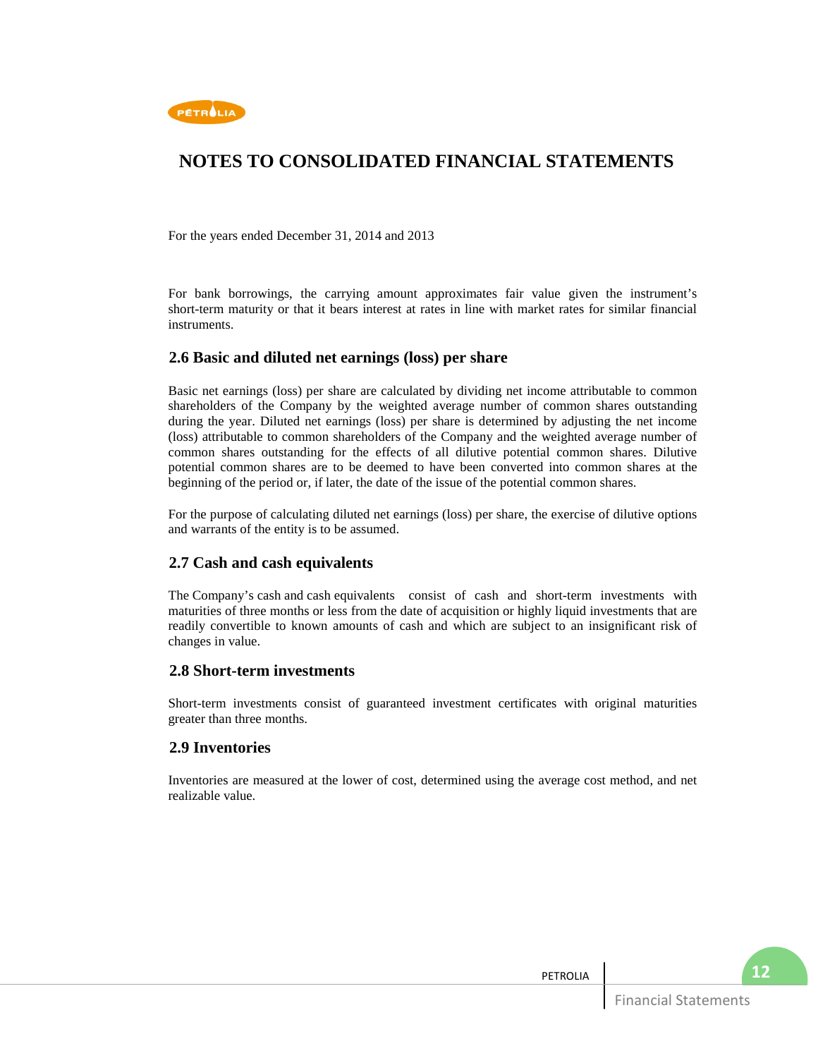# NOTES TO CONSOLIDATED FINANCIAL STATEMENTS

For the years ended December 31, 2014 and 2013

For bank borrowings, the carrying amount approximates fair value given the instrument's short-term maturity or that it bears interest at rates in line with market rates for similar financial instruments.

## 2.6 Basic and diluted net earnings (loss) per share

Basic net earnings (loss) per share are calculated by dividing net income attributable to common shareholders of the Company by the weighted average number of common shares outstanding during the year. Diluted net earnings (loss) per share is determined by adjusting the net income (loss) attributable to common shareholders of the Company and the weighted average number of common shares outstanding for the effects of all dilutive potential common shares. Dilutive potential common shares are to be deemed to have been converted into common shares at the beginning of the period or, if later, the date of the issue of the potential common shares.

For the purpose of calculating diluted net earnings (loss) per share, the exercise of dilutive options and warrants of the entity is to be assumed.

## 2.7 Cash and cash equivalents

The Company's cash and cash equivalents consist of cash and short-term investments with maturities of three months or less from the date of acquisition or highly liquid investments that are readily convertible to known amounts of cash and which are subject to an insignificant risk of changes in value.

## 2.8 Short-term investments

Short-term investments consist of guaranteed investment certificates with original maturities greater than three months.

## 2.9 Inventories

Inventories are measured at the lower of cost, determined using the average cost method, and net realizable value.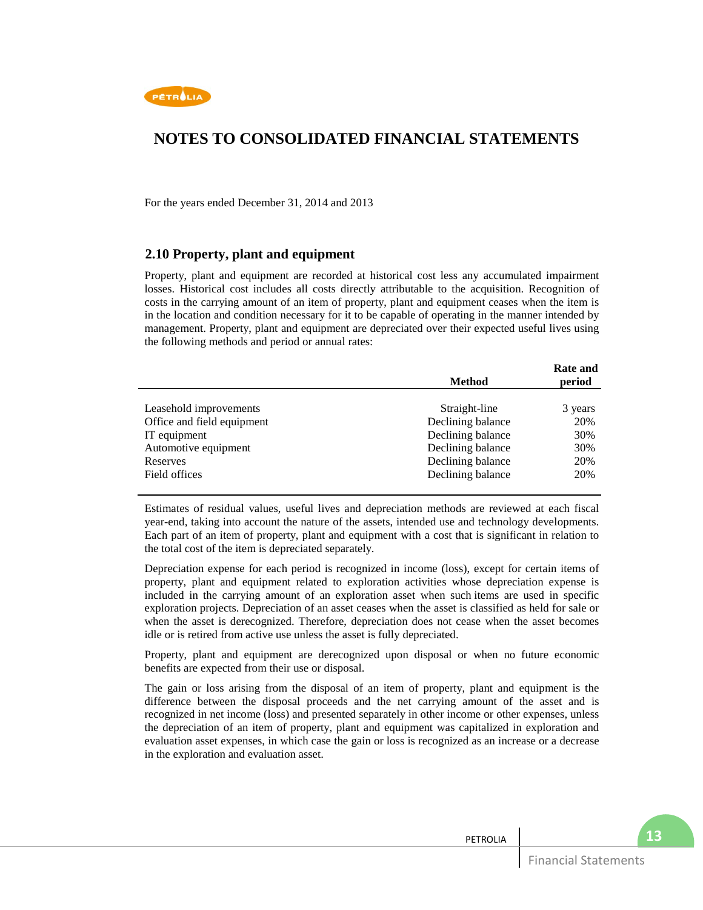# NOTES TO CONSOLIDATED FINANCIAL STATEMENTS

For the years ended December 31, 2014 and 2013

## 2.10 Property, plant and equipment

Property, plant and equipment are recorded at historical cost less any accumulated impairment losses. Historical cost includes all costs directly attributable to the acquisition. Recognition of costs in the carrying amount of an item of property, plant and equipment ceases when the item is in the location and condition necessary for it to be capable of operating in the manner intended by management. Property, plant and equipment are depreciated over their expected useful lives using the following methods and period or annual rates:

| | Method | Rate and period |
|---|---|---|
| Leasehold improvements | Straight-line | 3 years |
| Office and field equipment | Declining balance | 20% |
| IT equipment | Declining balance | 30% |
| Automotive equipment | Declining balance | 30% |
| Reserves | Declining balance | 20% |
| Field offices | Declining balance | 20% |

Estimates of residual values, useful lives and depreciation methods are reviewed at each fiscal year-end, taking into account the nature of the assets, intended use and technology developments. Each part of an item of property, plant and equipment with a cost that is significant in relation to the total cost of the item is depreciated separately.

Depreciation expense for each period is recognized in income (loss), except for certain items of property, plant and equipment related to exploration activities whose depreciation expense is included in the carrying amount of an exploration asset when such items are used in specific exploration projects. Depreciation of an asset ceases when the asset is classified as held for sale or when the asset is derecognized. Therefore, depreciation does not cease when the asset becomes idle or is retired from active use unless the asset is fully depreciated.

Property, plant and equipment are derecognized upon disposal or when no future economic benefits are expected from their use or disposal.

The gain or loss arising from the disposal of an item of property, plant and equipment is the difference between the disposal proceeds and the net carrying amount of the asset and is recognized in net income (loss) and presented separately in other income or other expenses, unless the depreciation of an item of property, plant and equipment was capitalized in exploration and evaluation asset expenses, in which case the gain or loss is recognized as an increase or a decrease in the exploration and evaluation asset.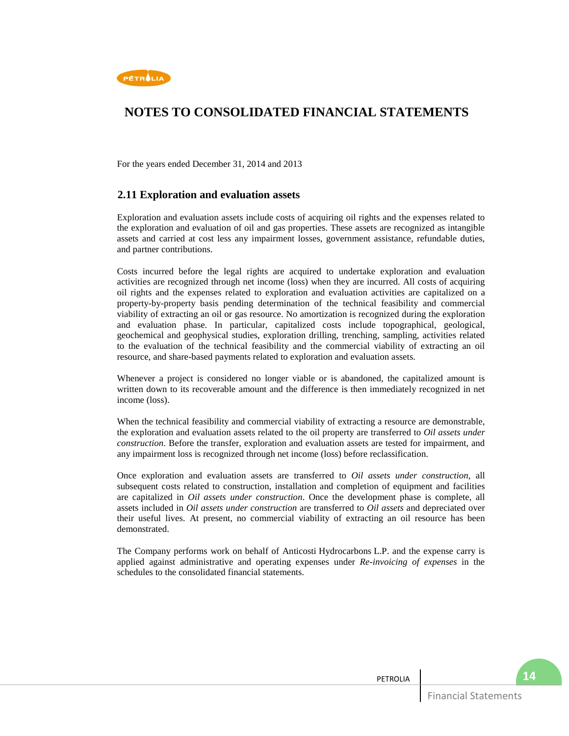# NOTES TO CONSOLIDATED FINANCIAL STATEMENTS

For the years ended December 31, 2014 and 2013

## 2.11 Exploration and evaluation assets

Exploration and evaluation assets include costs of acquiring oil rights and the expenses related to the exploration and evaluation of oil and gas properties. These assets are recognized as intangible assets and carried at cost less any impairment losses, government assistance, refundable duties, and partner contributions.

Costs incurred before the legal rights are acquired to undertake exploration and evaluation activities are recognized through net income (loss) when they are incurred. All costs of acquiring oil rights and the expenses related to exploration and evaluation activities are capitalized on a property-by-property basis pending determination of the technical feasibility and commercial viability of extracting an oil or gas resource. No amortization is recognized during the exploration and evaluation phase. In particular, capitalized costs include topographical, geological, geochemical and geophysical studies, exploration drilling, trenching, sampling, activities related to the evaluation of the technical feasibility and the commercial viability of extracting an oil resource, and share-based payments related to exploration and evaluation assets.

Whenever a project is considered no longer viable or is abandoned, the capitalized amount is written down to its recoverable amount and the difference is then immediately recognized in net income (loss).

When the technical feasibility and commercial viability of extracting a resource are demonstrable, the exploration and evaluation assets related to the oil property are transferred to *Oil assets under construction*. Before the transfer, exploration and evaluation assets are tested for impairment, and any impairment loss is recognized through net income (loss) before reclassification.

Once exploration and evaluation assets are transferred to *Oil assets under construction*, all subsequent costs related to construction, installation and completion of equipment and facilities are capitalized in *Oil assets under construction*. Once the development phase is complete, all assets included in *Oil assets under construction* are transferred to *Oil assets* and depreciated over their useful lives. At present, no commercial viability of extracting an oil resource has been demonstrated.

The Company performs work on behalf of Anticosti Hydrocarbons L.P. and the expense carry is applied against administrative and operating expenses under *Re-invoicing of expenses* in the schedules to the consolidated financial statements.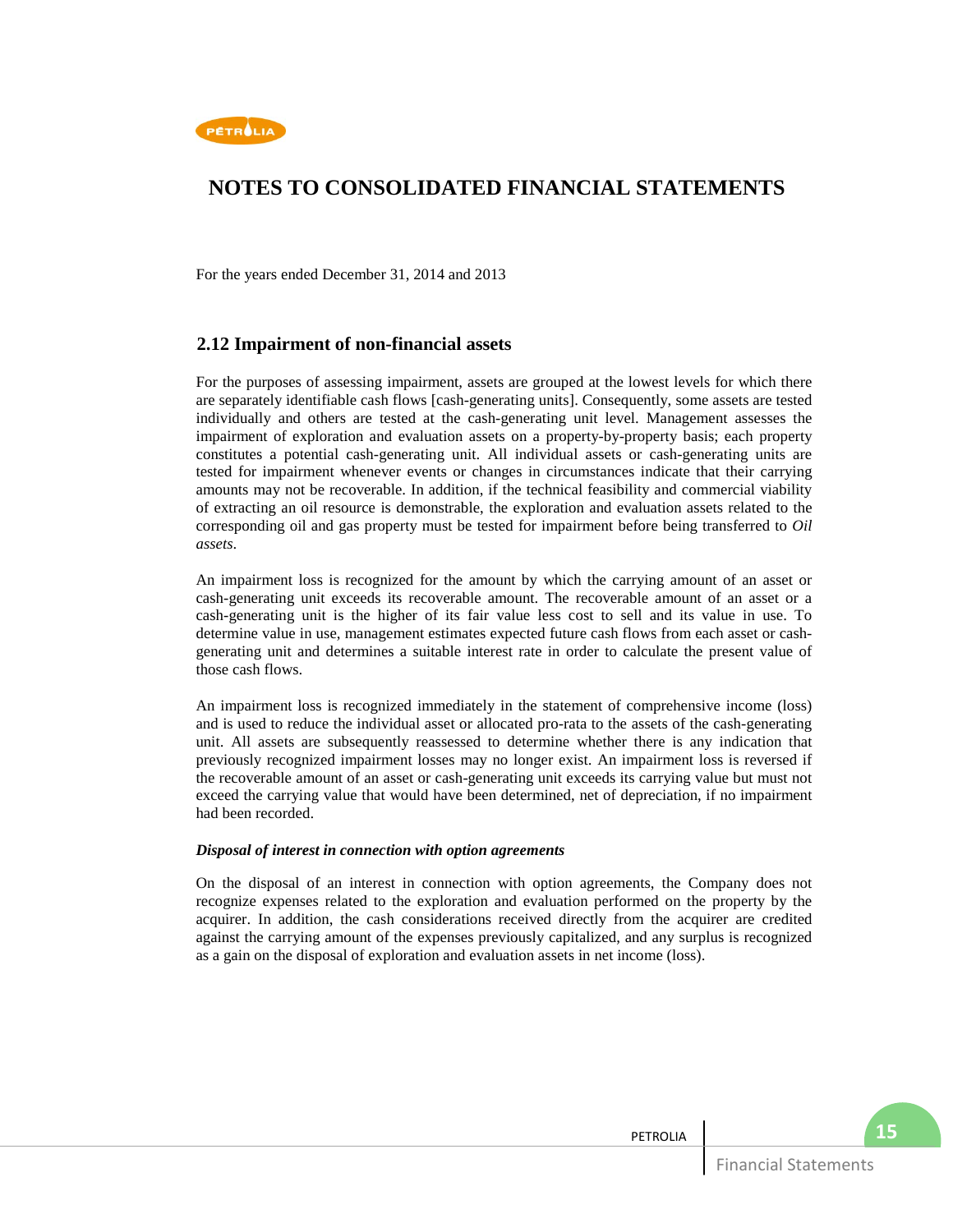# NOTES TO CONSOLIDATED FINANCIAL STATEMENTS

For the years ended December 31, 2014 and 2013

## 2.12 Impairment of non-financial assets

For the purposes of assessing impairment, assets are grouped at the lowest levels for which there are separately identifiable cash flows [cash-generating units]. Consequently, some assets are tested individually and others are tested at the cash-generating unit level. Management assesses the impairment of exploration and evaluation assets on a property-by-property basis; each property constitutes a potential cash-generating unit. All individual assets or cash-generating units are tested for impairment whenever events or changes in circumstances indicate that their carrying amounts may not be recoverable. In addition, if the technical feasibility and commercial viability of extracting an oil resource is demonstrable, the exploration and evaluation assets related to the corresponding oil and gas property must be tested for impairment before being transferred to *Oil assets*.

An impairment loss is recognized for the amount by which the carrying amount of an asset or cash-generating unit exceeds its recoverable amount. The recoverable amount of an asset or a cash-generating unit is the higher of its fair value less cost to sell and its value in use. To determine value in use, management estimates expected future cash flows from each asset or cash-generating unit and determines a suitable interest rate in order to calculate the present value of those cash flows.

An impairment loss is recognized immediately in the statement of comprehensive income (loss) and is used to reduce the individual asset or allocated pro-rata to the assets of the cash-generating unit. All assets are subsequently reassessed to determine whether there is any indication that previously recognized impairment losses may no longer exist. An impairment loss is reversed if the recoverable amount of an asset or cash-generating unit exceeds its carrying value but must not exceed the carrying value that would have been determined, net of depreciation, if no impairment had been recorded.

***Disposal of interest in connection with option agreements***

On the disposal of an interest in connection with option agreements, the Company does not recognize expenses related to the exploration and evaluation performed on the property by the acquirer. In addition, the cash considerations received directly from the acquirer are credited against the carrying amount of the expenses previously capitalized, and any surplus is recognized as a gain on the disposal of exploration and evaluation assets in net income (loss).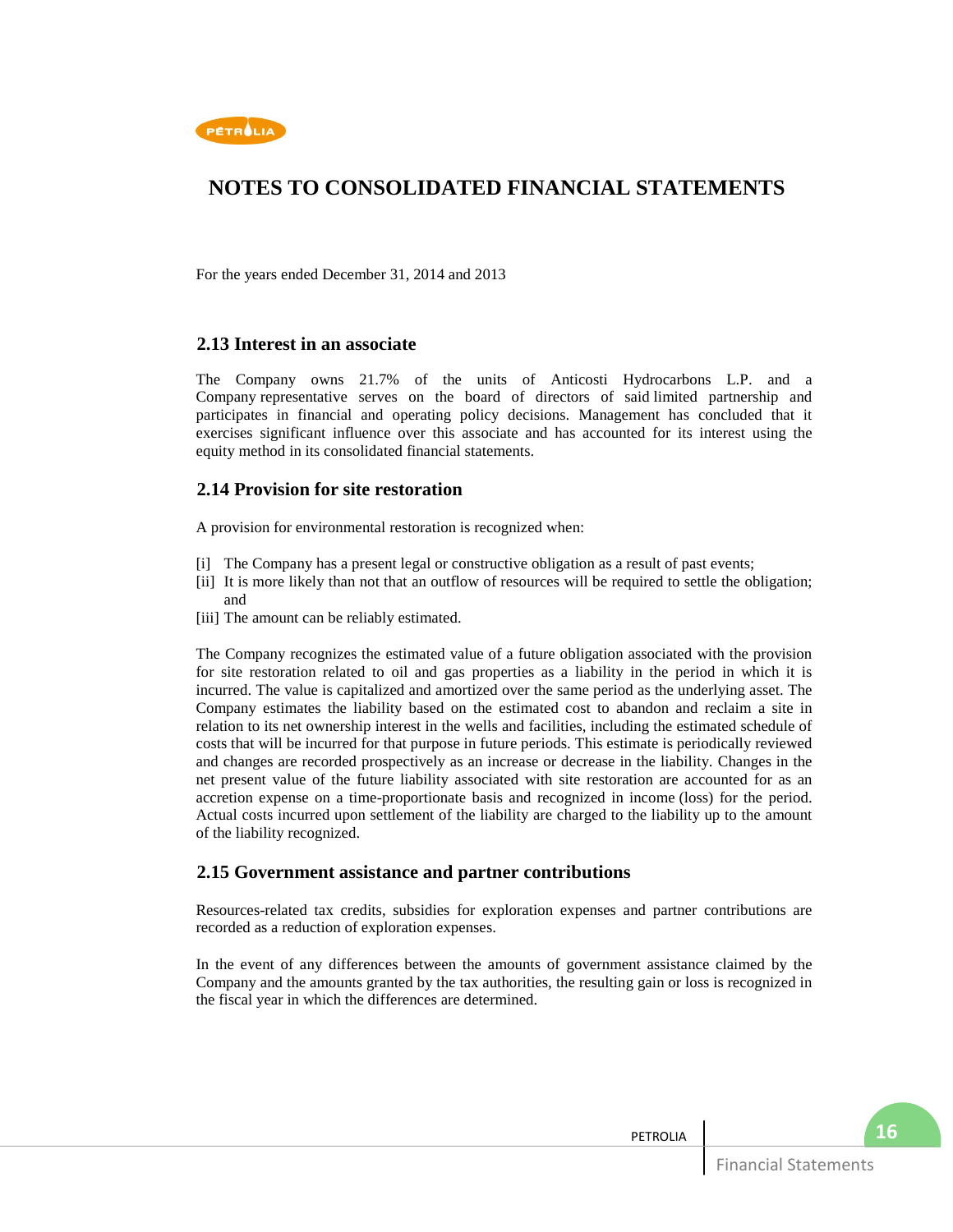# NOTES TO CONSOLIDATED FINANCIAL STATEMENTS

For the years ended December 31, 2014 and 2013

## 2.13 Interest in an associate

The Company owns 21.7% of the units of Anticosti Hydrocarbons L.P. and a Company representative serves on the board of directors of said limited partnership and participates in financial and operating policy decisions. Management has concluded that it exercises significant influence over this associate and has accounted for its interest using the equity method in its consolidated financial statements.

## 2.14 Provision for site restoration

A provision for environmental restoration is recognized when:

[i] The Company has a present legal or constructive obligation as a result of past events;
[ii] It is more likely than not that an outflow of resources will be required to settle the obligation; and
[iii] The amount can be reliably estimated.

The Company recognizes the estimated value of a future obligation associated with the provision for site restoration related to oil and gas properties as a liability in the period in which it is incurred. The value is capitalized and amortized over the same period as the underlying asset. The Company estimates the liability based on the estimated cost to abandon and reclaim a site in relation to its net ownership interest in the wells and facilities, including the estimated schedule of costs that will be incurred for that purpose in future periods. This estimate is periodically reviewed and changes are recorded prospectively as an increase or decrease in the liability. Changes in the net present value of the future liability associated with site restoration are accounted for as an accretion expense on a time-proportionate basis and recognized in income (loss) for the period. Actual costs incurred upon settlement of the liability are charged to the liability up to the amount of the liability recognized.

## 2.15 Government assistance and partner contributions

Resources-related tax credits, subsidies for exploration expenses and partner contributions are recorded as a reduction of exploration expenses.

In the event of any differences between the amounts of government assistance claimed by the Company and the amounts granted by the tax authorities, the resulting gain or loss is recognized in the fiscal year in which the differences are determined.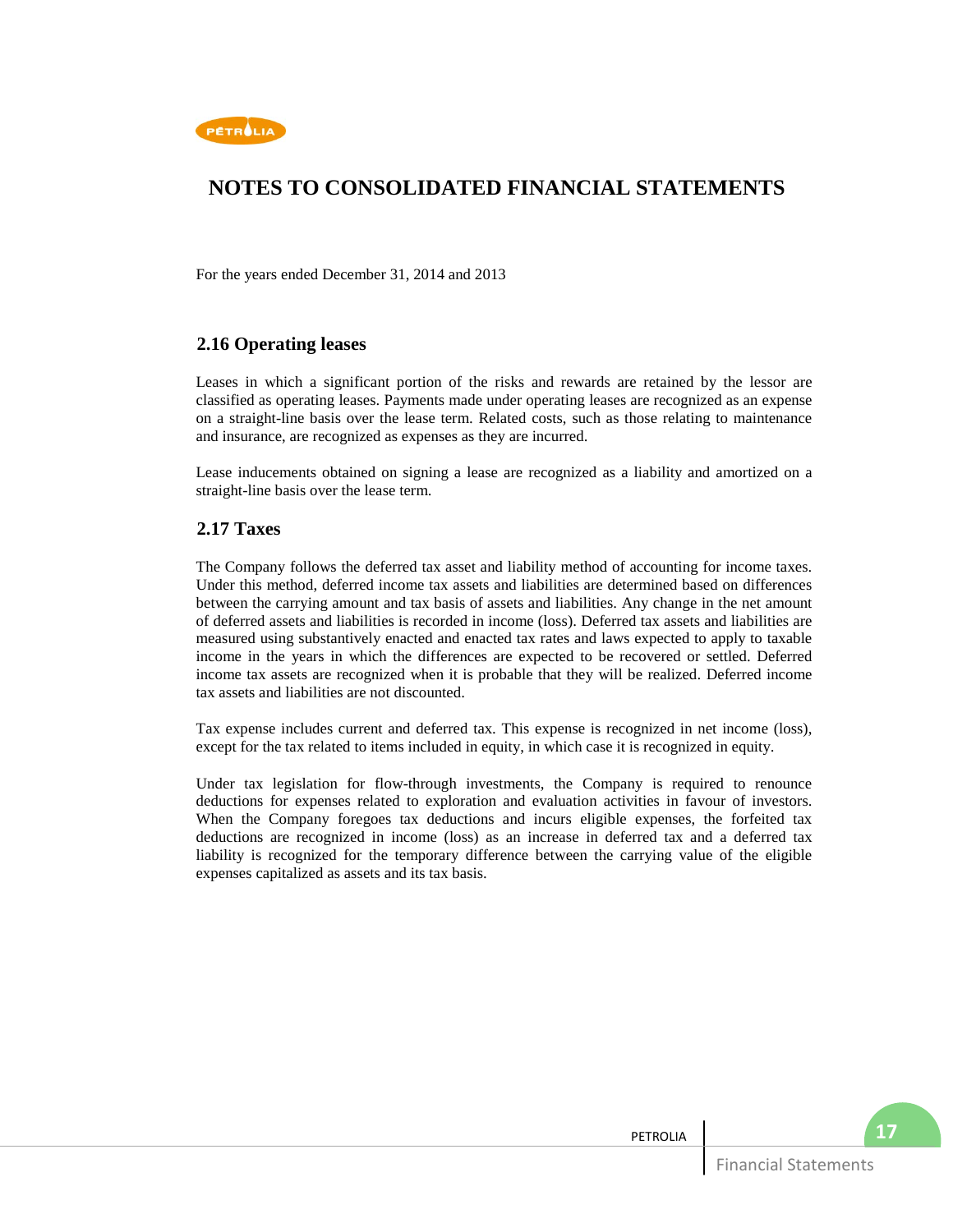# NOTES TO CONSOLIDATED FINANCIAL STATEMENTS

For the years ended December 31, 2014 and 2013

## 2.16 Operating leases

Leases in which a significant portion of the risks and rewards are retained by the lessor are classified as operating leases. Payments made under operating leases are recognized as an expense on a straight-line basis over the lease term. Related costs, such as those relating to maintenance and insurance, are recognized as expenses as they are incurred.

Lease inducements obtained on signing a lease are recognized as a liability and amortized on a straight-line basis over the lease term.

## 2.17 Taxes

The Company follows the deferred tax asset and liability method of accounting for income taxes. Under this method, deferred income tax assets and liabilities are determined based on differences between the carrying amount and tax basis of assets and liabilities. Any change in the net amount of deferred assets and liabilities is recorded in income (loss). Deferred tax assets and liabilities are measured using substantively enacted and enacted tax rates and laws expected to apply to taxable income in the years in which the differences are expected to be recovered or settled. Deferred income tax assets are recognized when it is probable that they will be realized. Deferred income tax assets and liabilities are not discounted.

Tax expense includes current and deferred tax. This expense is recognized in net income (loss), except for the tax related to items included in equity, in which case it is recognized in equity.

Under tax legislation for flow-through investments, the Company is required to renounce deductions for expenses related to exploration and evaluation activities in favour of investors. When the Company foregoes tax deductions and incurs eligible expenses, the forfeited tax deductions are recognized in income (loss) as an increase in deferred tax and a deferred tax liability is recognized for the temporary difference between the carrying value of the eligible expenses capitalized as assets and its tax basis.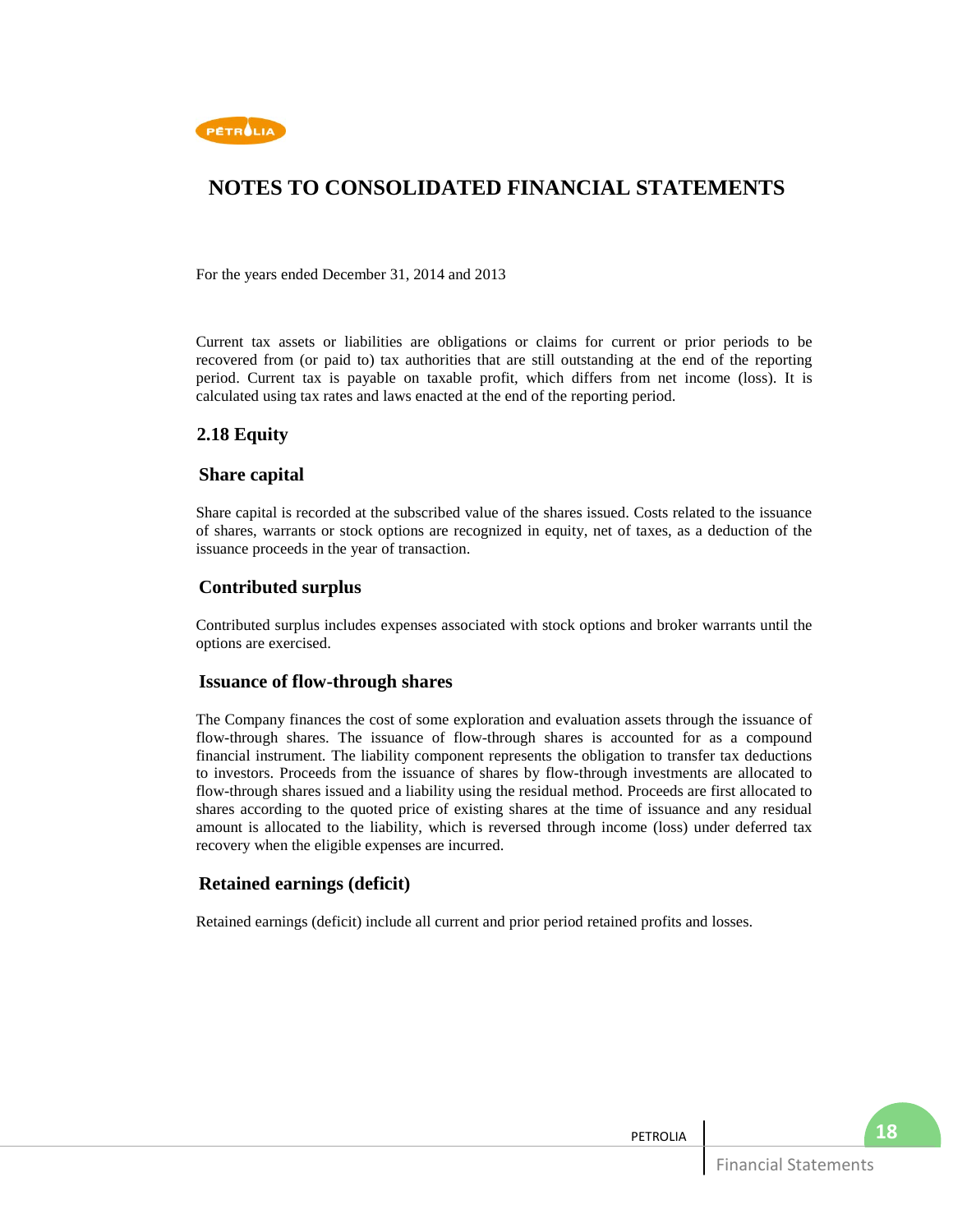# NOTES TO CONSOLIDATED FINANCIAL STATEMENTS

For the years ended December 31, 2014 and 2013

Current tax assets or liabilities are obligations or claims for current or prior periods to be recovered from (or paid to) tax authorities that are still outstanding at the end of the reporting period. Current tax is payable on taxable profit, which differs from net income (loss). It is calculated using tax rates and laws enacted at the end of the reporting period.

## 2.18 Equity

### Share capital

Share capital is recorded at the subscribed value of the shares issued. Costs related to the issuance of shares, warrants or stock options are recognized in equity, net of taxes, as a deduction of the issuance proceeds in the year of transaction.

### Contributed surplus

Contributed surplus includes expenses associated with stock options and broker warrants until the options are exercised.

### Issuance of flow-through shares

The Company finances the cost of some exploration and evaluation assets through the issuance of flow-through shares. The issuance of flow-through shares is accounted for as a compound financial instrument. The liability component represents the obligation to transfer tax deductions to investors. Proceeds from the issuance of shares by flow-through investments are allocated to flow-through shares issued and a liability using the residual method. Proceeds are first allocated to shares according to the quoted price of existing shares at the time of issuance and any residual amount is allocated to the liability, which is reversed through income (loss) under deferred tax recovery when the eligible expenses are incurred.

### Retained earnings (deficit)

Retained earnings (deficit) include all current and prior period retained profits and losses.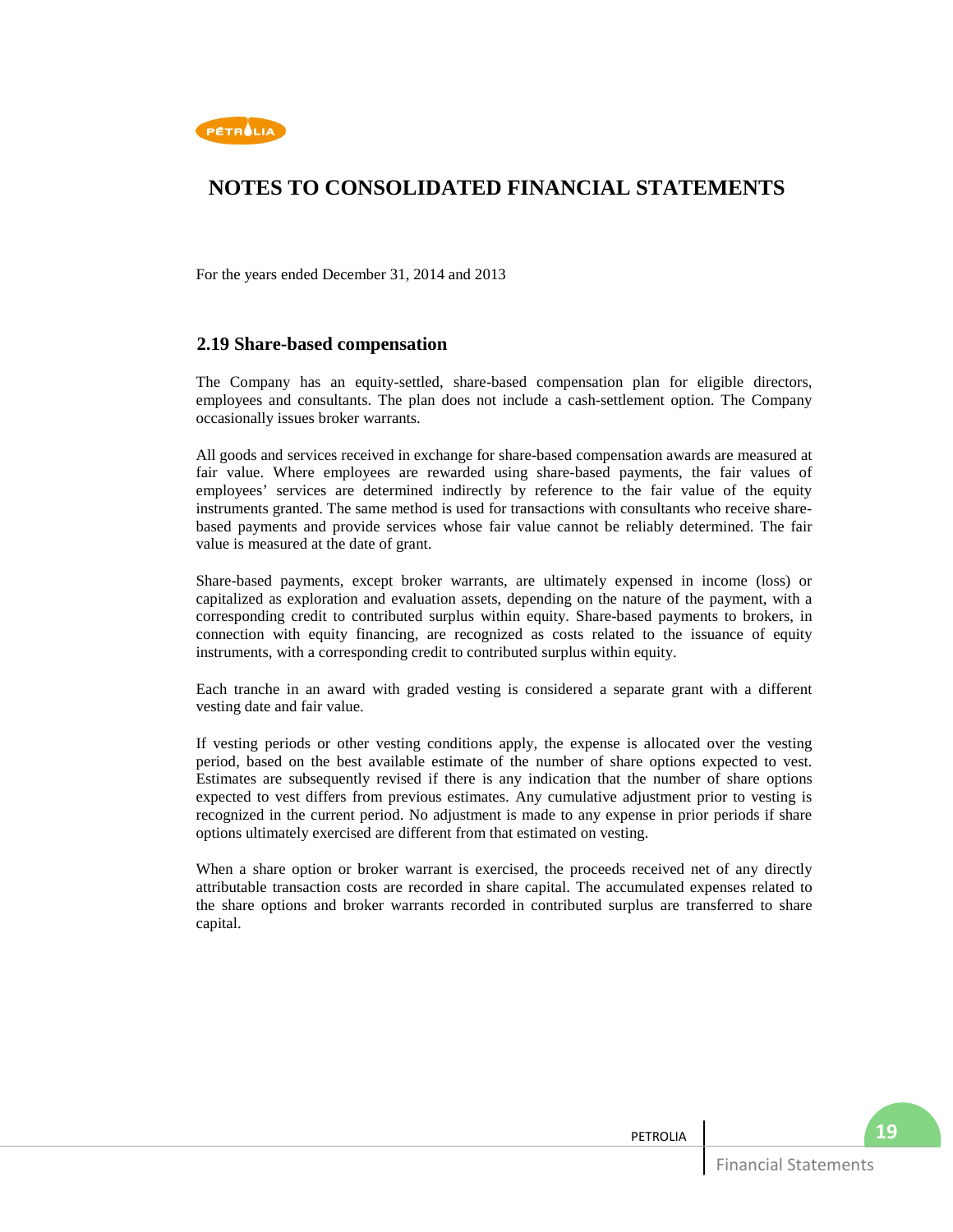# NOTES TO CONSOLIDATED FINANCIAL STATEMENTS

For the years ended December 31, 2014 and 2013

## 2.19 Share-based compensation

The Company has an equity-settled, share-based compensation plan for eligible directors, employees and consultants. The plan does not include a cash-settlement option. The Company occasionally issues broker warrants.

All goods and services received in exchange for share-based compensation awards are measured at fair value. Where employees are rewarded using share-based payments, the fair values of employees' services are determined indirectly by reference to the fair value of the equity instruments granted. The same method is used for transactions with consultants who receive share-based payments and provide services whose fair value cannot be reliably determined. The fair value is measured at the date of grant.

Share-based payments, except broker warrants, are ultimately expensed in income (loss) or capitalized as exploration and evaluation assets, depending on the nature of the payment, with a corresponding credit to contributed surplus within equity. Share-based payments to brokers, in connection with equity financing, are recognized as costs related to the issuance of equity instruments, with a corresponding credit to contributed surplus within equity.

Each tranche in an award with graded vesting is considered a separate grant with a different vesting date and fair value.

If vesting periods or other vesting conditions apply, the expense is allocated over the vesting period, based on the best available estimate of the number of share options expected to vest. Estimates are subsequently revised if there is any indication that the number of share options expected to vest differs from previous estimates. Any cumulative adjustment prior to vesting is recognized in the current period. No adjustment is made to any expense in prior periods if share options ultimately exercised are different from that estimated on vesting.

When a share option or broker warrant is exercised, the proceeds received net of any directly attributable transaction costs are recorded in share capital. The accumulated expenses related to the share options and broker warrants recorded in contributed surplus are transferred to share capital.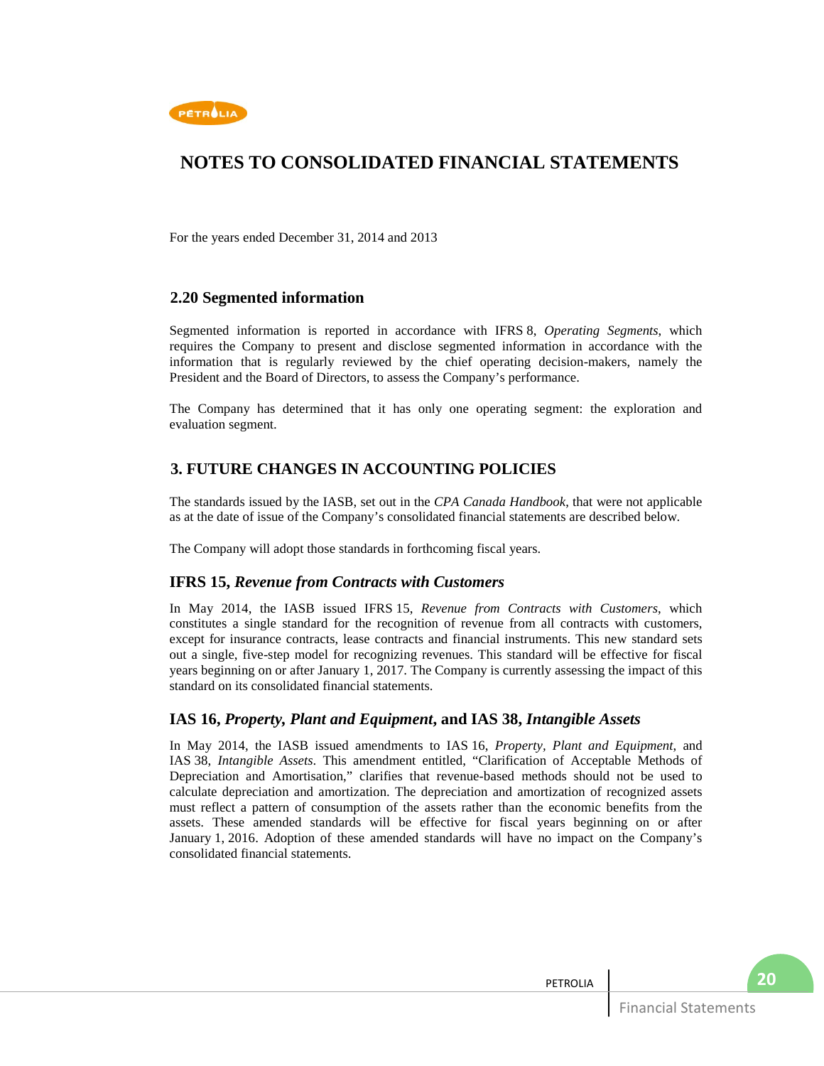# NOTES TO CONSOLIDATED FINANCIAL STATEMENTS

For the years ended December 31, 2014 and 2013

## 2.20 Segmented information

Segmented information is reported in accordance with IFRS 8, *Operating Segments*, which requires the Company to present and disclose segmented information in accordance with the information that is regularly reviewed by the chief operating decision-makers, namely the President and the Board of Directors, to assess the Company's performance.

The Company has determined that it has only one operating segment: the exploration and evaluation segment.

## 3. FUTURE CHANGES IN ACCOUNTING POLICIES

The standards issued by the IASB, set out in the *CPA Canada Handbook*, that were not applicable as at the date of issue of the Company's consolidated financial statements are described below.

The Company will adopt those standards in forthcoming fiscal years.

### IFRS 15, *Revenue from Contracts with Customers*

In May 2014, the IASB issued IFRS 15, *Revenue from Contracts with Customers*, which constitutes a single standard for the recognition of revenue from all contracts with customers, except for insurance contracts, lease contracts and financial instruments. This new standard sets out a single, five-step model for recognizing revenues. This standard will be effective for fiscal years beginning on or after January 1, 2017. The Company is currently assessing the impact of this standard on its consolidated financial statements.

### IAS 16, *Property, Plant and Equipment*, and IAS 38, *Intangible Assets*

In May 2014, the IASB issued amendments to IAS 16, *Property, Plant and Equipment*, and IAS 38, *Intangible Assets*. This amendment entitled, "Clarification of Acceptable Methods of Depreciation and Amortisation," clarifies that revenue-based methods should not be used to calculate depreciation and amortization. The depreciation and amortization of recognized assets must reflect a pattern of consumption of the assets rather than the economic benefits from the assets. These amended standards will be effective for fiscal years beginning on or after January 1, 2016. Adoption of these amended standards will have no impact on the Company's consolidated financial statements.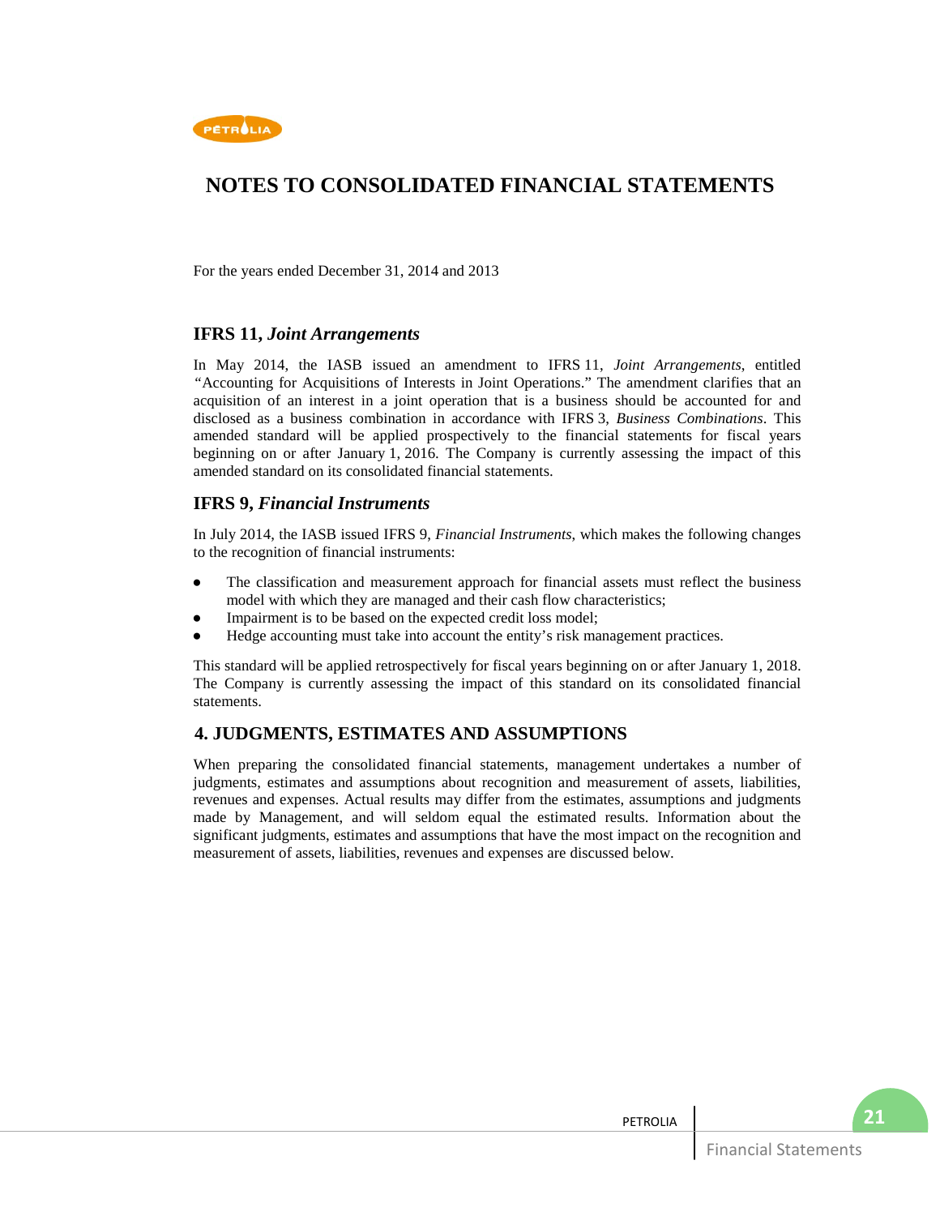# NOTES TO CONSOLIDATED FINANCIAL STATEMENTS

For the years ended December 31, 2014 and 2013

### IFRS 11, *Joint Arrangements*

In May 2014, the IASB issued an amendment to IFRS 11, *Joint Arrangements*, entitled "Accounting for Acquisitions of Interests in Joint Operations." The amendment clarifies that an acquisition of an interest in a joint operation that is a business should be accounted for and disclosed as a business combination in accordance with IFRS 3, *Business Combinations*. This amended standard will be applied prospectively to the financial statements for fiscal years beginning on or after January 1, 2016. The Company is currently assessing the impact of this amended standard on its consolidated financial statements.

### IFRS 9, *Financial Instruments*

In July 2014, the IASB issued IFRS 9, *Financial Instruments*, which makes the following changes to the recognition of financial instruments:

- The classification and measurement approach for financial assets must reflect the business model with which they are managed and their cash flow characteristics;
- Impairment is to be based on the expected credit loss model;
- Hedge accounting must take into account the entity's risk management practices.

This standard will be applied retrospectively for fiscal years beginning on or after January 1, 2018. The Company is currently assessing the impact of this standard on its consolidated financial statements.

## 4. JUDGMENTS, ESTIMATES AND ASSUMPTIONS

When preparing the consolidated financial statements, management undertakes a number of judgments, estimates and assumptions about recognition and measurement of assets, liabilities, revenues and expenses. Actual results may differ from the estimates, assumptions and judgments made by Management, and will seldom equal the estimated results. Information about the significant judgments, estimates and assumptions that have the most impact on the recognition and measurement of assets, liabilities, revenues and expenses are discussed below.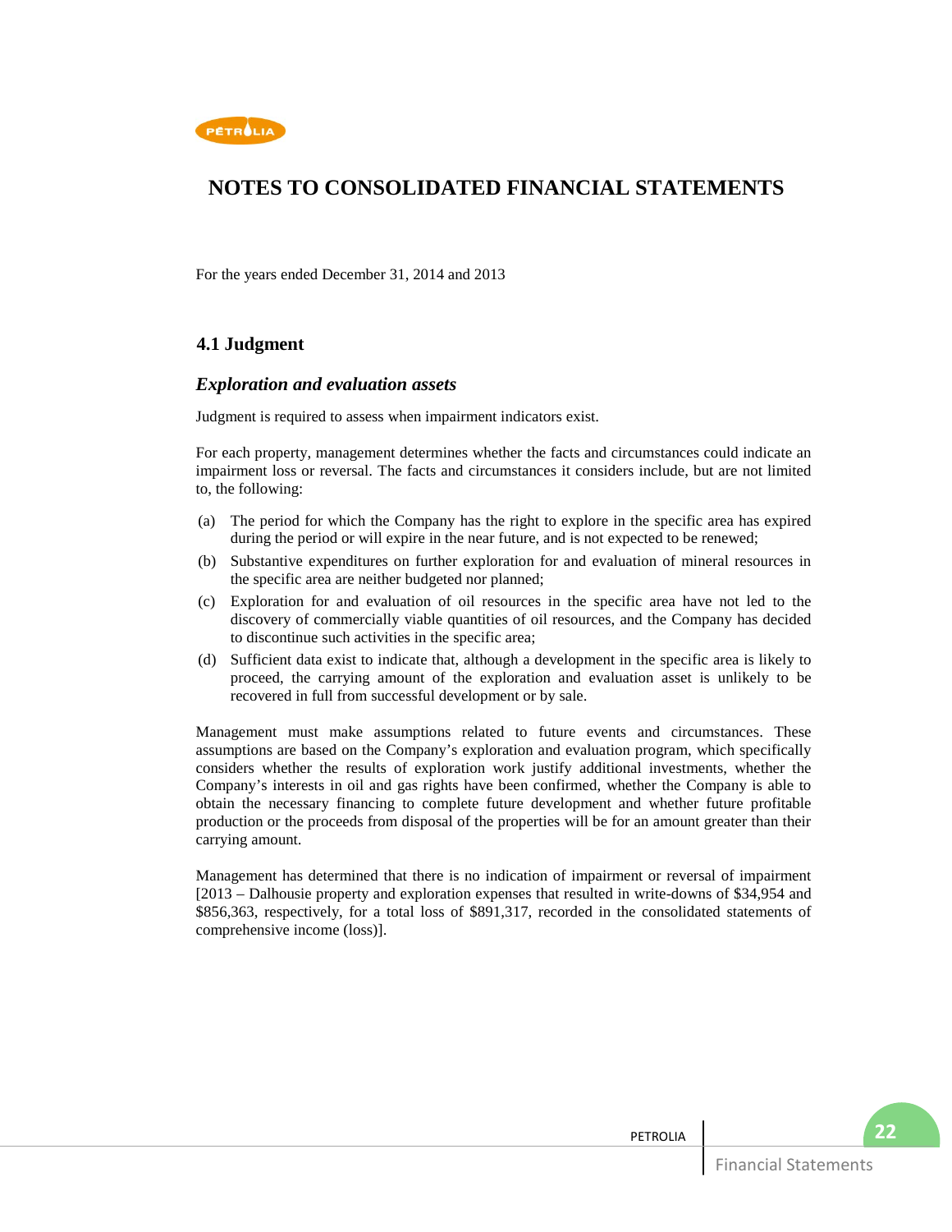# NOTES TO CONSOLIDATED FINANCIAL STATEMENTS

For the years ended December 31, 2014 and 2013

## 4.1 Judgment

### *Exploration and evaluation assets*

Judgment is required to assess when impairment indicators exist.

For each property, management determines whether the facts and circumstances could indicate an impairment loss or reversal. The facts and circumstances it considers include, but are not limited to, the following:

(a) The period for which the Company has the right to explore in the specific area has expired during the period or will expire in the near future, and is not expected to be renewed;

(b) Substantive expenditures on further exploration for and evaluation of mineral resources in the specific area are neither budgeted nor planned;

(c) Exploration for and evaluation of oil resources in the specific area have not led to the discovery of commercially viable quantities of oil resources, and the Company has decided to discontinue such activities in the specific area;

(d) Sufficient data exist to indicate that, although a development in the specific area is likely to proceed, the carrying amount of the exploration and evaluation asset is unlikely to be recovered in full from successful development or by sale.

Management must make assumptions related to future events and circumstances. These assumptions are based on the Company's exploration and evaluation program, which specifically considers whether the results of exploration work justify additional investments, whether the Company's interests in oil and gas rights have been confirmed, whether the Company is able to obtain the necessary financing to complete future development and whether future profitable production or the proceeds from disposal of the properties will be for an amount greater than their carrying amount.

Management has determined that there is no indication of impairment or reversal of impairment [2013 – Dalhousie property and exploration expenses that resulted in write-downs of $34,954 and $856,363, respectively, for a total loss of $891,317, recorded in the consolidated statements of comprehensive income (loss)].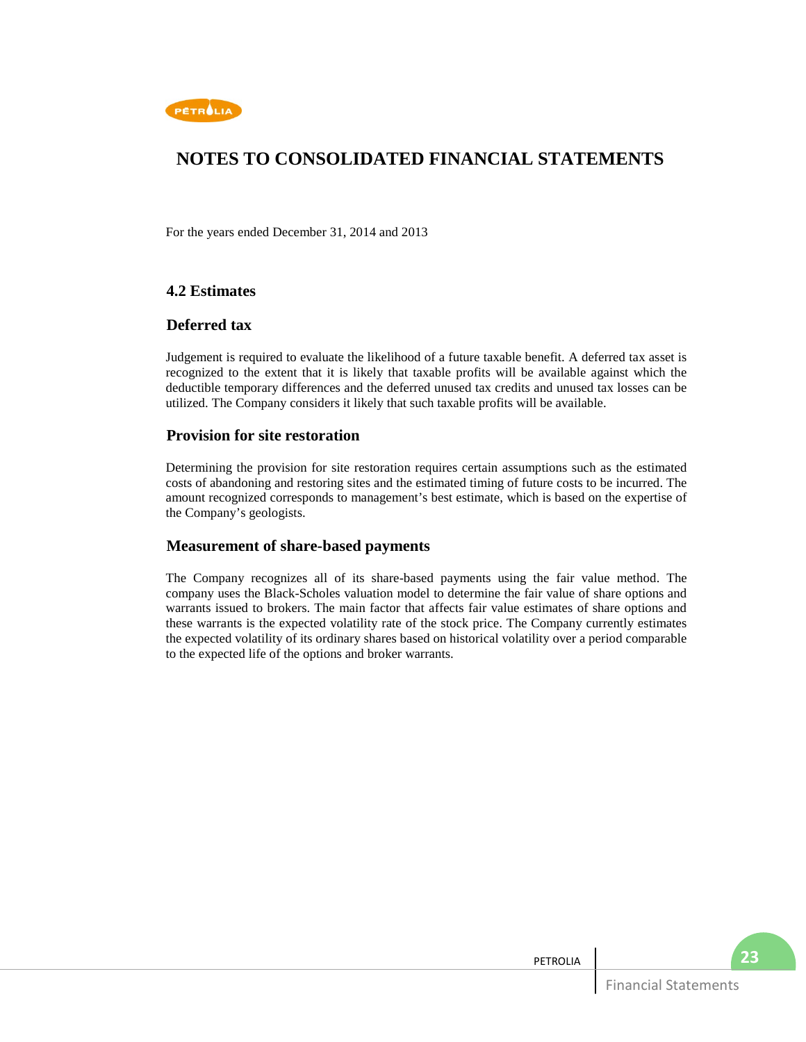# NOTES TO CONSOLIDATED FINANCIAL STATEMENTS

For the years ended December 31, 2014 and 2013

## 4.2 Estimates

### Deferred tax

Judgement is required to evaluate the likelihood of a future taxable benefit. A deferred tax asset is recognized to the extent that it is likely that taxable profits will be available against which the deductible temporary differences and the deferred unused tax credits and unused tax losses can be utilized. The Company considers it likely that such taxable profits will be available.

### Provision for site restoration

Determining the provision for site restoration requires certain assumptions such as the estimated costs of abandoning and restoring sites and the estimated timing of future costs to be incurred. The amount recognized corresponds to management's best estimate, which is based on the expertise of the Company's geologists.

### Measurement of share-based payments

The Company recognizes all of its share-based payments using the fair value method. The company uses the Black-Scholes valuation model to determine the fair value of share options and warrants issued to brokers. The main factor that affects fair value estimates of share options and these warrants is the expected volatility rate of the stock price. The Company currently estimates the expected volatility of its ordinary shares based on historical volatility over a period comparable to the expected life of the options and broker warrants.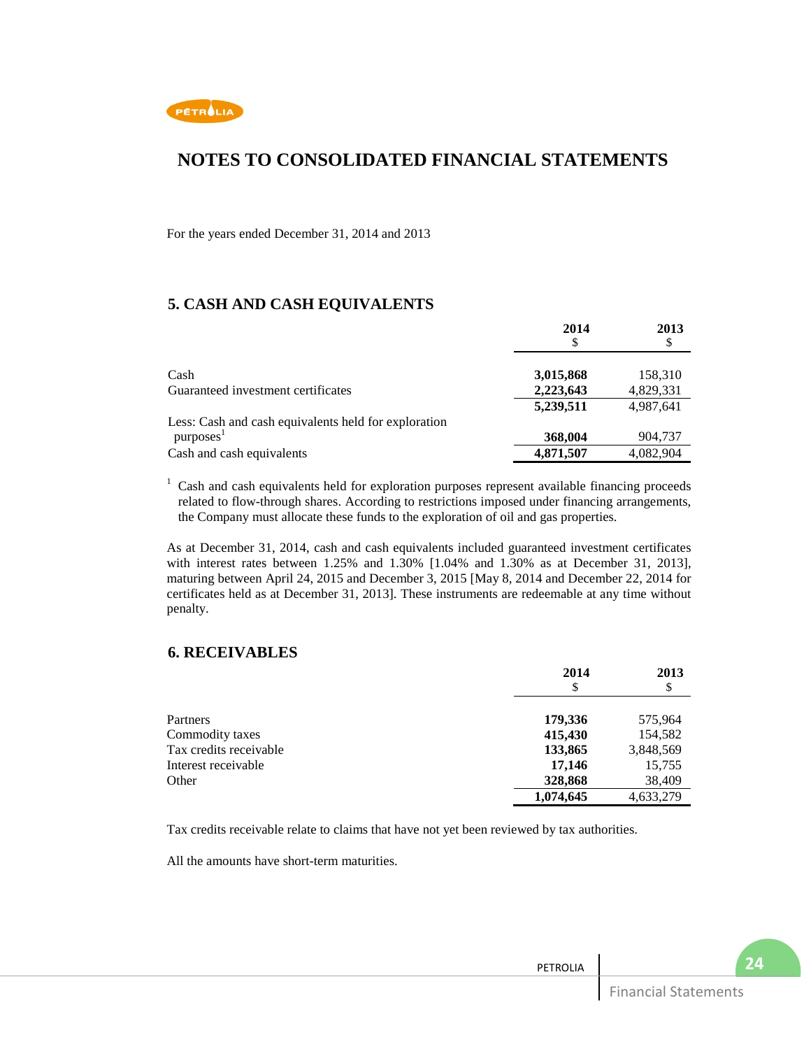# NOTES TO CONSOLIDATED FINANCIAL STATEMENTS

For the years ended December 31, 2014 and 2013

## 5. CASH AND CASH EQUIVALENTS

| | 2014 $ | 2013 $ |
|---|---|---|
| Cash | **3,015,868** | 158,310 |
| Guaranteed investment certificates | **2,223,643** | 4,829,331 |
| | **5,239,511** | 4,987,641 |
| Less: Cash and cash equivalents held for exploration purposes[1] | **368,004** | 904,737 |
| Cash and cash equivalents | **4,871,507** | 4,082,904 |

[1] Cash and cash equivalents held for exploration purposes represent available financing proceeds related to flow-through shares. According to restrictions imposed under financing arrangements, the Company must allocate these funds to the exploration of oil and gas properties.

As at December 31, 2014, cash and cash equivalents included guaranteed investment certificates with interest rates between 1.25% and 1.30% [1.04% and 1.30% as at December 31, 2013], maturing between April 24, 2015 and December 3, 2015 [May 8, 2014 and December 22, 2014 for certificates held as at December 31, 2013]. These instruments are redeemable at any time without penalty.

## 6. RECEIVABLES

| | 2014 $ | 2013 $ |
|---|---|---|
| Partners | **179,336** | 575,964 |
| Commodity taxes | **415,430** | 154,582 |
| Tax credits receivable | **133,865** | 3,848,569 |
| Interest receivable | **17,146** | 15,755 |
| Other | **328,868** | 38,409 |
| | **1,074,645** | 4,633,279 |

Tax credits receivable relate to claims that have not yet been reviewed by tax authorities.

All the amounts have short-term maturities.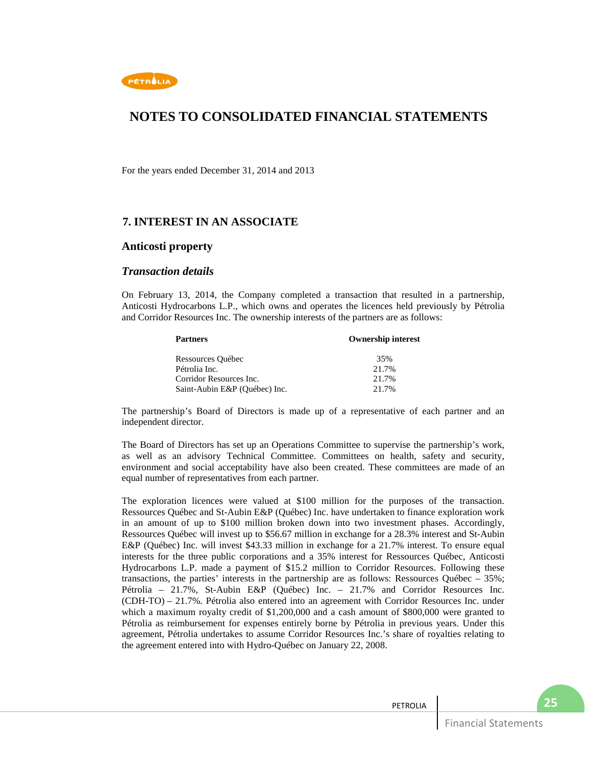# NOTES TO CONSOLIDATED FINANCIAL STATEMENTS

For the years ended December 31, 2014 and 2013

## 7. INTEREST IN AN ASSOCIATE

### Anticosti property

### *Transaction details*

On February 13, 2014, the Company completed a transaction that resulted in a partnership, Anticosti Hydrocarbons L.P., which owns and operates the licences held previously by Pétrolia and Corridor Resources Inc. The ownership interests of the partners are as follows:

| Partners | Ownership interest |
|---|---|
| Ressources Québec | 35% |
| Pétrolia Inc. | 21.7% |
| Corridor Resources Inc. | 21.7% |
| Saint-Aubin E&P (Québec) Inc. | 21.7% |

The partnership's Board of Directors is made up of a representative of each partner and an independent director.

The Board of Directors has set up an Operations Committee to supervise the partnership's work, as well as an advisory Technical Committee. Committees on health, safety and security, environment and social acceptability have also been created. These committees are made of an equal number of representatives from each partner.

The exploration licences were valued at $100 million for the purposes of the transaction. Ressources Québec and St-Aubin E&P (Québec) Inc. have undertaken to finance exploration work in an amount of up to $100 million broken down into two investment phases. Accordingly, Ressources Québec will invest up to $56.67 million in exchange for a 28.3% interest and St-Aubin E&P (Québec) Inc. will invest $43.33 million in exchange for a 21.7% interest. To ensure equal interests for the three public corporations and a 35% interest for Ressources Québec, Anticosti Hydrocarbons L.P. made a payment of $15.2 million to Corridor Resources. Following these transactions, the parties' interests in the partnership are as follows: Ressources Québec – 35%; Pétrolia – 21.7%, St-Aubin E&P (Québec) Inc. – 21.7% and Corridor Resources Inc. (CDH-TO) – 21.7%. Pétrolia also entered into an agreement with Corridor Resources Inc. under which a maximum royalty credit of $1,200,000 and a cash amount of $800,000 were granted to Pétrolia as reimbursement for expenses entirely borne by Pétrolia in previous years. Under this agreement, Pétrolia undertakes to assume Corridor Resources Inc.'s share of royalties relating to the agreement entered into with Hydro-Québec on January 22, 2008.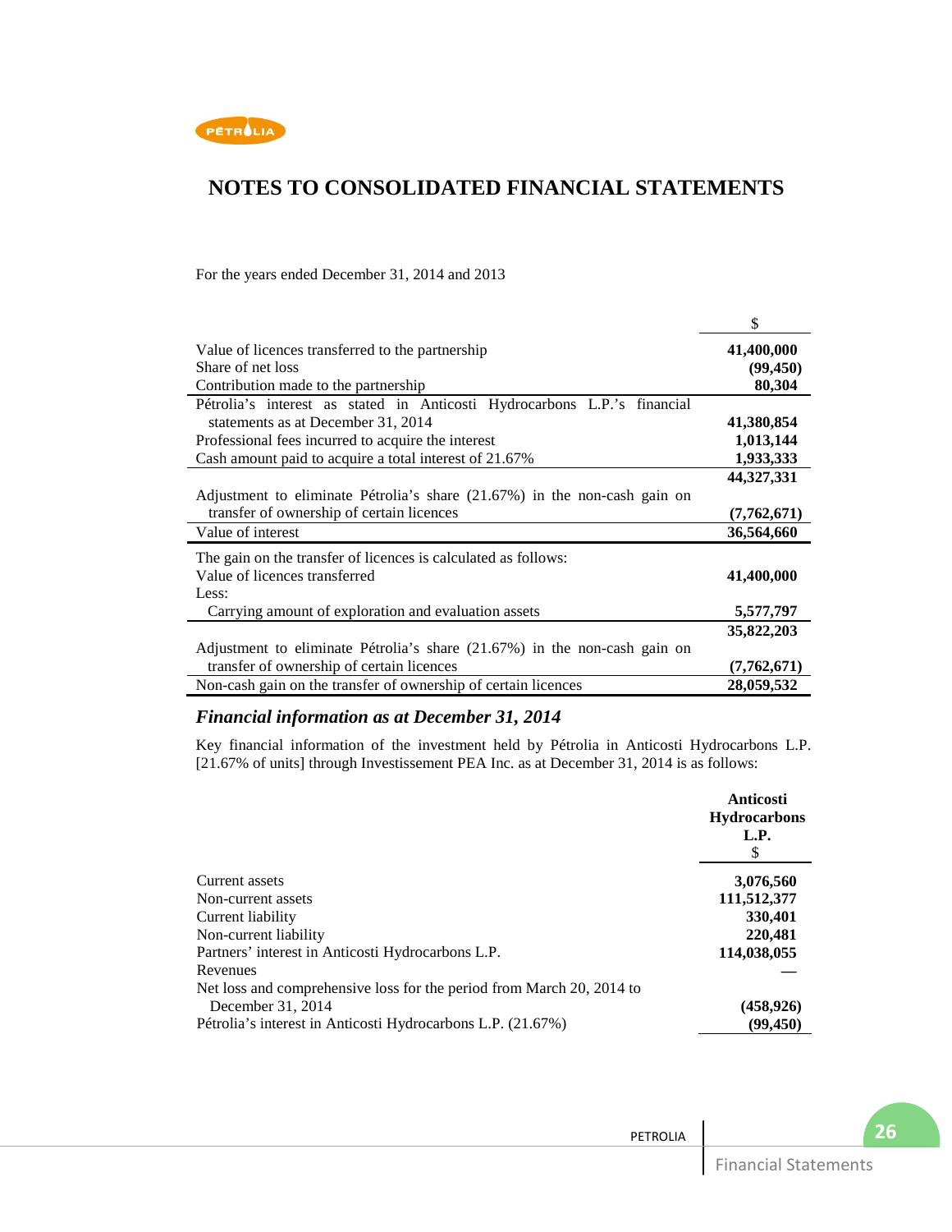# NOTES TO CONSOLIDATED FINANCIAL STATEMENTS

For the years ended December 31, 2014 and 2013

| | $ |
|---|---|
| Value of licences transferred to the partnership | **41,400,000** |
| Share of net loss | **(99,450)** |
| Contribution made to the partnership | **80,304** |
| Pétrolia's interest as stated in Anticosti Hydrocarbons L.P.'s financial statements as at December 31, 2014 | **41,380,854** |
| Professional fees incurred to acquire the interest | **1,013,144** |
| Cash amount paid to acquire a total interest of 21.67% | **1,933,333** |
| | **44,327,331** |
| Adjustment to eliminate Pétrolia's share (21.67%) in the non-cash gain on transfer of ownership of certain licences | **(7,762,671)** |
| Value of interest | **36,564,660** |
| The gain on the transfer of licences is calculated as follows: | |
| Value of licences transferred | **41,400,000** |
| Less: | |
| Carrying amount of exploration and evaluation assets | **5,577,797** |
| | **35,822,203** |
| Adjustment to eliminate Pétrolia's share (21.67%) in the non-cash gain on transfer of ownership of certain licences | **(7,762,671)** |
| Non-cash gain on the transfer of ownership of certain licences | **28,059,532** |

### *Financial information as at December 31, 2014*

Key financial information of the investment held by Pétrolia in Anticosti Hydrocarbons L.P. [21.67% of units] through Investissement PEA Inc. as at December 31, 2014 is as follows:

| | **Anticosti Hydrocarbons L.P.** $ |
|---|---|
| Current assets | **3,076,560** |
| Non-current assets | **111,512,377** |
| Current liability | **330,401** |
| Non-current liability | **220,481** |
| Partners' interest in Anticosti Hydrocarbons L.P. | **114,038,055** |
| Revenues | **—** |
| Net loss and comprehensive loss for the period from March 20, 2014 to December 31, 2014 | **(458,926)** |
| Pétrolia's interest in Anticosti Hydrocarbons L.P. (21.67%) | **(99,450)** |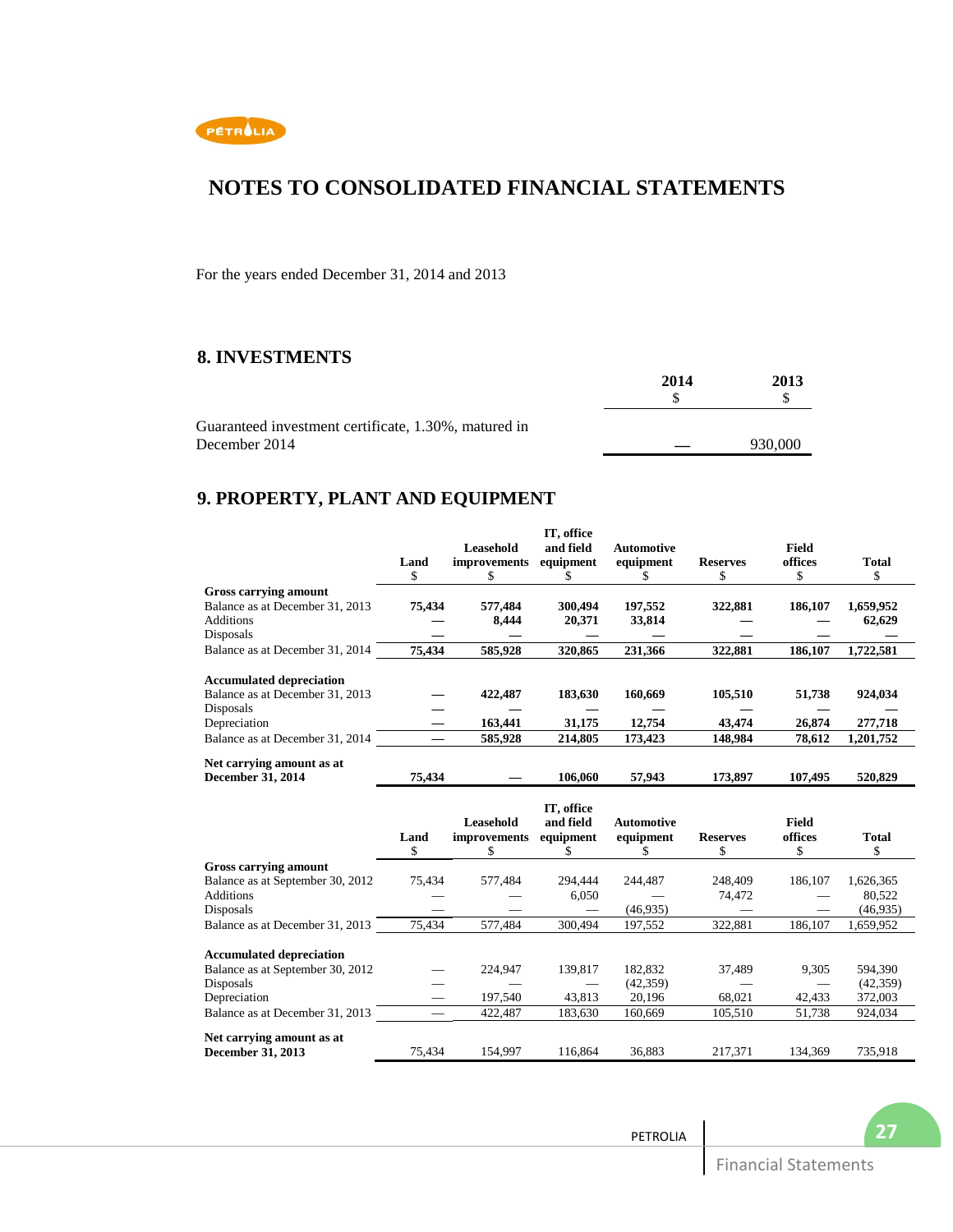# NOTES TO CONSOLIDATED FINANCIAL STATEMENTS

For the years ended December 31, 2014 and 2013

## 8. INVESTMENTS

| | 2014<br>$ | 2013<br>$ |
|---|---|---|
| Guaranteed investment certificate, 1.30%, matured in December 2014 | — | 930,000 |

## 9. PROPERTY, PLANT AND EQUIPMENT

| | Land<br>$ | Leasehold improvements<br>$ | IT, office and field equipment<br>$ | Automotive equipment<br>$ | Reserves<br>$ | Field offices<br>$ | Total<br>$ |
|---|---|---|---|---|---|---|---|
| **Gross carrying amount** | | | | | | | |
| Balance as at December 31, 2013 | **75,434** | **577,484** | **300,494** | **197,552** | **322,881** | **186,107** | **1,659,952** |
| Additions | **—** | **8,444** | **20,371** | **33,814** | **—** | **—** | **62,629** |
| Disposals | **—** | **—** | **—** | **—** | **—** | **—** | **—** |
| Balance as at December 31, 2014 | **75,434** | **585,928** | **320,865** | **231,366** | **322,881** | **186,107** | **1,722,581** |
| **Accumulated depreciation** | | | | | | | |
| Balance as at December 31, 2013 | **—** | **422,487** | **183,630** | **160,669** | **105,510** | **51,738** | **924,034** |
| Disposals | **—** | **—** | **—** | **—** | **—** | **—** | **—** |
| Depreciation | **—** | **163,441** | **31,175** | **12,754** | **43,474** | **26,874** | **277,718** |
| Balance as at December 31, 2014 | **—** | **585,928** | **214,805** | **173,423** | **148,984** | **78,612** | **1,201,752** |
| **Net carrying amount as at December 31, 2014** | **75,434** | **—** | **106,060** | **57,943** | **173,897** | **107,495** | **520,829** |

| | Land<br>$ | Leasehold improvements<br>$ | IT, office and field equipment<br>$ | Automotive equipment<br>$ | Reserves<br>$ | Field offices<br>$ | Total<br>$ |
|---|---|---|---|---|---|---|---|
| **Gross carrying amount** | | | | | | | |
| Balance as at September 30, 2012 | 75,434 | 577,484 | 294,444 | 244,487 | 248,409 | 186,107 | 1,626,365 |
| Additions | — | — | 6,050 | — | 74,472 | — | 80,522 |
| Disposals | — | — | — | (46,935) | — | — | (46,935) |
| Balance as at December 31, 2013 | 75,434 | 577,484 | 300,494 | 197,552 | 322,881 | 186,107 | 1,659,952 |
| **Accumulated depreciation** | | | | | | | |
| Balance as at September 30, 2012 | — | 224,947 | 139,817 | 182,832 | 37,489 | 9,305 | 594,390 |
| Disposals | — | — | — | (42,359) | — | — | (42,359) |
| Depreciation | — | 197,540 | 43,813 | 20,196 | 68,021 | 42,433 | 372,003 |
| Balance as at December 31, 2013 | — | 422,487 | 183,630 | 160,669 | 105,510 | 51,738 | 924,034 |
| **Net carrying amount as at December 31, 2013** | 75,434 | 154,997 | 116,864 | 36,883 | 217,371 | 134,369 | 735,918 |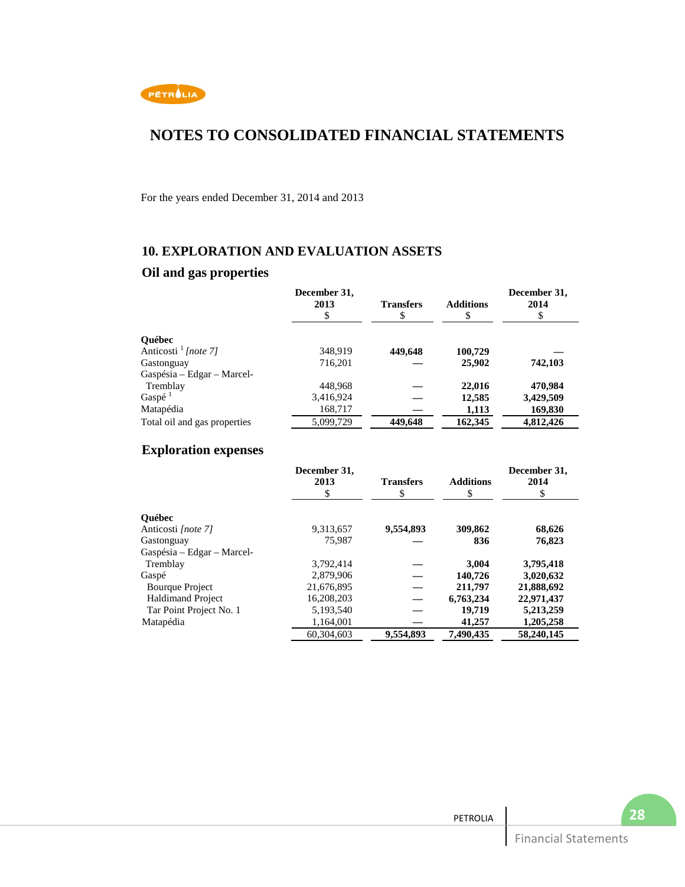# NOTES TO CONSOLIDATED FINANCIAL STATEMENTS

For the years ended December 31, 2014 and 2013

## 10. EXPLORATION AND EVALUATION ASSETS

### Oil and gas properties

| | December 31, 2013 $ | Transfers $ | Additions $ | December 31, 2014 $ |
|---|---|---|---|---|
| **Québec** | | | | |
| Anticosti [1] *[note 7]* | 348,919 | **449,648** | **100,729** | **—** |
| Gastonguay | 716,201 | **—** | **25,902** | **742,103** |
| Gaspésia – Edgar – Marcel-Tremblay | 448,968 | **—** | **22,016** | **470,984** |
| Gaspé [1] | 3,416,924 | **—** | **12,585** | **3,429,509** |
| Matapédia | 168,717 | **—** | **1,113** | **169,830** |
| Total oil and gas properties | 5,099,729 | **449,648** | **162,345** | **4,812,426** |

### Exploration expenses

| | December 31, 2013 $ | Transfers $ | Additions $ | December 31, 2014 $ |
|---|---|---|---|---|
| **Québec** | | | | |
| Anticosti *[note 7]* | 9,313,657 | **9,554,893** | **309,862** | **68,626** |
| Gastonguay | 75,987 | **—** | **836** | **76,823** |
| Gaspésia – Edgar – Marcel-Tremblay | 3,792,414 | **—** | **3,004** | **3,795,418** |
| Gaspé | 2,879,906 | **—** | **140,726** | **3,020,632** |
| Bourque Project | 21,676,895 | **—** | **211,797** | **21,888,692** |
| Haldimand Project | 16,208,203 | **—** | **6,763,234** | **22,971,437** |
| Tar Point Project No. 1 | 5,193,540 | **—** | **19,719** | **5,213,259** |
| Matapédia | 1,164,001 | **—** | **41,257** | **1,205,258** |
| | 60,304,603 | **9,554,893** | **7,490,435** | **58,240,145** |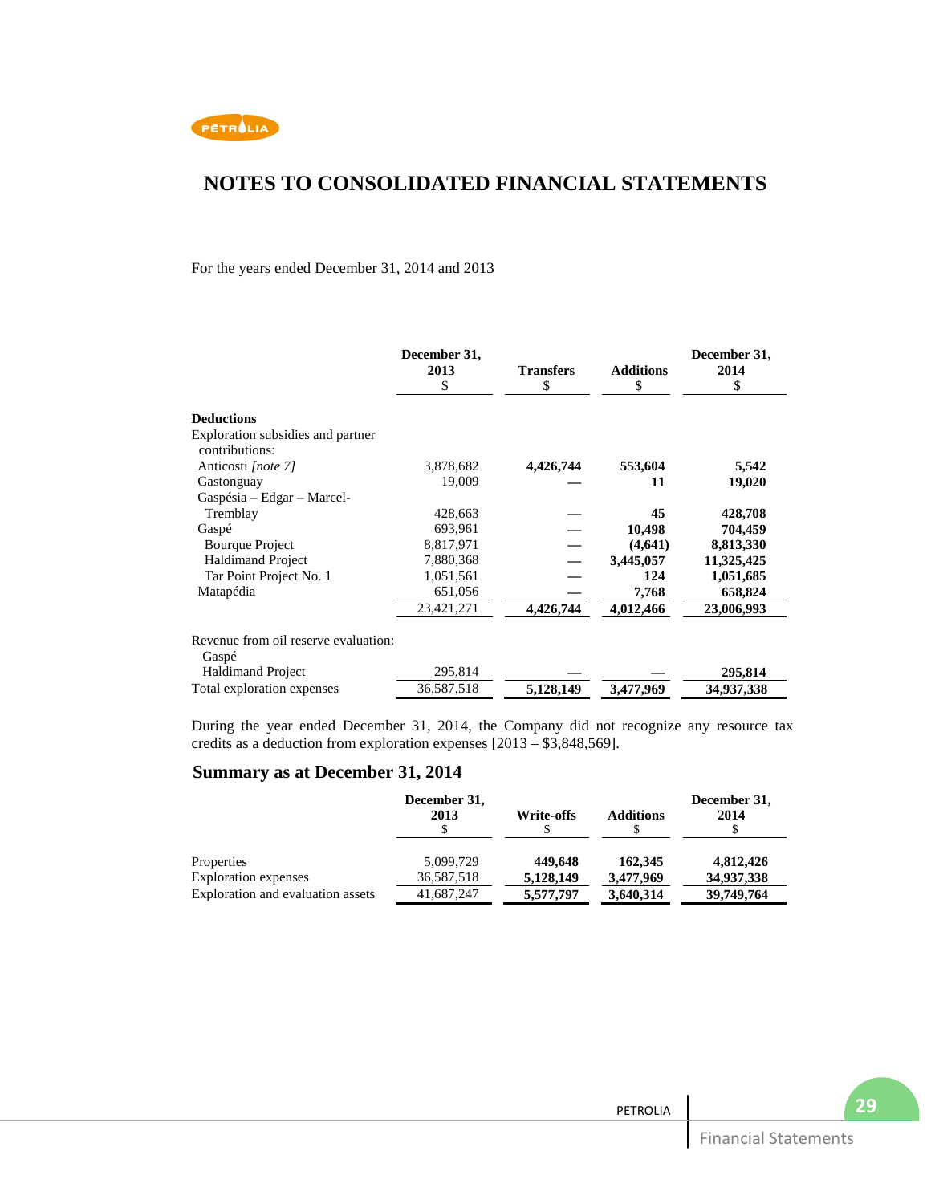# NOTES TO CONSOLIDATED FINANCIAL STATEMENTS

For the years ended December 31, 2014 and 2013

| | December 31, 2013 $ | Transfers $ | Additions $ | December 31, 2014 $ |
|---|---|---|---|---|
| **Deductions** | | | | |
| Exploration subsidies and partner contributions: | | | | |
| Anticosti *[note 7]* | 3,878,682 | **4,426,744** | **553,604** | **5,542** |
| Gastonguay | 19,009 | **—** | **11** | **19,020** |
| Gaspésia – Edgar – Marcel-Tremblay | 428,663 | **—** | **45** | **428,708** |
| Gaspé | 693,961 | **—** | **10,498** | **704,459** |
| Bourque Project | 8,817,971 | **—** | **(4,641)** | **8,813,330** |
| Haldimand Project | 7,880,368 | **—** | **3,445,057** | **11,325,425** |
| Tar Point Project No. 1 | 1,051,561 | **—** | **124** | **1,051,685** |
| Matapédia | 651,056 | **—** | **7,768** | **658,824** |
| | 23,421,271 | **4,426,744** | **4,012,466** | **23,006,993** |
| Revenue from oil reserve evaluation: | | | | |
| Gaspé | | | | |
| Haldimand Project | 295,814 | **—** | **—** | **295,814** |
| Total exploration expenses | 36,587,518 | **5,128,149** | **3,477,969** | **34,937,338** |

During the year ended December 31, 2014, the Company did not recognize any resource tax credits as a deduction from exploration expenses [2013 – $3,848,569].

## Summary as at December 31, 2014

| | December 31, 2013 $ | Write-offs $ | Additions $ | December 31, 2014 $ |
|---|---|---|---|---|
| Properties | 5,099,729 | **449,648** | **162,345** | **4,812,426** |
| Exploration expenses | 36,587,518 | **5,128,149** | **3,477,969** | **34,937,338** |
| Exploration and evaluation assets | 41,687,247 | **5,577,797** | **3,640,314** | **39,749,764** |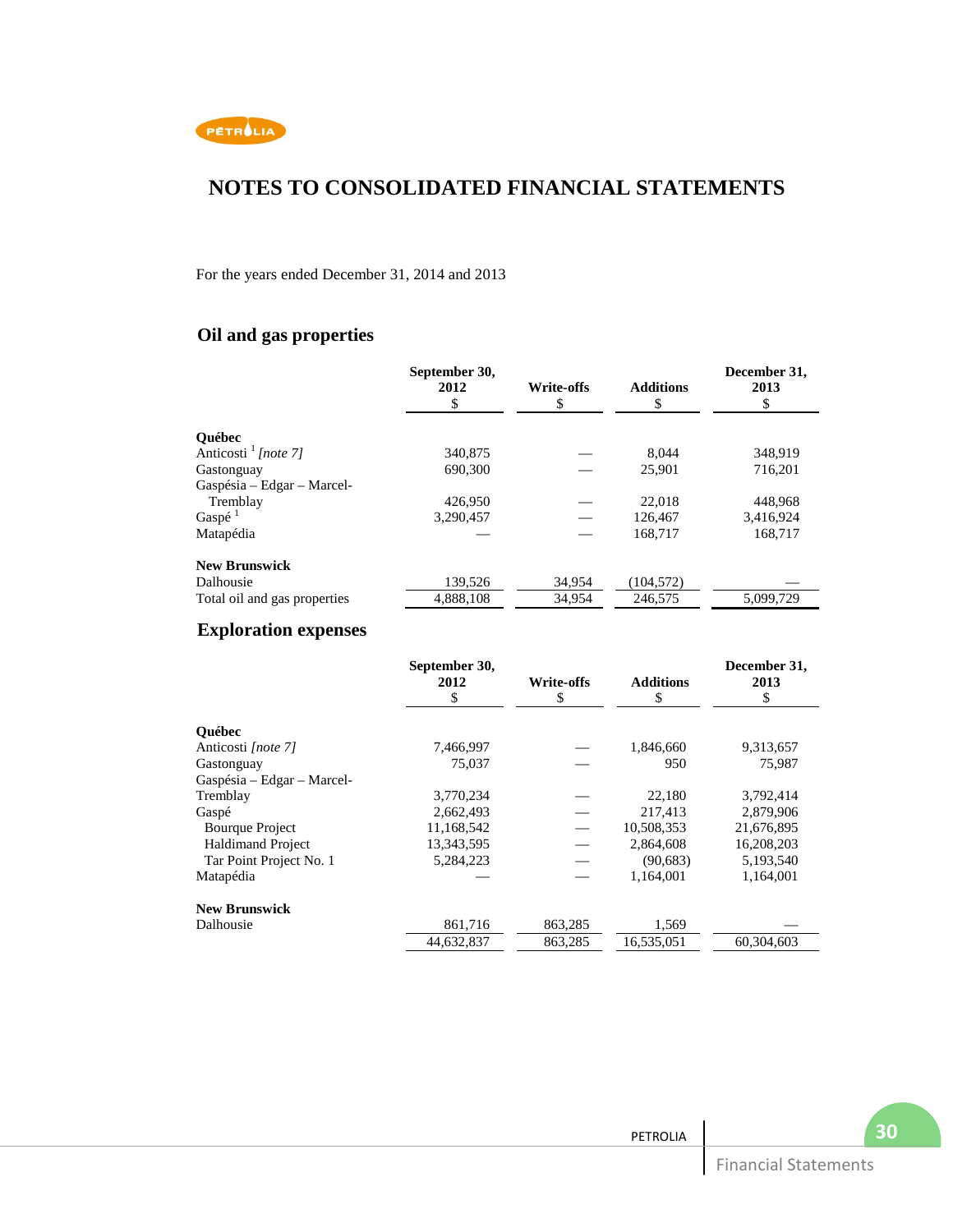# NOTES TO CONSOLIDATED FINANCIAL STATEMENTS

For the years ended December 31, 2014 and 2013

## Oil and gas properties

| | September 30, 2012 $ | Write-offs $ | Additions $ | December 31, 2013 $ |
|---|---|---|---|---|
| **Québec** | | | | |
| Anticosti [1] *[note 7]* | 340,875 | — | 8,044 | 348,919 |
| Gastonguay | 690,300 | — | 25,901 | 716,201 |
| Gaspésia – Edgar – Marcel-Tremblay | 426,950 | — | 22,018 | 448,968 |
| Gaspé [1] | 3,290,457 | — | 126,467 | 3,416,924 |
| Matapédia | — | — | 168,717 | 168,717 |
| **New Brunswick** | | | | |
| Dalhousie | 139,526 | 34,954 | (104,572) | — |
| Total oil and gas properties | 4,888,108 | 34,954 | 246,575 | 5,099,729 |

## Exploration expenses

| | September 30, 2012 $ | Write-offs $ | Additions $ | December 31, 2013 $ |
|---|---|---|---|---|
| **Québec** | | | | |
| Anticosti *[note 7]* | 7,466,997 | — | 1,846,660 | 9,313,657 |
| Gastonguay | 75,037 | — | 950 | 75,987 |
| Gaspésia – Edgar – Marcel-Tremblay | 3,770,234 | — | 22,180 | 3,792,414 |
| Gaspé | 2,662,493 | — | 217,413 | 2,879,906 |
| Bourque Project | 11,168,542 | — | 10,508,353 | 21,676,895 |
| Haldimand Project | 13,343,595 | — | 2,864,608 | 16,208,203 |
| Tar Point Project No. 1 | 5,284,223 | — | (90,683) | 5,193,540 |
| Matapédia | — | — | 1,164,001 | 1,164,001 |
| **New Brunswick** | | | | |
| Dalhousie | 861,716 | 863,285 | 1,569 | — |
| | 44,632,837 | 863,285 | 16,535,051 | 60,304,603 |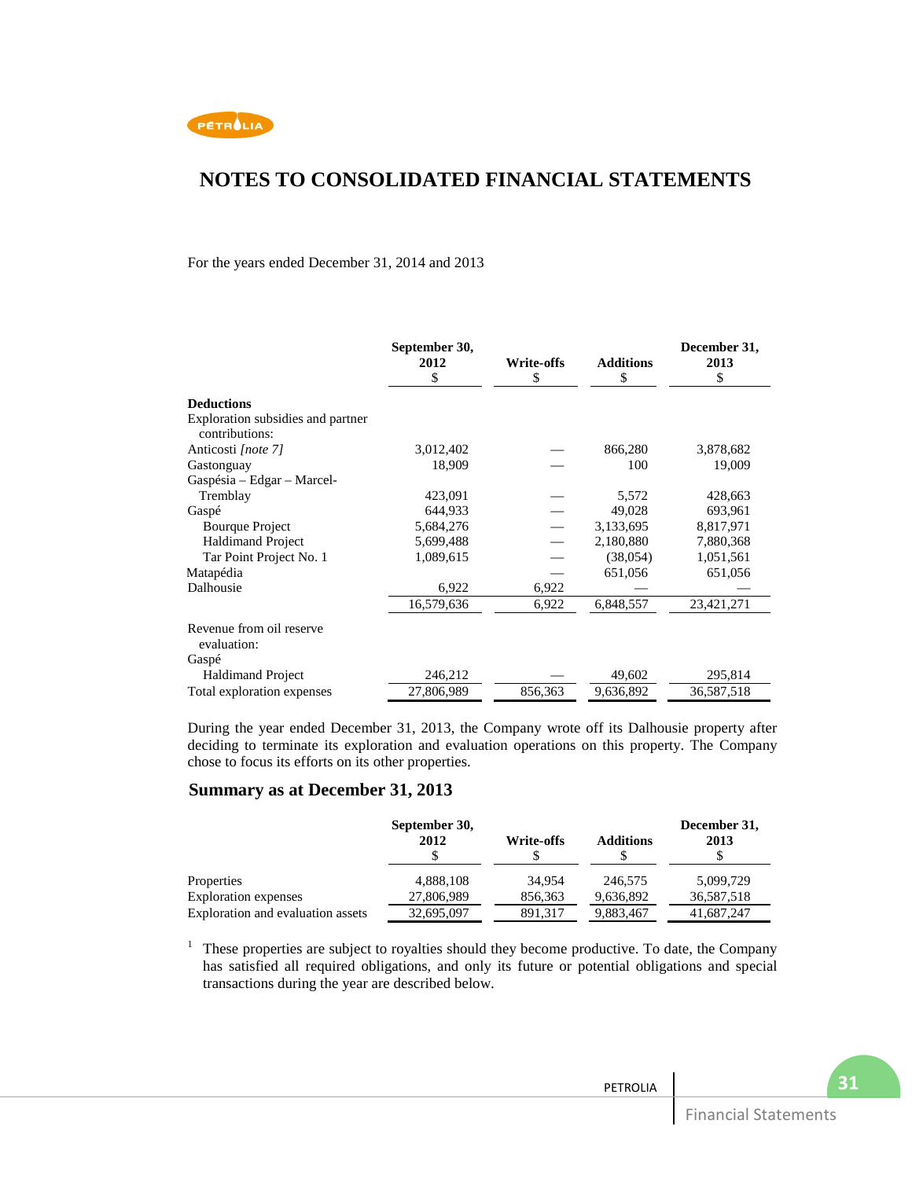# NOTES TO CONSOLIDATED FINANCIAL STATEMENTS

For the years ended December 31, 2014 and 2013

| | September 30, 2012 $ | Write-offs $ | Additions $ | December 31, 2013 $ |
|---|---|---|---|---|
| **Deductions** | | | | |
| Exploration subsidies and partner contributions: | | | | |
| Anticosti *[note 7]* | 3,012,402 | — | 866,280 | 3,878,682 |
| Gastonguay | 18,909 | — | 100 | 19,009 |
| Gaspésia – Edgar – Marcel-Tremblay | 423,091 | — | 5,572 | 428,663 |
| Gaspé | 644,933 | — | 49,028 | 693,961 |
| Bourque Project | 5,684,276 | — | 3,133,695 | 8,817,971 |
| Haldimand Project | 5,699,488 | — | 2,180,880 | 7,880,368 |
| Tar Point Project No. 1 | 1,089,615 | — | (38,054) | 1,051,561 |
| Matapédia | | — | 651,056 | 651,056 |
| Dalhousie | 6,922 | 6,922 | — | — |
| | 16,579,636 | 6,922 | 6,848,557 | 23,421,271 |
| Revenue from oil reserve evaluation: | | | | |
| Gaspé | | | | |
| Haldimand Project | 246,212 | — | 49,602 | 295,814 |
| Total exploration expenses | 27,806,989 | 856,363 | 9,636,892 | 36,587,518 |

During the year ended December 31, 2013, the Company wrote off its Dalhousie property after deciding to terminate its exploration and evaluation operations on this property. The Company chose to focus its efforts on its other properties.

## Summary as at December 31, 2013

| | September 30, 2012 $ | Write-offs $ | Additions $ | December 31, 2013 $ |
|---|---|---|---|---|
| Properties | 4,888,108 | 34,954 | 246,575 | 5,099,729 |
| Exploration expenses | 27,806,989 | 856,363 | 9,636,892 | 36,587,518 |
| Exploration and evaluation assets | 32,695,097 | 891,317 | 9,883,467 | 41,687,247 |

[1] These properties are subject to royalties should they become productive. To date, the Company has satisfied all required obligations, and only its future or potential obligations and special transactions during the year are described below.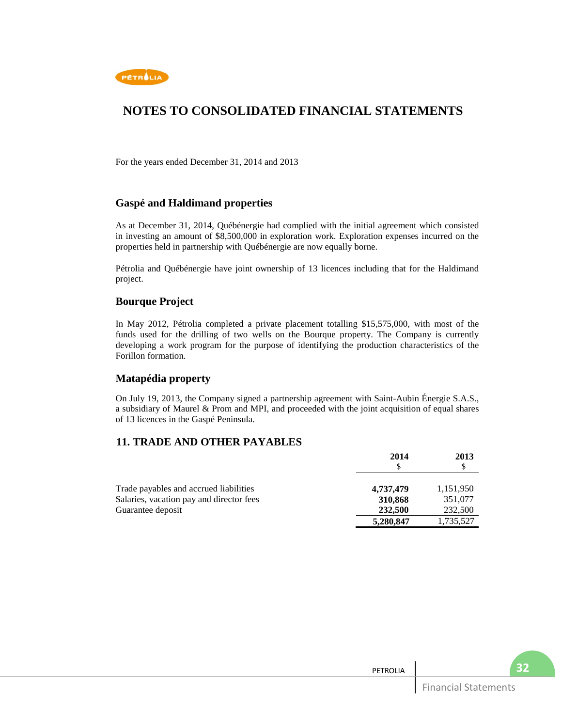# NOTES TO CONSOLIDATED FINANCIAL STATEMENTS

For the years ended December 31, 2014 and 2013

## Gaspé and Haldimand properties

As at December 31, 2014, Québénergie had complied with the initial agreement which consisted in investing an amount of $8,500,000 in exploration work. Exploration expenses incurred on the properties held in partnership with Québénergie are now equally borne.

Pétrolia and Québénergie have joint ownership of 13 licences including that for the Haldimand project.

## Bourque Project

In May 2012, Pétrolia completed a private placement totalling $15,575,000, with most of the funds used for the drilling of two wells on the Bourque property. The Company is currently developing a work program for the purpose of identifying the production characteristics of the Forillon formation.

## Matapédia property

On July 19, 2013, the Company signed a partnership agreement with Saint-Aubin Énergie S.A.S., a subsidiary of Maurel & Prom and MPI, and proceeded with the joint acquisition of equal shares of 13 licences in the Gaspé Peninsula.

## 11. TRADE AND OTHER PAYABLES

| | **2014** $ | **2013** $ |
|---|---|---|
| Trade payables and accrued liabilities | **4,737,479** | 1,151,950 |
| Salaries, vacation pay and director fees | **310,868** | 351,077 |
| Guarantee deposit | **232,500** | 232,500 |
| | **5,280,847** | 1,735,527 |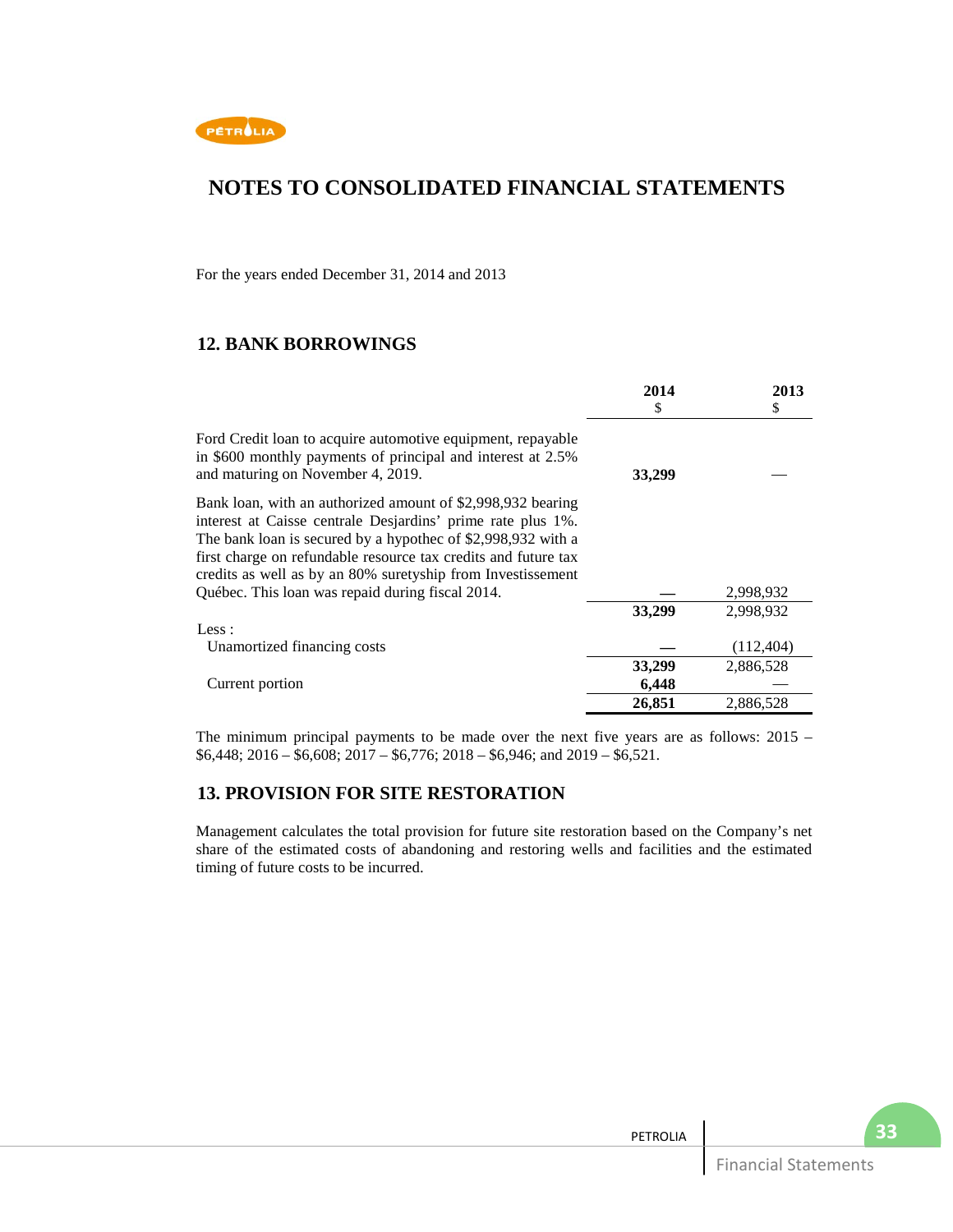# NOTES TO CONSOLIDATED FINANCIAL STATEMENTS

For the years ended December 31, 2014 and 2013

## 12. BANK BORROWINGS

| | 2014<br>$ | 2013<br>$ |
|---|---|---|
| Ford Credit loan to acquire automotive equipment, repayable in $600 monthly payments of principal and interest at 2.5% and maturing on November 4, 2019. | **33,299** | — |
| Bank loan, with an authorized amount of $2,998,932 bearing interest at Caisse centrale Desjardins' prime rate plus 1%. The bank loan is secured by a hypothec of $2,998,932 with a first charge on refundable resource tax credits and future tax credits as well as by an 80% suretyship from Investissement Québec. This loan was repaid during fiscal 2014. | **—** | 2,998,932 |
| | **33,299** | 2,998,932 |
| Less : | | |
| Unamortized financing costs | **—** | (112,404) |
| | **33,299** | 2,886,528 |
| Current portion | **6,448** | — |
| | **26,851** | 2,886,528 |

The minimum principal payments to be made over the next five years are as follows: 2015 – $6,448; 2016 – $6,608; 2017 – $6,776; 2018 – $6,946; and 2019 – $6,521.

## 13. PROVISION FOR SITE RESTORATION

Management calculates the total provision for future site restoration based on the Company's net share of the estimated costs of abandoning and restoring wells and facilities and the estimated timing of future costs to be incurred.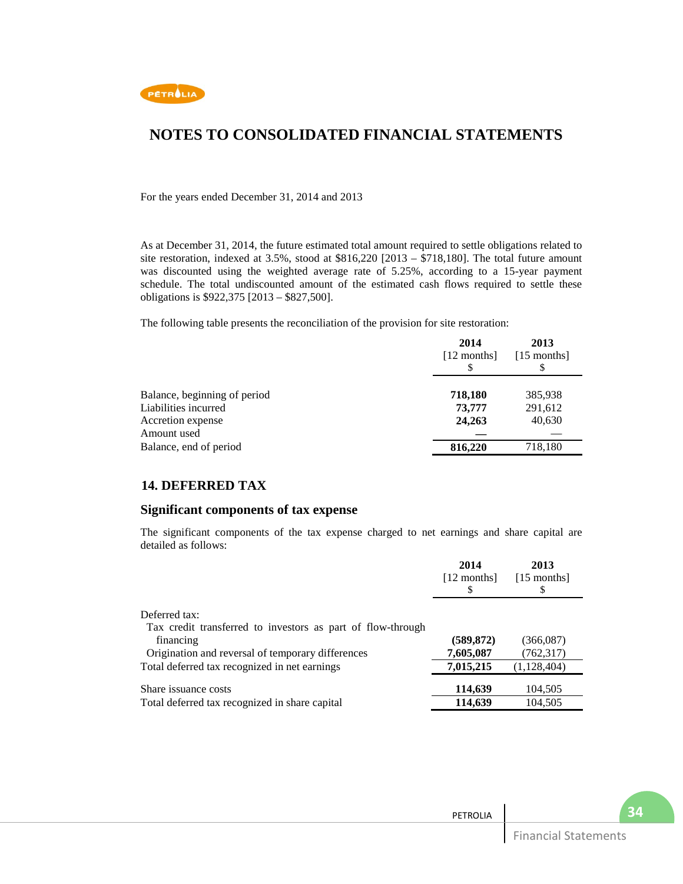# NOTES TO CONSOLIDATED FINANCIAL STATEMENTS

For the years ended December 31, 2014 and 2013

As at December 31, 2014, the future estimated total amount required to settle obligations related to site restoration, indexed at 3.5%, stood at $816,220 [2013 – $718,180]. The total future amount was discounted using the weighted average rate of 5.25%, according to a 15-year payment schedule. The total undiscounted amount of the estimated cash flows required to settle these obligations is $922,375 [2013 – $827,500].

The following table presents the reconciliation of the provision for site restoration:

| | 2014 [12 months] $ | 2013 [15 months] $ |
|---|---|---|
| Balance, beginning of period | **718,180** | 385,938 |
| Liabilities incurred | **73,777** | 291,612 |
| Accretion expense | **24,263** | 40,630 |
| Amount used | **—** | — |
| Balance, end of period | **816,220** | 718,180 |

## 14. DEFERRED TAX

### Significant components of tax expense

The significant components of the tax expense charged to net earnings and share capital are detailed as follows:

| | 2014 [12 months] $ | 2013 [15 months] $ |
|---|---|---|
| Deferred tax: | | |
| Tax credit transferred to investors as part of flow-through financing | **(589,872)** | (366,087) |
| Origination and reversal of temporary differences | **7,605,087** | (762,317) |
| Total deferred tax recognized in net earnings | **7,015,215** | (1,128,404) |
| Share issuance costs | **114,639** | 104,505 |
| Total deferred tax recognized in share capital | **114,639** | 104,505 |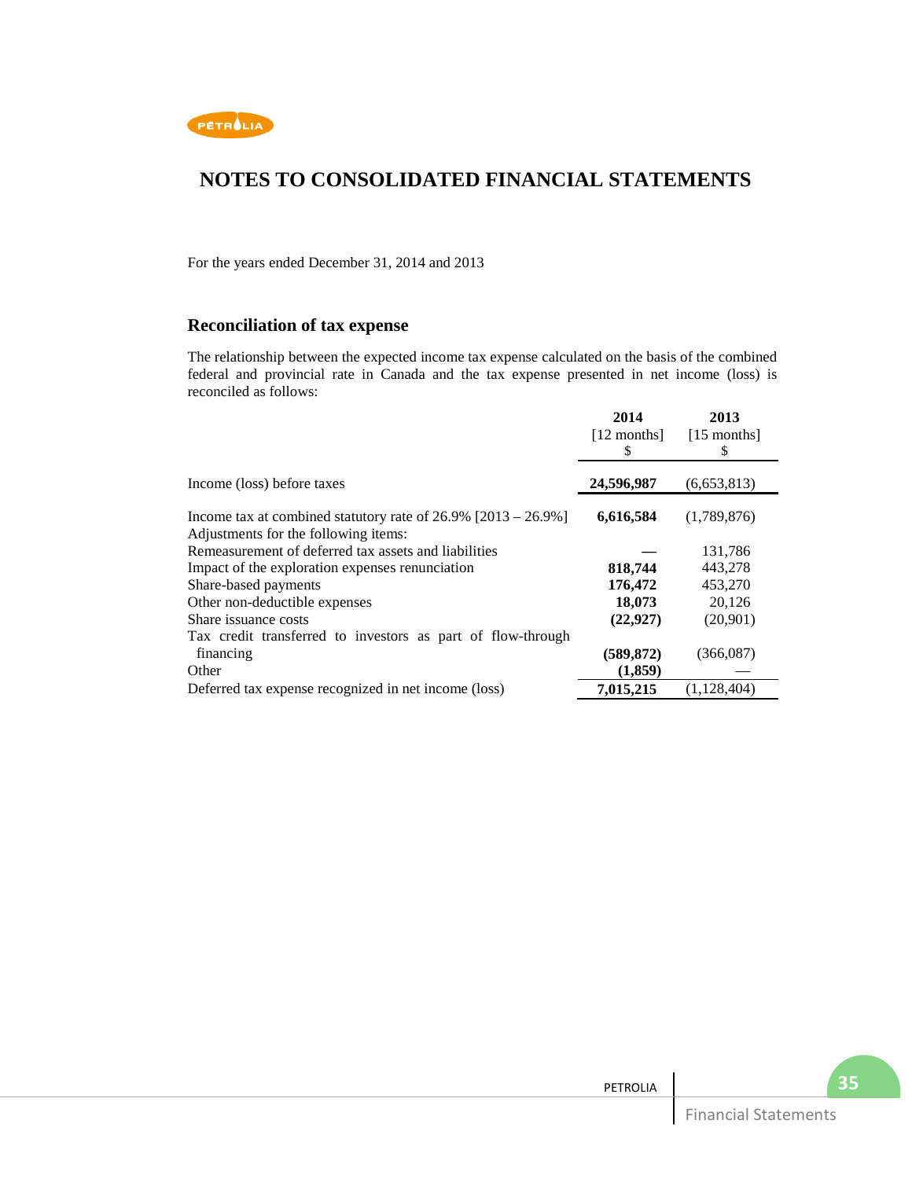# NOTES TO CONSOLIDATED FINANCIAL STATEMENTS

For the years ended December 31, 2014 and 2013

## Reconciliation of tax expense

The relationship between the expected income tax expense calculated on the basis of the combined federal and provincial rate in Canada and the tax expense presented in net income (loss) is reconciled as follows:

| | 2014 [12 months] $ | 2013 [15 months] $ |
|---|---|---|
| Income (loss) before taxes | **24,596,987** | (6,653,813) |
| Income tax at combined statutory rate of 26.9% [2013 – 26.9%] | **6,616,584** | (1,789,876) |
| Adjustments for the following items: | | |
| Remeasurement of deferred tax assets and liabilities | **—** | 131,786 |
| Impact of the exploration expenses renunciation | **818,744** | 443,278 |
| Share-based payments | **176,472** | 453,270 |
| Other non-deductible expenses | **18,073** | 20,126 |
| Share issuance costs | **(22,927)** | (20,901) |
| Tax credit transferred to investors as part of flow-through financing | **(589,872)** | (366,087) |
| Other | **(1,859)** | — |
| Deferred tax expense recognized in net income (loss) | **7,015,215** | (1,128,404) |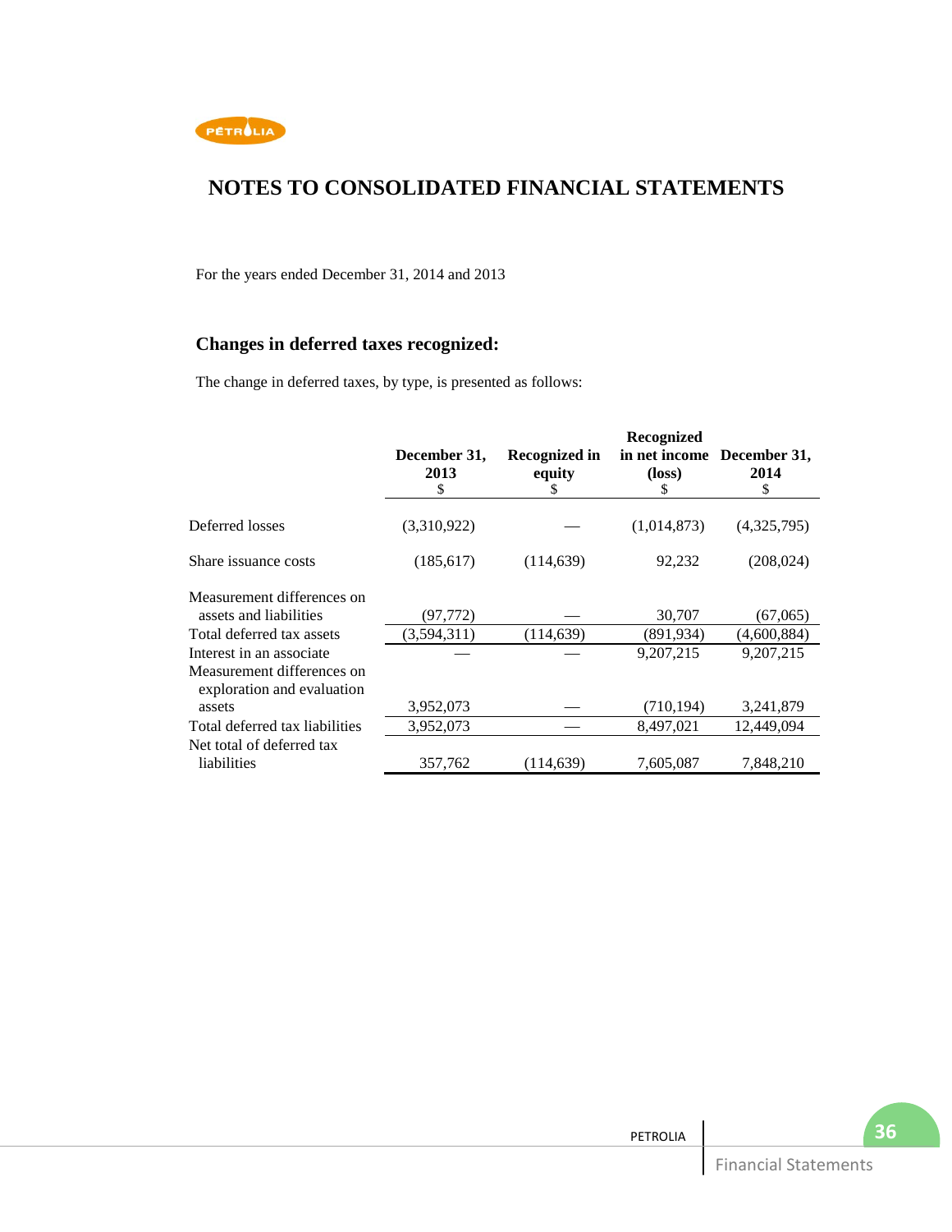# NOTES TO CONSOLIDATED FINANCIAL STATEMENTS

For the years ended December 31, 2014 and 2013

### Changes in deferred taxes recognized:

The change in deferred taxes, by type, is presented as follows:

| | December 31, 2013 $ | Recognized in equity $ | Recognized in net income (loss) $ | December 31, 2014 $ |
|---|---|---|---|---|
| Deferred losses | (3,310,922) | — | (1,014,873) | (4,325,795) |
| Share issuance costs | (185,617) | (114,639) | 92,232 | (208,024) |
| Measurement differences on assets and liabilities | (97,772) | — | 30,707 | (67,065) |
| Total deferred tax assets | (3,594,311) | (114,639) | (891,934) | (4,600,884) |
| Interest in an associate | — | — | 9,207,215 | 9,207,215 |
| Measurement differences on exploration and evaluation assets | 3,952,073 | — | (710,194) | 3,241,879 |
| Total deferred tax liabilities | 3,952,073 | — | 8,497,021 | 12,449,094 |
| Net total of deferred tax liabilities | 357,762 | (114,639) | 7,605,087 | 7,848,210 |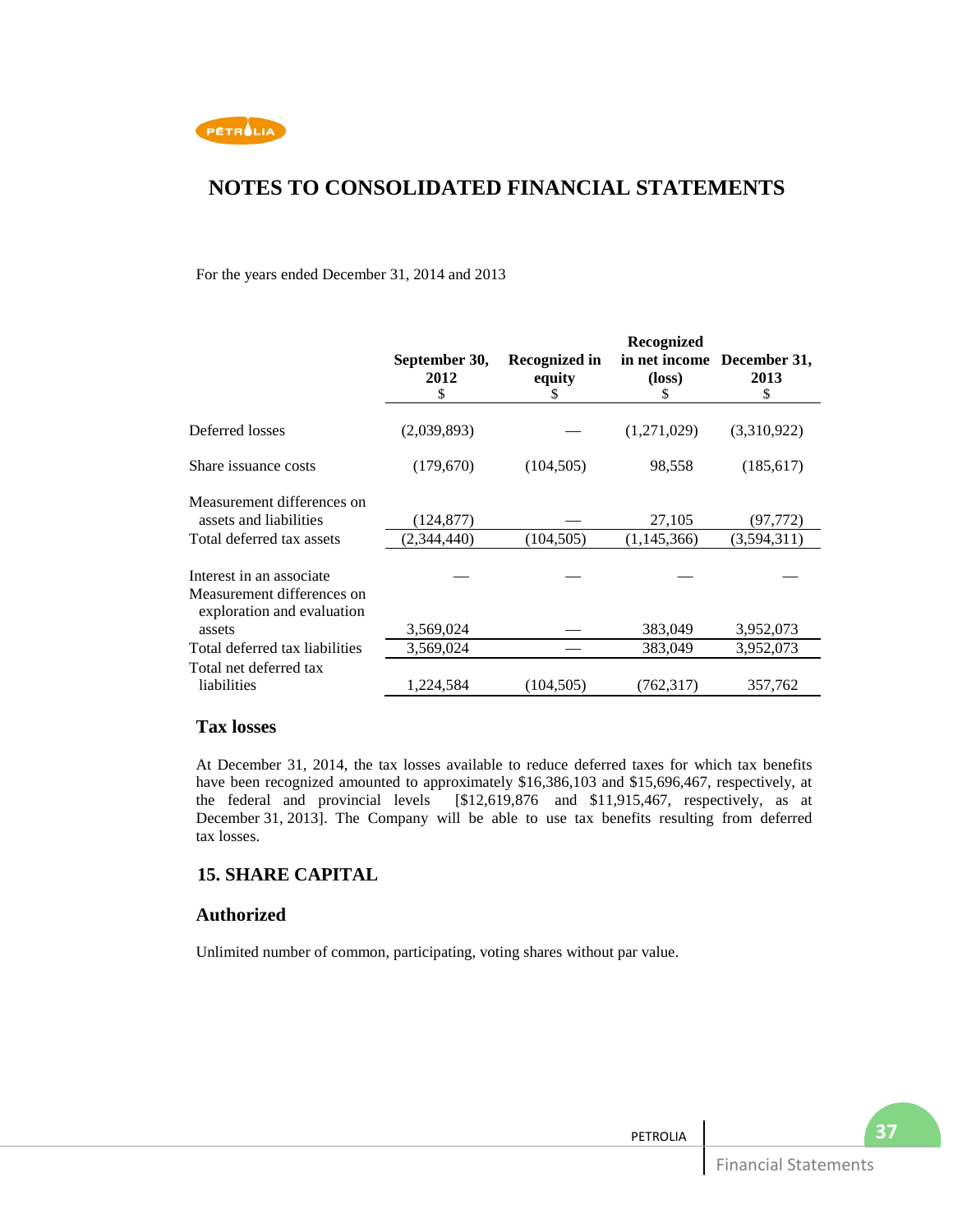# NOTES TO CONSOLIDATED FINANCIAL STATEMENTS

For the years ended December 31, 2014 and 2013

| | September 30, 2012 $ | Recognized in equity $ | Recognized in net income (loss) $ | December 31, 2013 $ |
|---|---|---|---|---|
| Deferred losses | (2,039,893) | — | (1,271,029) | (3,310,922) |
| Share issuance costs | (179,670) | (104,505) | 98,558 | (185,617) |
| Measurement differences on assets and liabilities | (124,877) | — | 27,105 | (97,772) |
| Total deferred tax assets | (2,344,440) | (104,505) | (1,145,366) | (3,594,311) |
| Interest in an associate | — | — | — | — |
| Measurement differences on exploration and evaluation assets | 3,569,024 | — | 383,049 | 3,952,073 |
| Total deferred tax liabilities | 3,569,024 | — | 383,049 | 3,952,073 |
| Total net deferred tax liabilities | 1,224,584 | (104,505) | (762,317) | 357,762 |

### Tax losses

At December 31, 2014, the tax losses available to reduce deferred taxes for which tax benefits have been recognized amounted to approximately $16,386,103 and $15,696,467, respectively, at the federal and provincial levels [$12,619,876 and $11,915,467, respectively, as at December 31, 2013]. The Company will be able to use tax benefits resulting from deferred tax losses.

## 15. SHARE CAPITAL

### Authorized

Unlimited number of common, participating, voting shares without par value.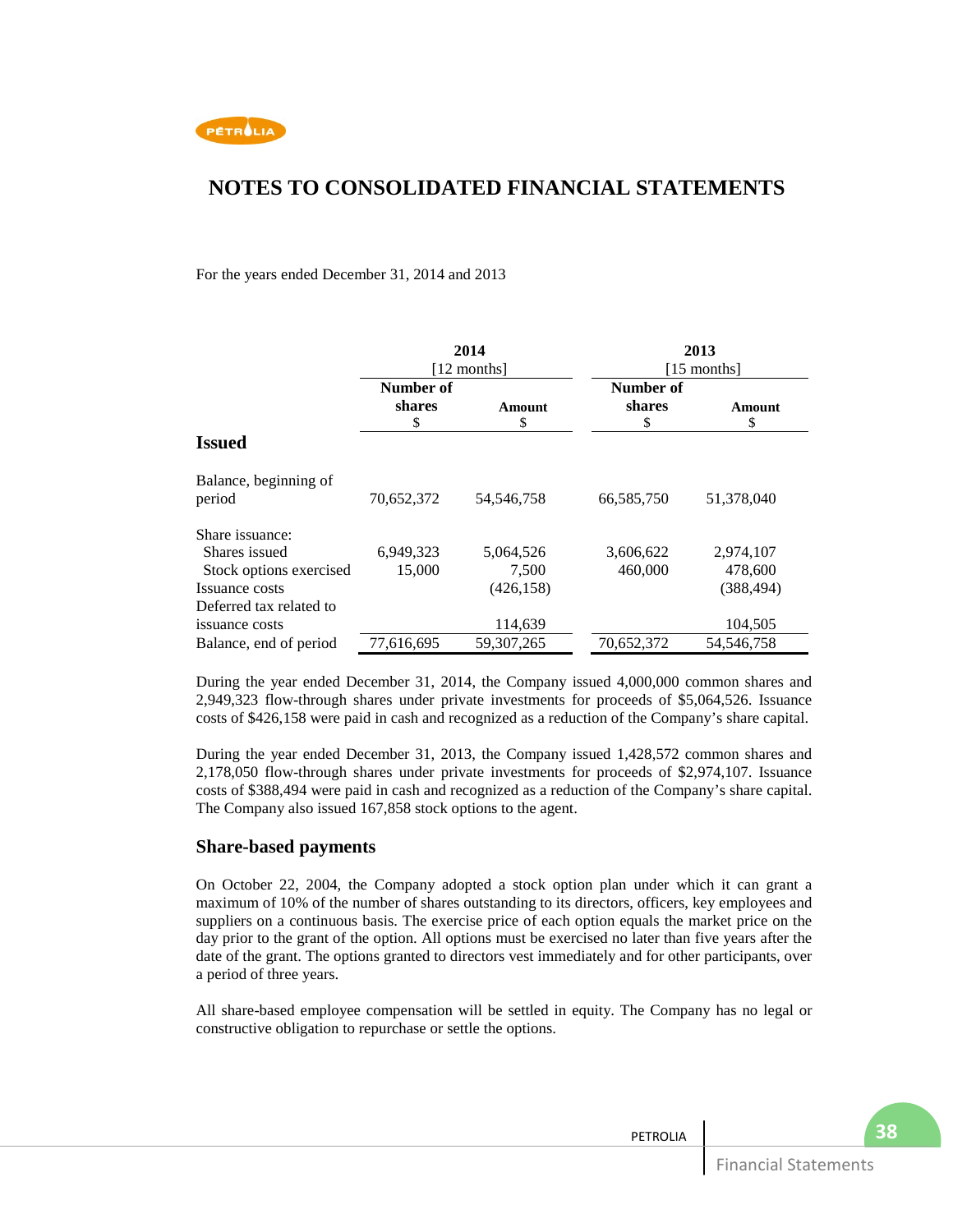# NOTES TO CONSOLIDATED FINANCIAL STATEMENTS

For the years ended December 31, 2014 and 2013

| | 2014 [12 months] | | 2013 [15 months] | |
|---|---|---|---|---|
| | Number of shares $ | Amount $ | Number of shares $ | Amount $ |
| **Issued** | | | | |
| Balance, beginning of period | 70,652,372 | 54,546,758 | 66,585,750 | 51,378,040 |
| Share issuance: | | | | |
| Shares issued | 6,949,323 | 5,064,526 | 3,606,622 | 2,974,107 |
| Stock options exercised | 15,000 | 7,500 | 460,000 | 478,600 |
| Issuance costs | | (426,158) | | (388,494) |
| Deferred tax related to issuance costs | | 114,639 | | 104,505 |
| Balance, end of period | 77,616,695 | 59,307,265 | 70,652,372 | 54,546,758 |

During the year ended December 31, 2014, the Company issued 4,000,000 common shares and 2,949,323 flow-through shares under private investments for proceeds of $5,064,526. Issuance costs of $426,158 were paid in cash and recognized as a reduction of the Company's share capital.

During the year ended December 31, 2013, the Company issued 1,428,572 common shares and 2,178,050 flow-through shares under private investments for proceeds of $2,974,107. Issuance costs of $388,494 were paid in cash and recognized as a reduction of the Company's share capital. The Company also issued 167,858 stock options to the agent.

## Share-based payments

On October 22, 2004, the Company adopted a stock option plan under which it can grant a maximum of 10% of the number of shares outstanding to its directors, officers, key employees and suppliers on a continuous basis. The exercise price of each option equals the market price on the day prior to the grant of the option. All options must be exercised no later than five years after the date of the grant. The options granted to directors vest immediately and for other participants, over a period of three years.

All share-based employee compensation will be settled in equity. The Company has no legal or constructive obligation to repurchase or settle the options.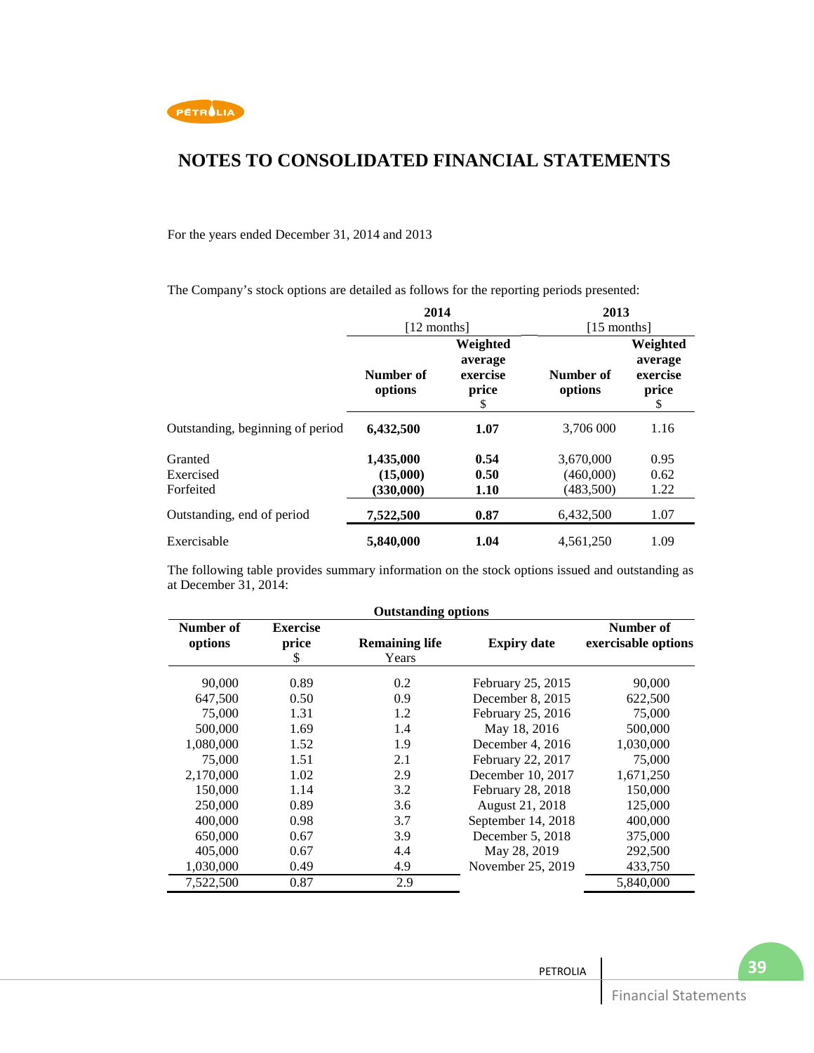# NOTES TO CONSOLIDATED FINANCIAL STATEMENTS

For the years ended December 31, 2014 and 2013

The Company's stock options are detailed as follows for the reporting periods presented:

| | 2014 [12 months] | | 2013 [15 months] | |
|---|---|---|---|---|
| | **Number of options** | **Weighted average exercise price** $ | **Number of options** | **Weighted average exercise price** $ |
| Outstanding, beginning of period | **6,432,500** | **1.07** | 3,706 000 | 1.16 |
| Granted | **1,435,000** | **0.54** | 3,670,000 | 0.95 |
| Exercised | **(15,000)** | **0.50** | (460,000) | 0.62 |
| Forfeited | **(330,000)** | **1.10** | (483,500) | 1.22 |
| Outstanding, end of period | **7,522,500** | **0.87** | 6,432,500 | 1.07 |
| Exercisable | **5,840,000** | **1.04** | 4,561,250 | 1.09 |

The following table provides summary information on the stock options issued and outstanding as at December 31, 2014:

| Outstanding options | | | | |
|---|---|---|---|---|
| **Number of options** | **Exercise price** $ | **Remaining life** Years | **Expiry date** | **Number of exercisable options** |
| 90,000 | 0.89 | 0.2 | February 25, 2015 | 90,000 |
| 647,500 | 0.50 | 0.9 | December 8, 2015 | 622,500 |
| 75,000 | 1.31 | 1.2 | February 25, 2016 | 75,000 |
| 500,000 | 1.69 | 1.4 | May 18, 2016 | 500,000 |
| 1,080,000 | 1.52 | 1.9 | December 4, 2016 | 1,030,000 |
| 75,000 | 1.51 | 2.1 | February 22, 2017 | 75,000 |
| 2,170,000 | 1.02 | 2.9 | December 10, 2017 | 1,671,250 |
| 150,000 | 1.14 | 3.2 | February 28, 2018 | 150,000 |
| 250,000 | 0.89 | 3.6 | August 21, 2018 | 125,000 |
| 400,000 | 0.98 | 3.7 | September 14, 2018 | 400,000 |
| 650,000 | 0.67 | 3.9 | December 5, 2018 | 375,000 |
| 405,000 | 0.67 | 4.4 | May 28, 2019 | 292,500 |
| 1,030,000 | 0.49 | 4.9 | November 25, 2019 | 433,750 |
| 7,522,500 | 0.87 | 2.9 | | 5,840,000 |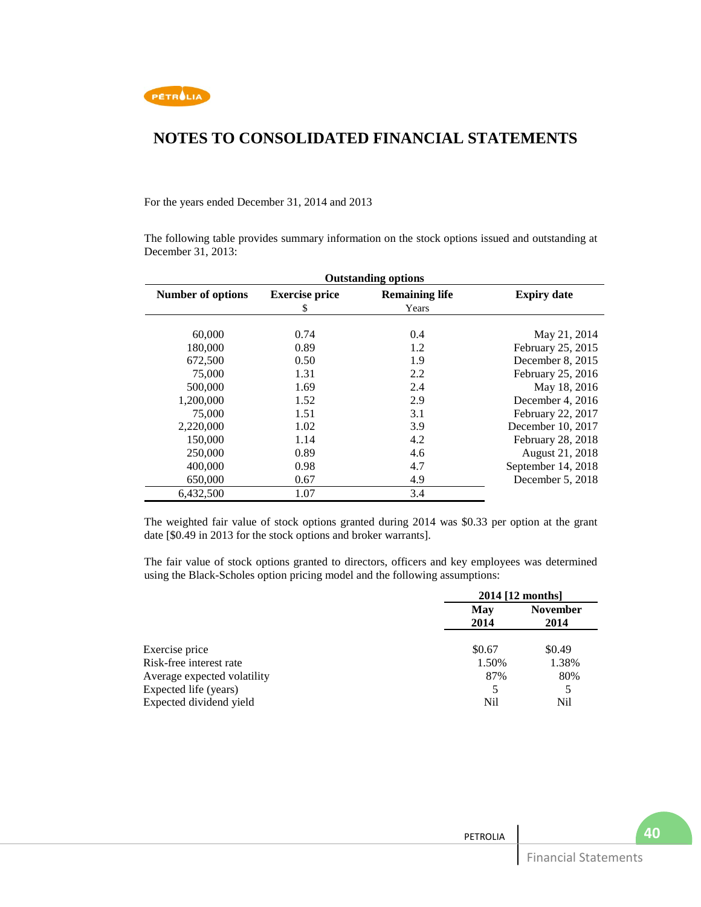# NOTES TO CONSOLIDATED FINANCIAL STATEMENTS

For the years ended December 31, 2014 and 2013

The following table provides summary information on the stock options issued and outstanding at December 31, 2013:

| Outstanding options | | | |
|---|---|---|---|
| **Number of options** | **Exercise price** $ | **Remaining life** Years | **Expiry date** |
| 60,000 | 0.74 | 0.4 | May 21, 2014 |
| 180,000 | 0.89 | 1.2 | February 25, 2015 |
| 672,500 | 0.50 | 1.9 | December 8, 2015 |
| 75,000 | 1.31 | 2.2 | February 25, 2016 |
| 500,000 | 1.69 | 2.4 | May 18, 2016 |
| 1,200,000 | 1.52 | 2.9 | December 4, 2016 |
| 75,000 | 1.51 | 3.1 | February 22, 2017 |
| 2,220,000 | 1.02 | 3.9 | December 10, 2017 |
| 150,000 | 1.14 | 4.2 | February 28, 2018 |
| 250,000 | 0.89 | 4.6 | August 21, 2018 |
| 400,000 | 0.98 | 4.7 | September 14, 2018 |
| 650,000 | 0.67 | 4.9 | December 5, 2018 |
| 6,432,500 | 1.07 | 3.4 | |

The weighted fair value of stock options granted during 2014 was $0.33 per option at the grant date [$0.49 in 2013 for the stock options and broker warrants].

The fair value of stock options granted to directors, officers and key employees was determined using the Black-Scholes option pricing model and the following assumptions:

| | 2014 [12 months] | |
|---|---|---|
| | **May 2014** | **November 2014** |
| Exercise price | $0.67 | $0.49 |
| Risk-free interest rate | 1.50% | 1.38% |
| Average expected volatility | 87% | 80% |
| Expected life (years) | 5 | 5 |
| Expected dividend yield | Nil | Nil |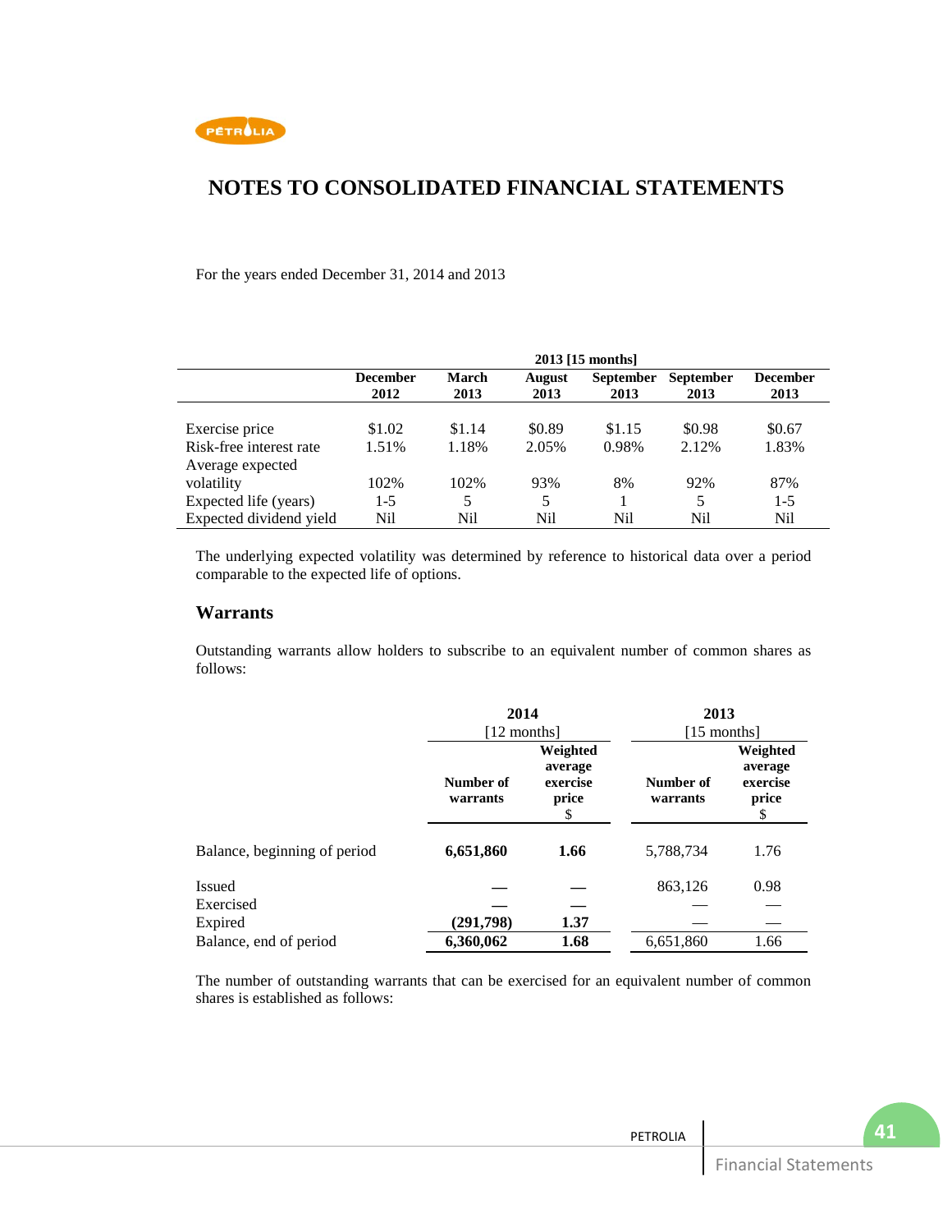# NOTES TO CONSOLIDATED FINANCIAL STATEMENTS

For the years ended December 31, 2014 and 2013

| | 2013 [15 months] | | | | | |
|---|---|---|---|---|---|---|
| | **December 2012** | **March 2013** | **August 2013** | **September 2013** | **September 2013** | **December 2013** |
| Exercise price | $1.02 | $1.14 | $0.89 | $1.15 | $0.98 | $0.67 |
| Risk-free interest rate | 1.51% | 1.18% | 2.05% | 0.98% | 2.12% | 1.83% |
| Average expected volatility | 102% | 102% | 93% | 8% | 92% | 87% |
| Expected life (years) | 1-5 | 5 | 5 | 1 | 5 | 1-5 |
| Expected dividend yield | Nil | Nil | Nil | Nil | Nil | Nil |

The underlying expected volatility was determined by reference to historical data over a period comparable to the expected life of options.

## Warrants

Outstanding warrants allow holders to subscribe to an equivalent number of common shares as follows:

| | **2014** [12 months] | | **2013** [15 months] | |
|---|---|---|---|---|
| | **Number of warrants** | **Weighted average exercise price** $ | **Number of warrants** | **Weighted average exercise price** $ |
| Balance, beginning of period | **6,651,860** | **1.66** | 5,788,734 | 1.76 |
| Issued | **—** | **—** | 863,126 | 0.98 |
| Exercised | **—** | **—** | — | — |
| Expired | **(291,798)** | **1.37** | — | — |
| Balance, end of period | **6,360,062** | **1.68** | 6,651,860 | 1.66 |

The number of outstanding warrants that can be exercised for an equivalent number of common shares is established as follows: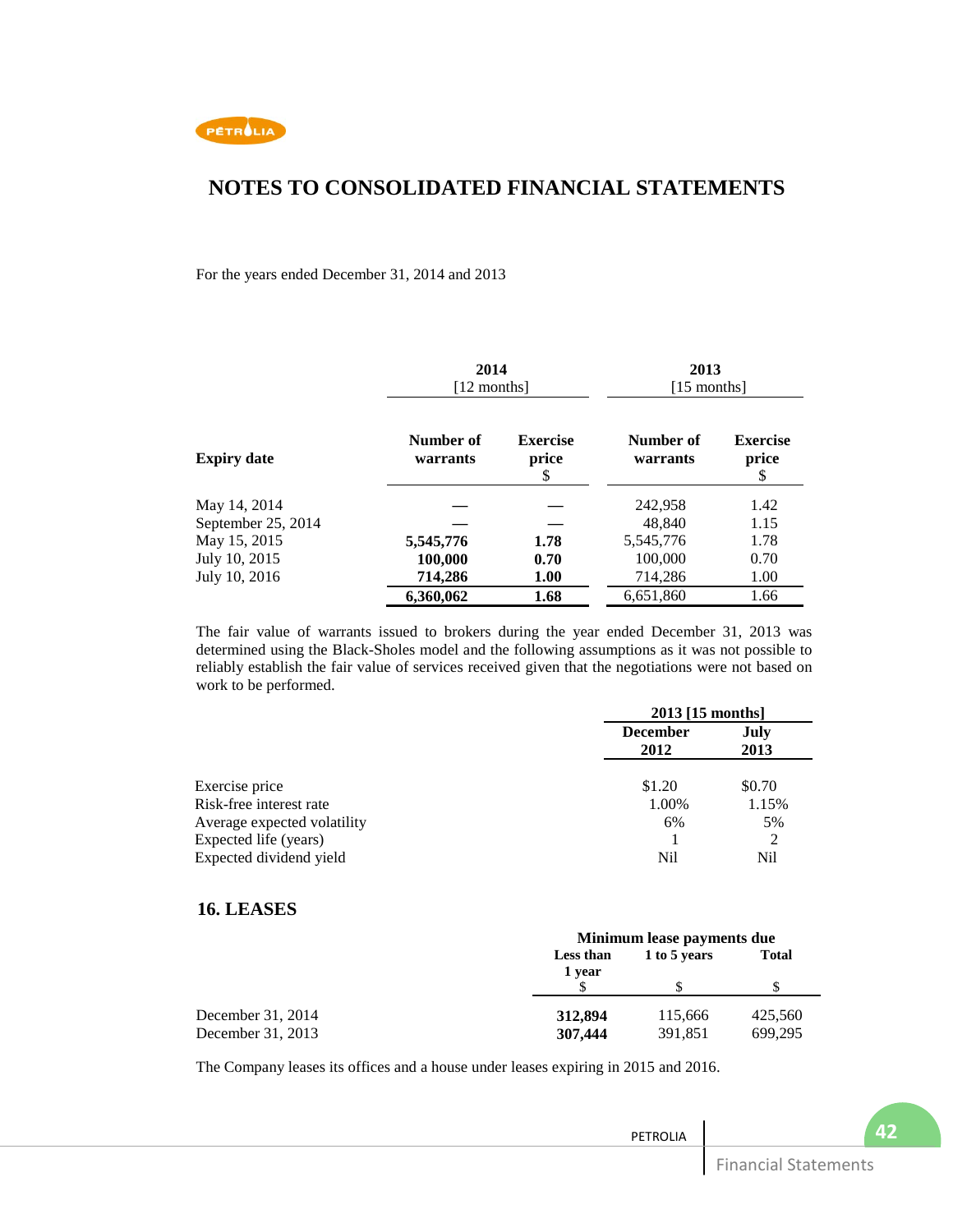# NOTES TO CONSOLIDATED FINANCIAL STATEMENTS

For the years ended December 31, 2014 and 2013

| | 2014 [12 months] | | 2013 [15 months] | |
|---|---|---|---|---|
| **Expiry date** | **Number of warrants** | **Exercise price $** | **Number of warrants** | **Exercise price $** |
| May 14, 2014 | — | — | 242,958 | 1.42 |
| September 25, 2014 | — | — | 48,840 | 1.15 |
| May 15, 2015 | **5,545,776** | **1.78** | 5,545,776 | 1.78 |
| July 10, 2015 | **100,000** | **0.70** | 100,000 | 0.70 |
| July 10, 2016 | **714,286** | **1.00** | 714,286 | 1.00 |
| | **6,360,062** | **1.68** | 6,651,860 | 1.66 |

The fair value of warrants issued to brokers during the year ended December 31, 2013 was determined using the Black-Sholes model and the following assumptions as it was not possible to reliably establish the fair value of services received given that the negotiations were not based on work to be performed.

| | 2013 [15 months] | |
|---|---|---|
| | **December 2012** | **July 2013** |
| Exercise price | $1.20 | $0.70 |
| Risk-free interest rate | 1.00% | 1.15% |
| Average expected volatility | 6% | 5% |
| Expected life (years) | 1 | 2 |
| Expected dividend yield | Nil | Nil |

## 16. LEASES

| | Minimum lease payments due | | |
|---|---|---|---|
| | **Less than 1 year $** | **1 to 5 years $** | **Total $** |
| December 31, 2014 | **312,894** | 115,666 | 425,560 |
| December 31, 2013 | **307,444** | 391,851 | 699,295 |

The Company leases its offices and a house under leases expiring in 2015 and 2016.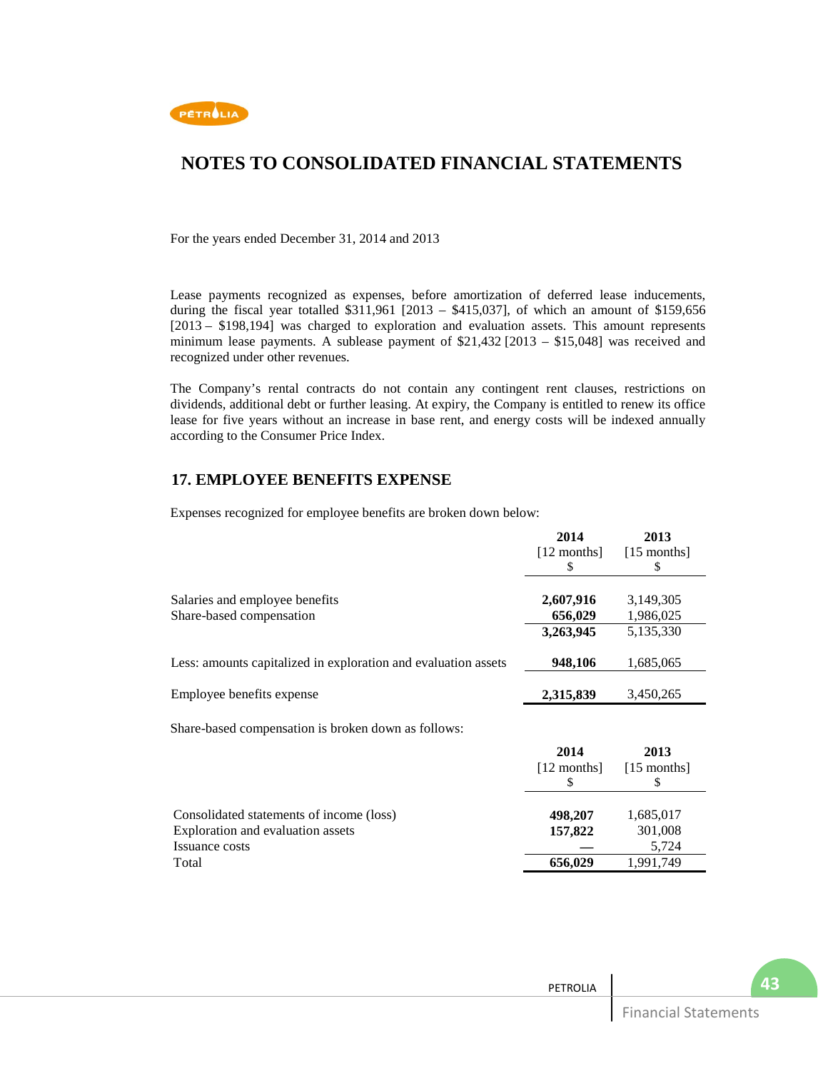# NOTES TO CONSOLIDATED FINANCIAL STATEMENTS

For the years ended December 31, 2014 and 2013

Lease payments recognized as expenses, before amortization of deferred lease inducements, during the fiscal year totalled $311,961 [2013 – $415,037], of which an amount of $159,656 [2013 – $198,194] was charged to exploration and evaluation assets. This amount represents minimum lease payments. A sublease payment of $21,432 [2013 – $15,048] was received and recognized under other revenues.

The Company's rental contracts do not contain any contingent rent clauses, restrictions on dividends, additional debt or further leasing. At expiry, the Company is entitled to renew its office lease for five years without an increase in base rent, and energy costs will be indexed annually according to the Consumer Price Index.

## 17. EMPLOYEE BENEFITS EXPENSE

Expenses recognized for employee benefits are broken down below:

| | 2014 [12 months] $ | 2013 [15 months] $ |
|---|---|---|
| Salaries and employee benefits | **2,607,916** | 3,149,305 |
| Share-based compensation | **656,029** | 1,986,025 |
| | **3,263,945** | 5,135,330 |
| Less: amounts capitalized in exploration and evaluation assets | **948,106** | 1,685,065 |
| Employee benefits expense | **2,315,839** | 3,450,265 |

Share-based compensation is broken down as follows:

| | 2014 [12 months] $ | 2013 [15 months] $ |
|---|---|---|
| Consolidated statements of income (loss) | **498,207** | 1,685,017 |
| Exploration and evaluation assets | **157,822** | 301,008 |
| Issuance costs | **—** | 5,724 |
| Total | **656,029** | 1,991,749 |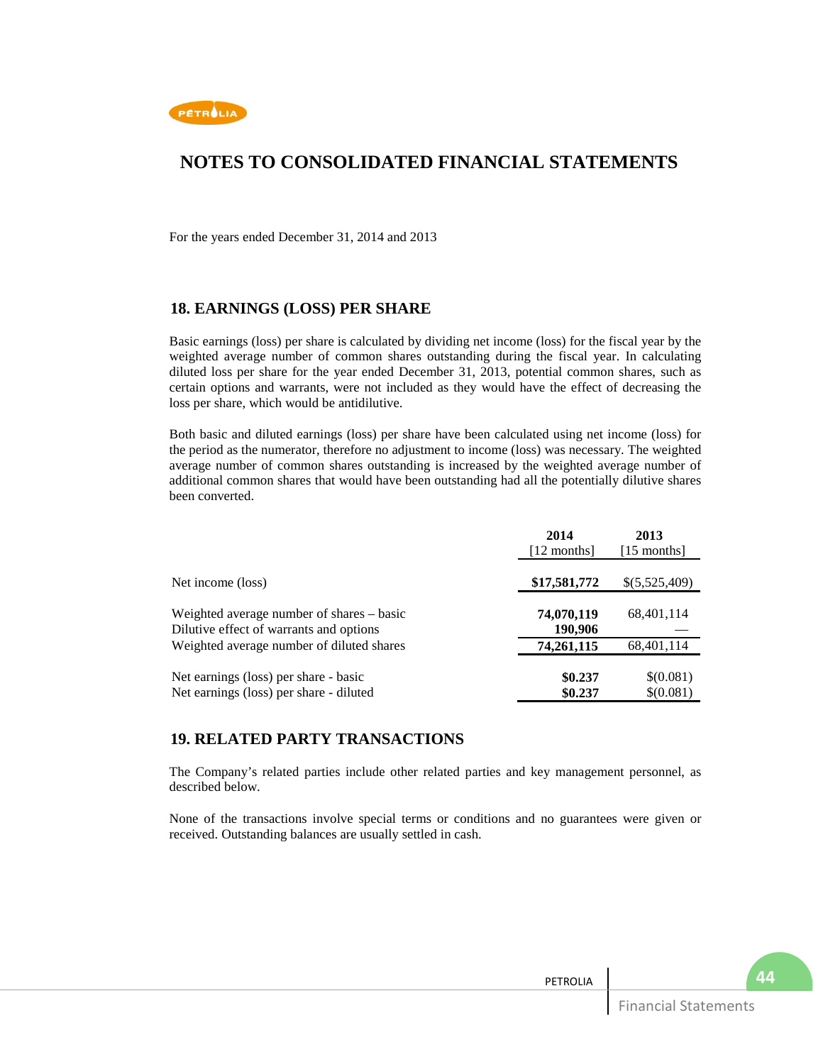# NOTES TO CONSOLIDATED FINANCIAL STATEMENTS

For the years ended December 31, 2014 and 2013

## 18. EARNINGS (LOSS) PER SHARE

Basic earnings (loss) per share is calculated by dividing net income (loss) for the fiscal year by the weighted average number of common shares outstanding during the fiscal year. In calculating diluted loss per share for the year ended December 31, 2013, potential common shares, such as certain options and warrants, were not included as they would have the effect of decreasing the loss per share, which would be antidilutive.

Both basic and diluted earnings (loss) per share have been calculated using net income (loss) for the period as the numerator, therefore no adjustment to income (loss) was necessary. The weighted average number of common shares outstanding is increased by the weighted average number of additional common shares that would have been outstanding had all the potentially dilutive shares been converted.

| | 2014 [12 months] | 2013 [15 months] |
|---|---|---|
| Net income (loss) | **$17,581,772** | $(5,525,409) |
| Weighted average number of shares – basic | **74,070,119** | 68,401,114 |
| Dilutive effect of warrants and options | **190,906** | — |
| Weighted average number of diluted shares | **74,261,115** | 68,401,114 |
| Net earnings (loss) per share - basic | **$0.237** | $(0.081) |
| Net earnings (loss) per share - diluted | **$0.237** | $(0.081) |

## 19. RELATED PARTY TRANSACTIONS

The Company's related parties include other related parties and key management personnel, as described below.

None of the transactions involve special terms or conditions and no guarantees were given or received. Outstanding balances are usually settled in cash.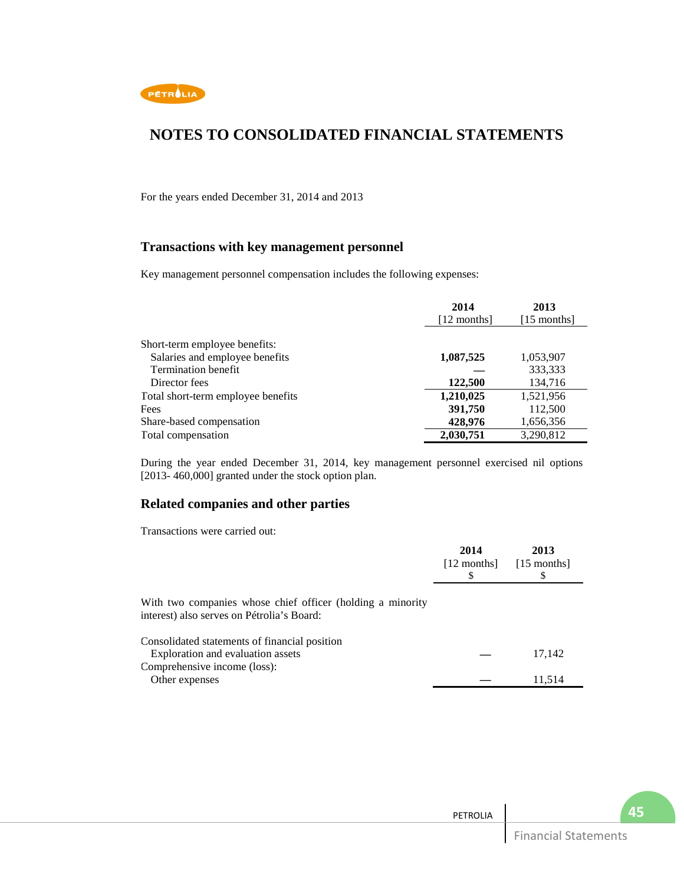# NOTES TO CONSOLIDATED FINANCIAL STATEMENTS

For the years ended December 31, 2014 and 2013

## Transactions with key management personnel

Key management personnel compensation includes the following expenses:

| | 2014 [12 months] | 2013 [15 months] |
|---|---|---|
| Short-term employee benefits: | | |
| Salaries and employee benefits | **1,087,525** | 1,053,907 |
| Termination benefit | **—** | 333,333 |
| Director fees | **122,500** | 134,716 |
| Total short-term employee benefits | **1,210,025** | 1,521,956 |
| Fees | **391,750** | 112,500 |
| Share-based compensation | **428,976** | 1,656,356 |
| Total compensation | **2,030,751** | 3,290,812 |

During the year ended December 31, 2014, key management personnel exercised nil options [2013- 460,000] granted under the stock option plan.

## Related companies and other parties

Transactions were carried out:

| | 2014 [12 months] $ | 2013 [15 months] $ |
|---|---|---|
| With two companies whose chief officer (holding a minority interest) also serves on Pétrolia's Board: | | |
| Consolidated statements of financial position | | |
| Exploration and evaluation assets | — | 17,142 |
| Comprehensive income (loss): | | |
| Other expenses | — | 11,514 |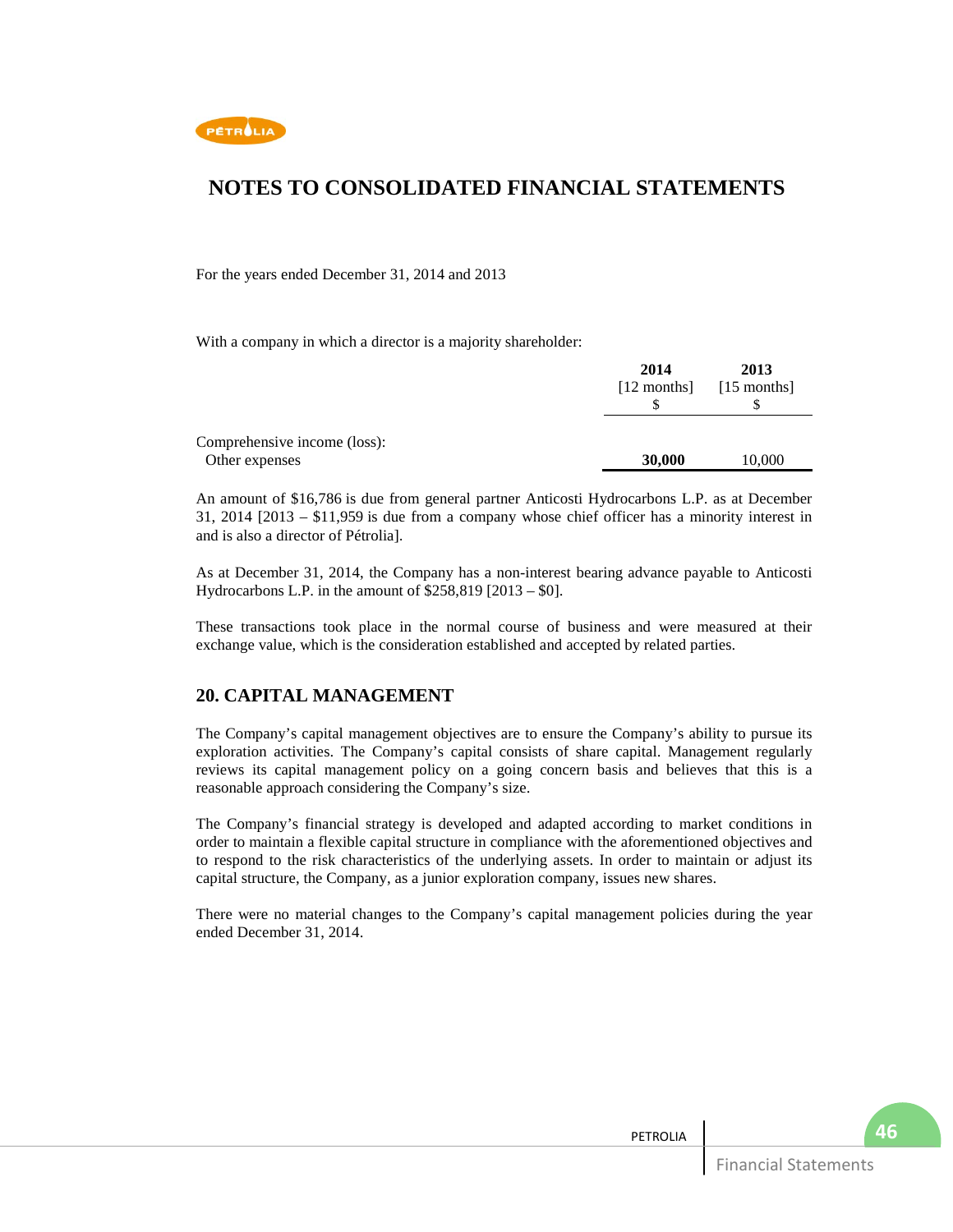# NOTES TO CONSOLIDATED FINANCIAL STATEMENTS

For the years ended December 31, 2014 and 2013

With a company in which a director is a majority shareholder:

| | 2014 [12 months] $ | 2013 [15 months] $ |
|---|---|---|
| Comprehensive income (loss): | | |
| Other expenses | **30,000** | 10,000 |

An amount of $16,786 is due from general partner Anticosti Hydrocarbons L.P. as at December 31, 2014 [2013 – $11,959 is due from a company whose chief officer has a minority interest in and is also a director of Pétrolia].

As at December 31, 2014, the Company has a non-interest bearing advance payable to Anticosti Hydrocarbons L.P. in the amount of $258,819 [2013 – $0].

These transactions took place in the normal course of business and were measured at their exchange value, which is the consideration established and accepted by related parties.

## 20. CAPITAL MANAGEMENT

The Company's capital management objectives are to ensure the Company's ability to pursue its exploration activities. The Company's capital consists of share capital. Management regularly reviews its capital management policy on a going concern basis and believes that this is a reasonable approach considering the Company's size.

The Company's financial strategy is developed and adapted according to market conditions in order to maintain a flexible capital structure in compliance with the aforementioned objectives and to respond to the risk characteristics of the underlying assets. In order to maintain or adjust its capital structure, the Company, as a junior exploration company, issues new shares.

There were no material changes to the Company's capital management policies during the year ended December 31, 2014.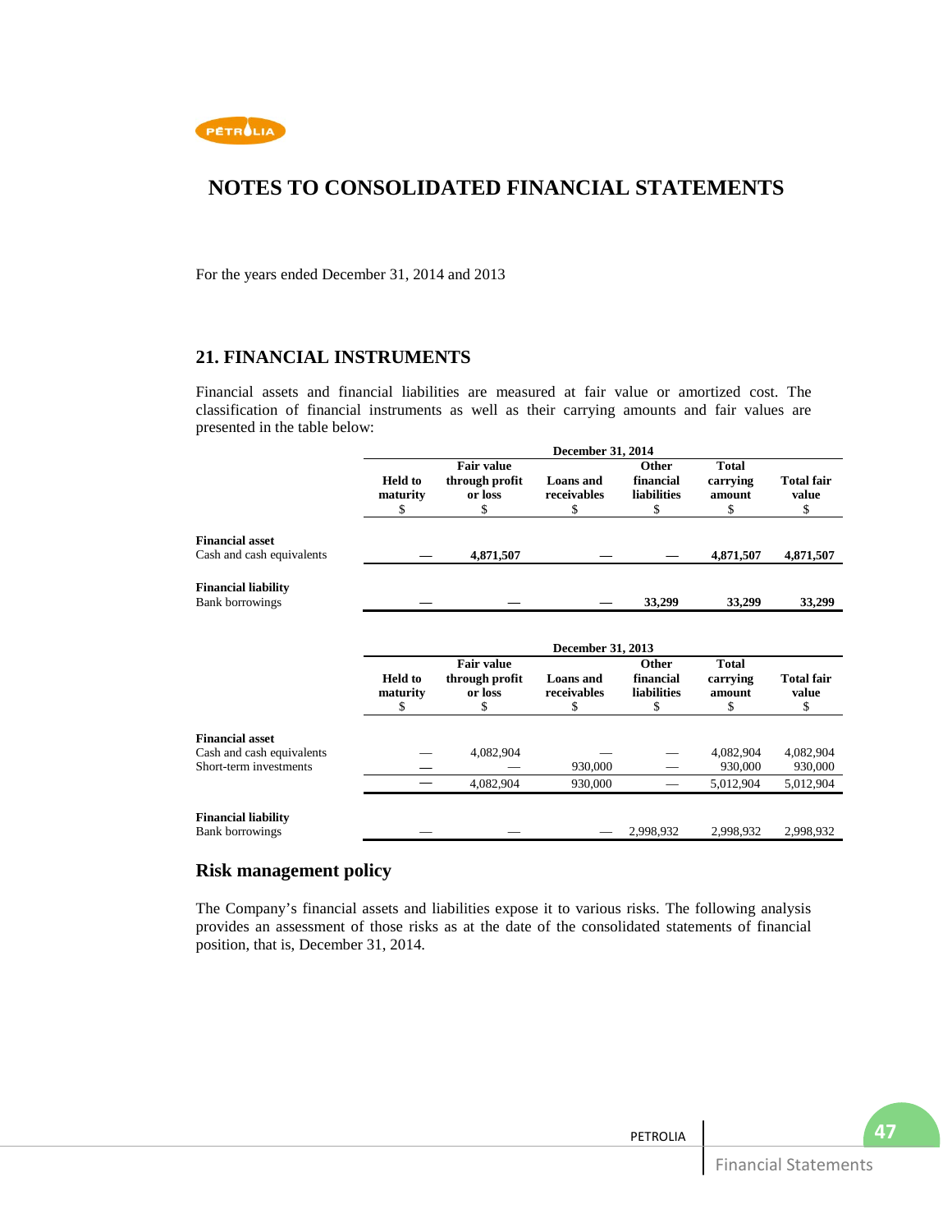# NOTES TO CONSOLIDATED FINANCIAL STATEMENTS

For the years ended December 31, 2014 and 2013

## 21. FINANCIAL INSTRUMENTS

Financial assets and financial liabilities are measured at fair value or amortized cost. The classification of financial instruments as well as their carrying amounts and fair values are presented in the table below:

| | December 31, 2014 | | | | | |
|---|---|---|---|---|---|---|
| | **Held to maturity** $ | **Fair value through profit or loss** $ | **Loans and receivables** $ | **Other financial liabilities** $ | **Total carrying amount** $ | **Total fair value** $ |
| **Financial asset** | | | | | | |
| Cash and cash equivalents | — | **4,871,507** | — | — | **4,871,507** | **4,871,507** |
| **Financial liability** | | | | | | |
| Bank borrowings | — | — | — | **33,299** | **33,299** | **33,299** |

| | December 31, 2013 | | | | | |
|---|---|---|---|---|---|---|
| | **Held to maturity** $ | **Fair value through profit or loss** $ | **Loans and receivables** $ | **Other financial liabilities** $ | **Total carrying amount** $ | **Total fair value** $ |
| **Financial asset** | | | | | | |
| Cash and cash equivalents | — | 4,082,904 | — | — | 4,082,904 | 4,082,904 |
| Short-term investments | — | — | 930,000 | — | 930,000 | 930,000 |
| | — | 4,082,904 | 930,000 | — | 5,012,904 | 5,012,904 |
| **Financial liability** | | | | | | |
| Bank borrowings | — | — | — | 2,998,932 | 2,998,932 | 2,998,932 |

## Risk management policy

The Company's financial assets and liabilities expose it to various risks. The following analysis provides an assessment of those risks as at the date of the consolidated statements of financial position, that is, December 31, 2014.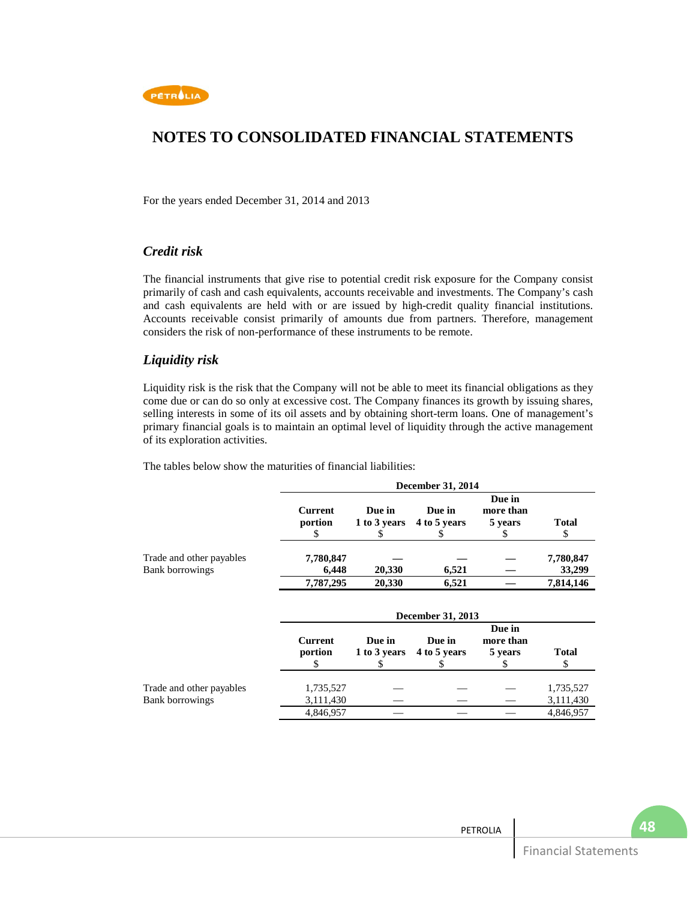# NOTES TO CONSOLIDATED FINANCIAL STATEMENTS

For the years ended December 31, 2014 and 2013

### *Credit risk*

The financial instruments that give rise to potential credit risk exposure for the Company consist primarily of cash and cash equivalents, accounts receivable and investments. The Company's cash and cash equivalents are held with or are issued by high-credit quality financial institutions. Accounts receivable consist primarily of amounts due from partners. Therefore, management considers the risk of non-performance of these instruments to be remote.

### *Liquidity risk*

Liquidity risk is the risk that the Company will not be able to meet its financial obligations as they come due or can do so only at excessive cost. The Company finances its growth by issuing shares, selling interests in some of its oil assets and by obtaining short-term loans. One of management's primary financial goals is to maintain an optimal level of liquidity through the active management of its exploration activities.

The tables below show the maturities of financial liabilities:

| | **December 31, 2014** | | | | |
|---|---|---|---|---|---|
| | **Current portion** $ | **Due in 1 to 3 years** $ | **Due in 4 to 5 years** $ | **Due in more than 5 years** $ | **Total** $ |
| Trade and other payables | **7,780,847** | **—** | **—** | **—** | **7,780,847** |
| Bank borrowings | **6,448** | **20,330** | **6,521** | **—** | **33,299** |
| | **7,787,295** | **20,330** | **6,521** | **—** | **7,814,146** |

| | December 31, 2013 | | | | |
|---|---|---|---|---|---|
| | **Current portion** $ | **Due in 1 to 3 years** $ | **Due in 4 to 5 years** $ | **Due in more than 5 years** $ | **Total** $ |
| Trade and other payables | 1,735,527 | — | — | — | 1,735,527 |
| Bank borrowings | 3,111,430 | — | — | — | 3,111,430 |
| | 4,846,957 | — | — | — | 4,846,957 |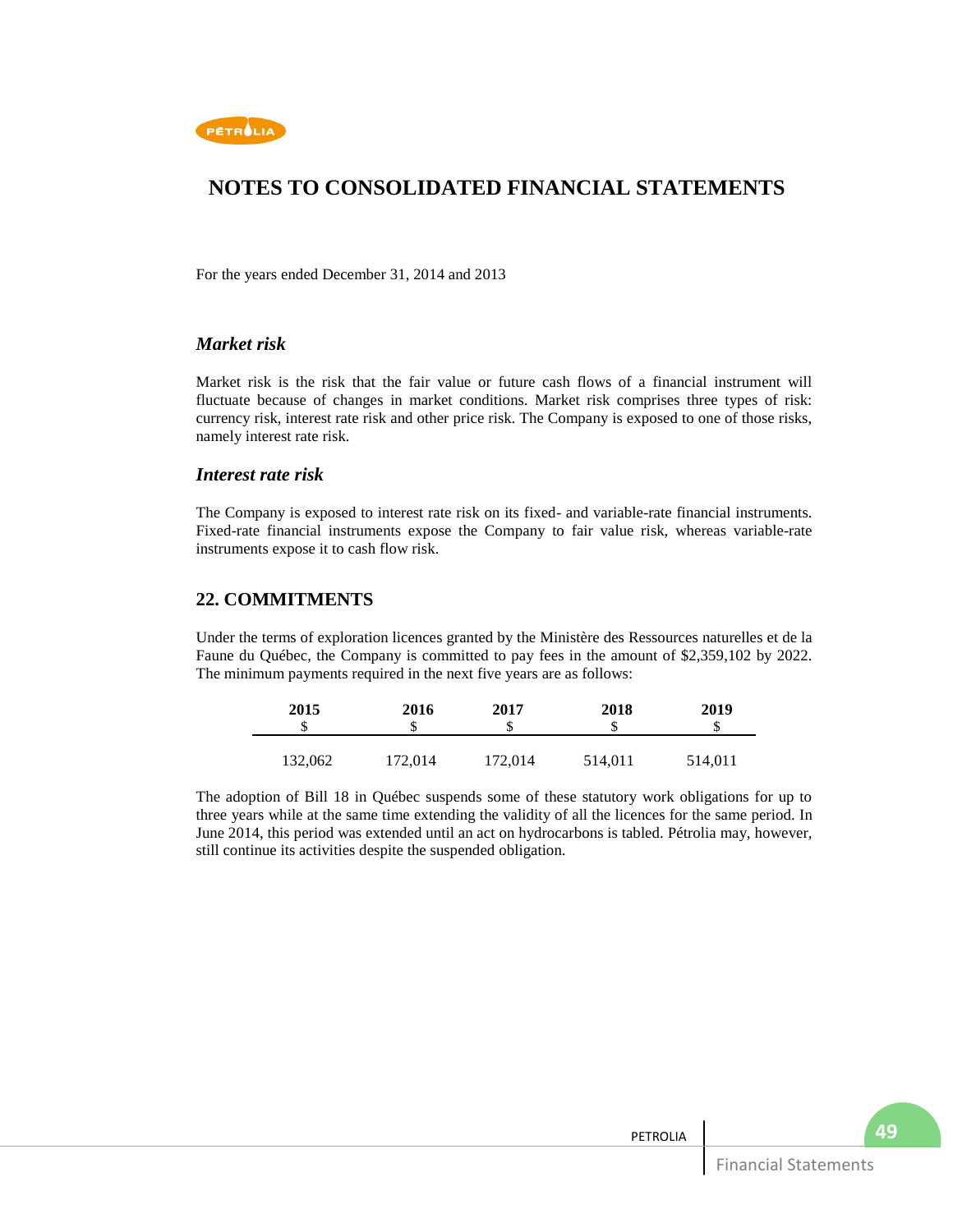# NOTES TO CONSOLIDATED FINANCIAL STATEMENTS

For the years ended December 31, 2014 and 2013

### *Market risk*

Market risk is the risk that the fair value or future cash flows of a financial instrument will fluctuate because of changes in market conditions. Market risk comprises three types of risk: currency risk, interest rate risk and other price risk. The Company is exposed to one of those risks, namely interest rate risk.

### *Interest rate risk*

The Company is exposed to interest rate risk on its fixed- and variable-rate financial instruments. Fixed-rate financial instruments expose the Company to fair value risk, whereas variable-rate instruments expose it to cash flow risk.

## 22. COMMITMENTS

Under the terms of exploration licences granted by the Ministère des Ressources naturelles et de la Faune du Québec, the Company is committed to pay fees in the amount of $2,359,102 by 2022. The minimum payments required in the next five years are as follows:

| 2015<br>$ | 2016<br>$ | 2017<br>$ | 2018<br>$ | 2019<br>$ |
|---|---|---|---|---|
| 132,062 | 172,014 | 172,014 | 514,011 | 514,011 |

The adoption of Bill 18 in Québec suspends some of these statutory work obligations for up to three years while at the same time extending the validity of all the licences for the same period. In June 2014, this period was extended until an act on hydrocarbons is tabled. Pétrolia may, however, still continue its activities despite the suspended obligation.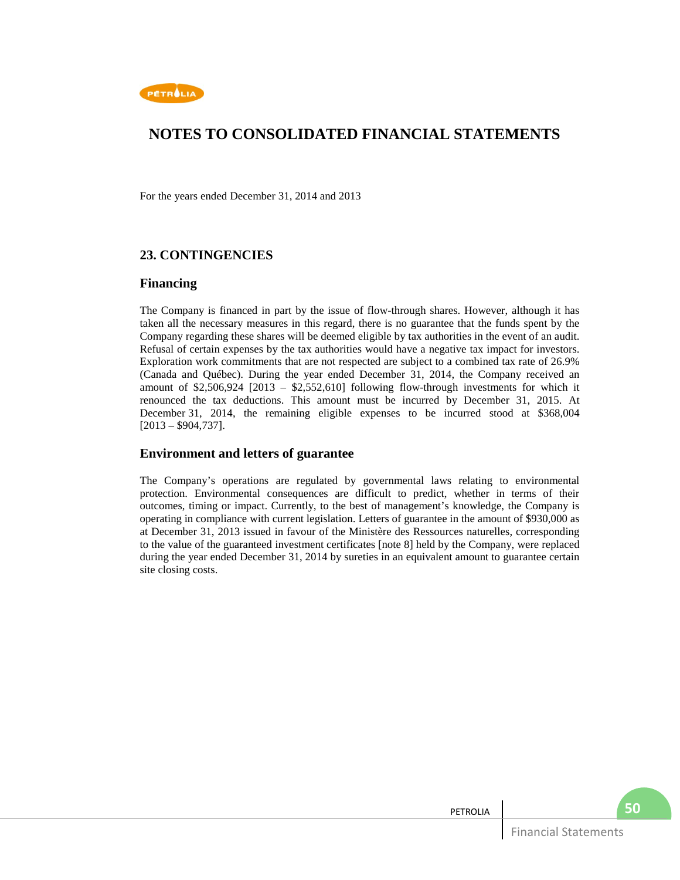# NOTES TO CONSOLIDATED FINANCIAL STATEMENTS

For the years ended December 31, 2014 and 2013

## 23. CONTINGENCIES

### Financing

The Company is financed in part by the issue of flow-through shares. However, although it has taken all the necessary measures in this regard, there is no guarantee that the funds spent by the Company regarding these shares will be deemed eligible by tax authorities in the event of an audit. Refusal of certain expenses by the tax authorities would have a negative tax impact for investors. Exploration work commitments that are not respected are subject to a combined tax rate of 26.9% (Canada and Québec). During the year ended December 31, 2014, the Company received an amount of $2,506,924 [2013 – $2,552,610] following flow-through investments for which it renounced the tax deductions. This amount must be incurred by December 31, 2015. At December 31, 2014, the remaining eligible expenses to be incurred stood at $368,004 [2013 – $904,737].

### Environment and letters of guarantee

The Company's operations are regulated by governmental laws relating to environmental protection. Environmental consequences are difficult to predict, whether in terms of their outcomes, timing or impact. Currently, to the best of management's knowledge, the Company is operating in compliance with current legislation. Letters of guarantee in the amount of $930,000 as at December 31, 2013 issued in favour of the Ministère des Ressources naturelles, corresponding to the value of the guaranteed investment certificates [note 8] held by the Company, were replaced during the year ended December 31, 2014 by sureties in an equivalent amount to guarantee certain site closing costs.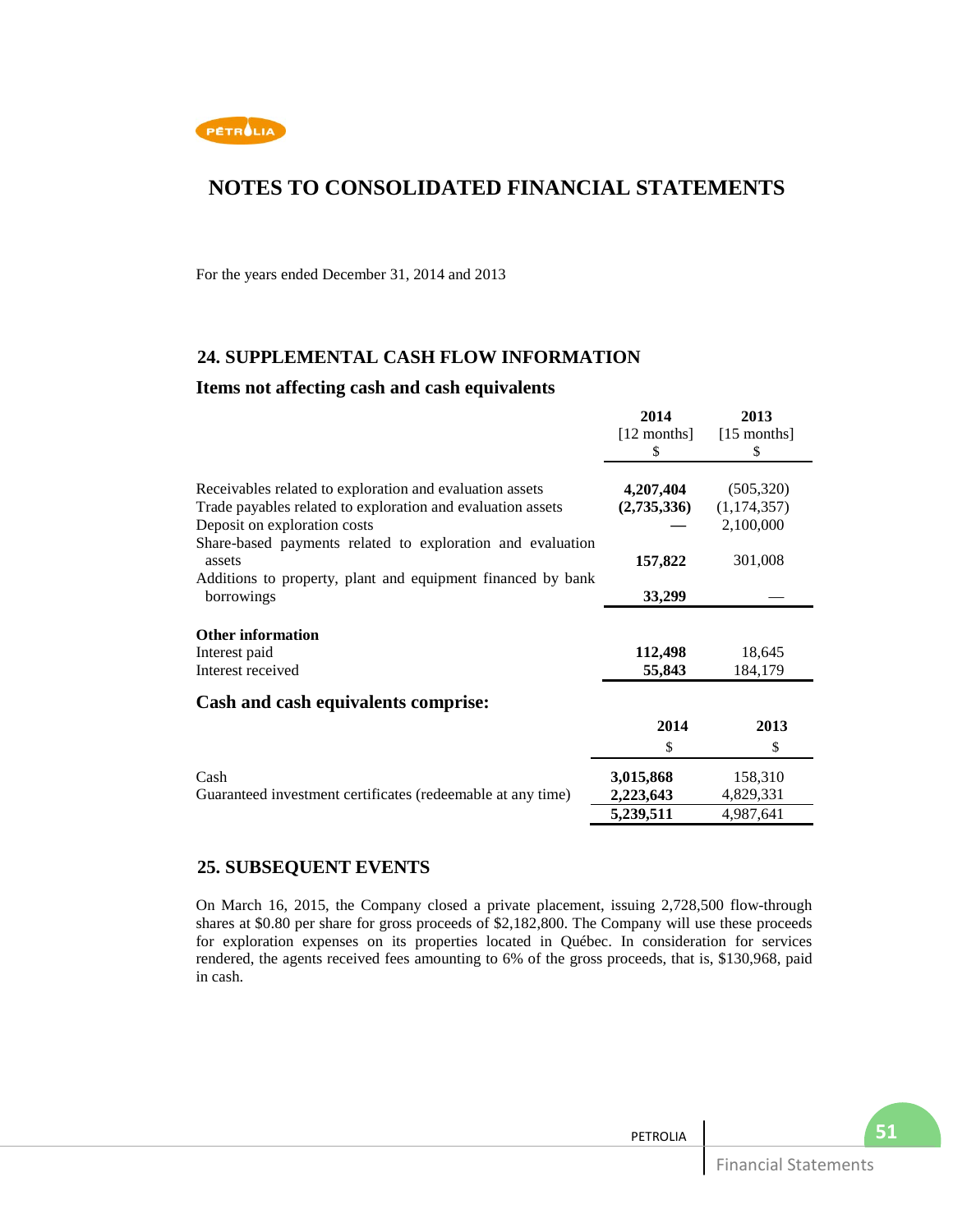# NOTES TO CONSOLIDATED FINANCIAL STATEMENTS

For the years ended December 31, 2014 and 2013

## 24. SUPPLEMENTAL CASH FLOW INFORMATION

### Items not affecting cash and cash equivalents

| | 2014 [12 months] $ | 2013 [15 months] $ |
|---|---|---|
| Receivables related to exploration and evaluation assets | **4,207,404** | (505,320) |
| Trade payables related to exploration and evaluation assets | **(2,735,336)** | (1,174,357) |
| Deposit on exploration costs | **—** | 2,100,000 |
| Share-based payments related to exploration and evaluation assets | **157,822** | 301,008 |
| Additions to property, plant and equipment financed by bank borrowings | **33,299** | — |
| **Other information** | | |
| Interest paid | **112,498** | 18,645 |
| Interest received | **55,843** | 184,179 |

### Cash and cash equivalents comprise:

| | 2014 $ | 2013 $ |
|---|---|---|
| Cash | **3,015,868** | 158,310 |
| Guaranteed investment certificates (redeemable at any time) | **2,223,643** | 4,829,331 |
| | **5,239,511** | 4,987,641 |

## 25. SUBSEQUENT EVENTS

On March 16, 2015, the Company closed a private placement, issuing 2,728,500 flow-through shares at $0.80 per share for gross proceeds of $2,182,800. The Company will use these proceeds for exploration expenses on its properties located in Québec. In consideration for services rendered, the agents received fees amounting to 6% of the gross proceeds, that is, $130,968, paid in cash.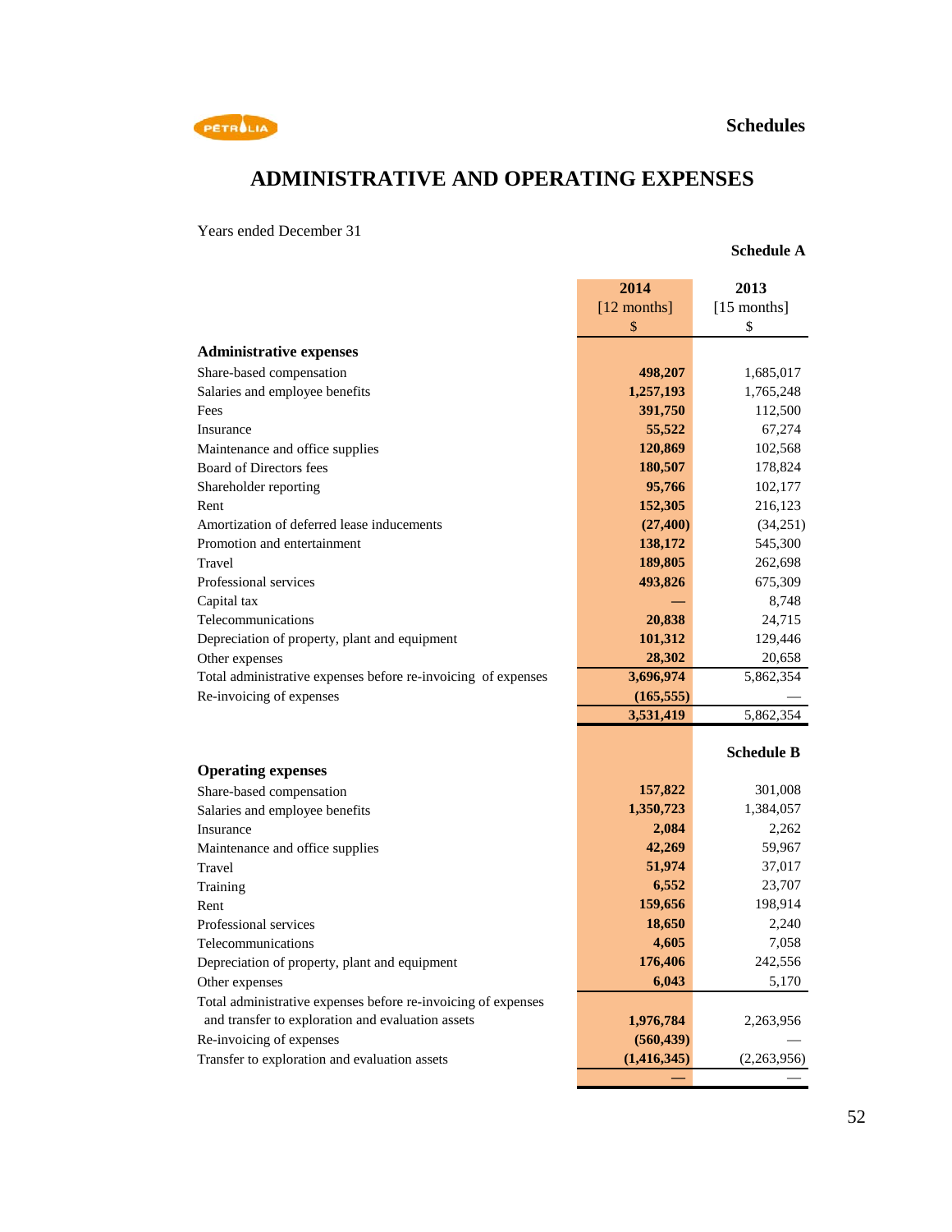Schedules

# ADMINISTRATIVE AND OPERATING EXPENSES

Years ended December 31

**Schedule A**

| | 2014 [12 months] $ | 2013 [15 months] $ |
|---|---|---|
| **Administrative expenses** | | |
| Share-based compensation | **498,207** | 1,685,017 |
| Salaries and employee benefits | **1,257,193** | 1,765,248 |
| Fees | **391,750** | 112,500 |
| Insurance | **55,522** | 67,274 |
| Maintenance and office supplies | **120,869** | 102,568 |
| Board of Directors fees | **180,507** | 178,824 |
| Shareholder reporting | **95,766** | 102,177 |
| Rent | **152,305** | 216,123 |
| Amortization of deferred lease inducements | **(27,400)** | (34,251) |
| Promotion and entertainment | **138,172** | 545,300 |
| Travel | **189,805** | 262,698 |
| Professional services | **493,826** | 675,309 |
| Capital tax | **—** | 8,748 |
| Telecommunications | **20,838** | 24,715 |
| Depreciation of property, plant and equipment | **101,312** | 129,446 |
| Other expenses | **28,302** | 20,658 |
| Total administrative expenses before re-invoicing of expenses | **3,696,974** | 5,862,354 |
| Re-invoicing of expenses | **(165,555)** | — |
| | **3,531,419** | 5,862,354 |

**Schedule B**

| | 2014 [12 months] $ | 2013 [15 months] $ |
|---|---|---|
| **Operating expenses** | | |
| Share-based compensation | **157,822** | 301,008 |
| Salaries and employee benefits | **1,350,723** | 1,384,057 |
| Insurance | **2,084** | 2,262 |
| Maintenance and office supplies | **42,269** | 59,967 |
| Travel | **51,974** | 37,017 |
| Training | **6,552** | 23,707 |
| Rent | **159,656** | 198,914 |
| Professional services | **18,650** | 2,240 |
| Telecommunications | **4,605** | 7,058 |
| Depreciation of property, plant and equipment | **176,406** | 242,556 |
| Other expenses | **6,043** | 5,170 |
| Total administrative expenses before re-invoicing of expenses and transfer to exploration and evaluation assets | **1,976,784** | 2,263,956 |
| Re-invoicing of expenses | **(560,439)** | — |
| Transfer to exploration and evaluation assets | **(1,416,345)** | (2,263,956) |
| | **—** | — |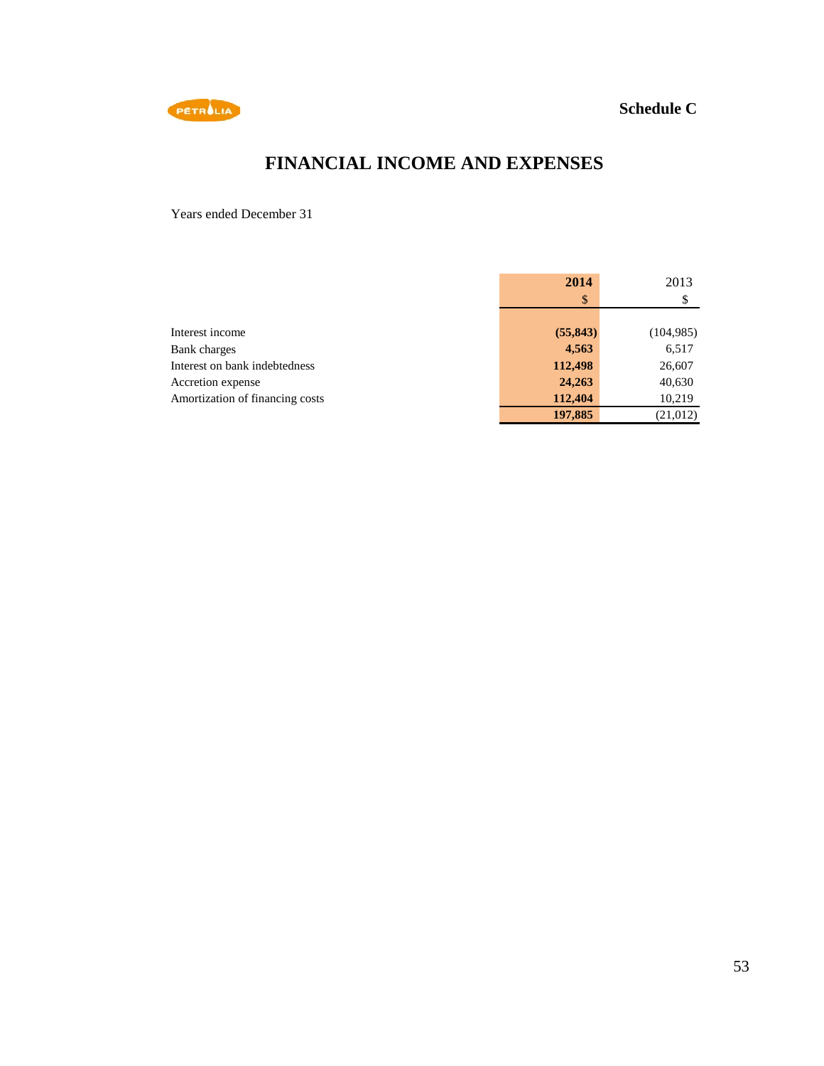**Schedule C**

# FINANCIAL INCOME AND EXPENSES

Years ended December 31

| | 2014 | 2013 |
|---|---|---|
| | $ | $ |
| Interest income | **(55,843)** | (104,985) |
| Bank charges | **4,563** | 6,517 |
| Interest on bank indebtedness | **112,498** | 26,607 |
| Accretion expense | **24,263** | 40,630 |
| Amortization of financing costs | **112,404** | 10,219 |
| | **197,885** | (21,012) |